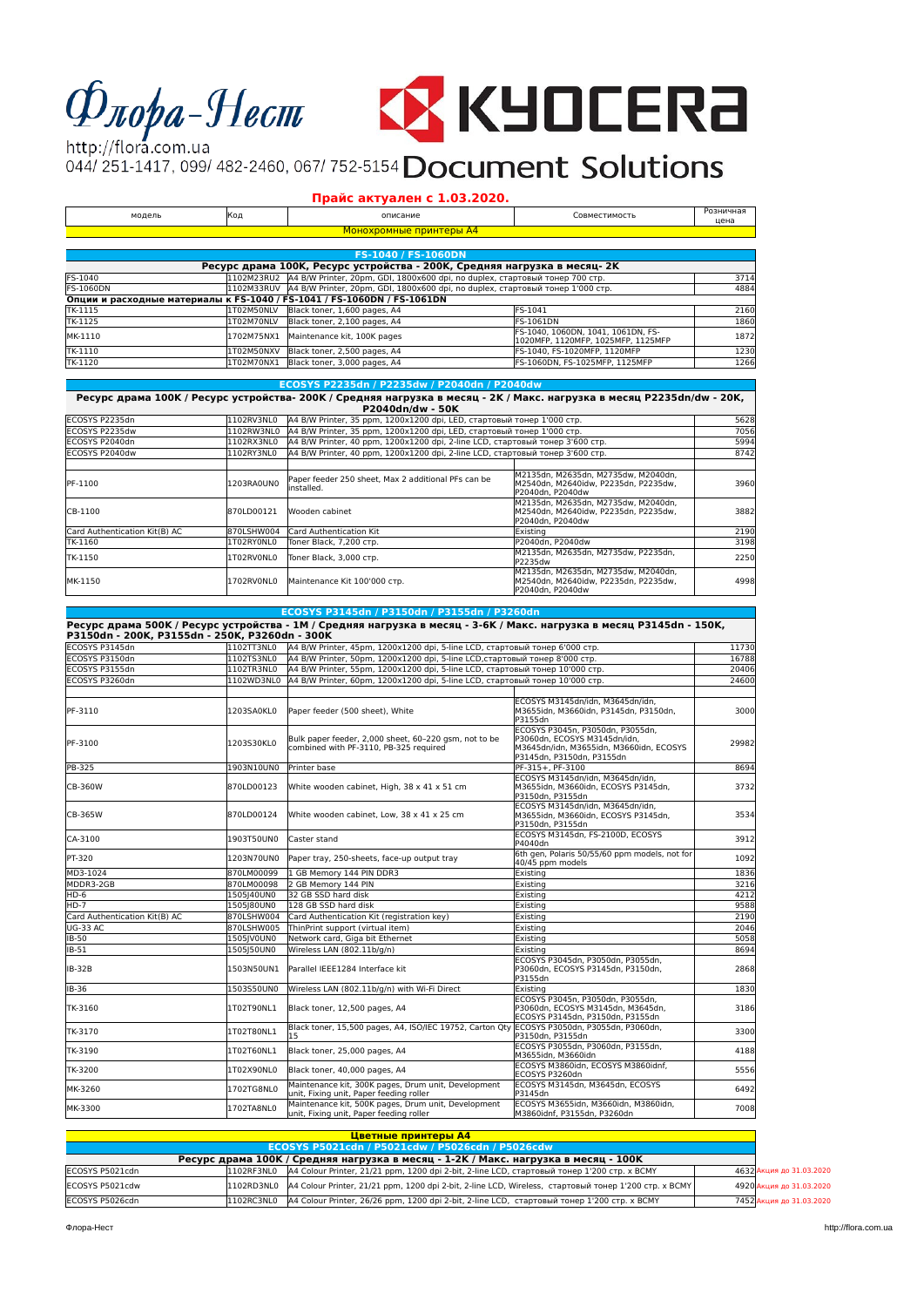Флора-Нест

http://flora.com.ua

044/ 251-1417, 099/ 482-2460, 067/ 752-5154

KYOCERA Document Solutions

**Прайс актуален с 1.03.2020.**

| модель | Код | описание | Совместимость | Розничная цена |
|---|---|---|---|---|
| **Монохромные принтеры А4** | | | | |
| **FS-1040 / FS-1060DN** | | | | |
| **Ресурс драма 100K, Ресурс устройства - 200K, Средняя нагрузка в месяц- 2K** | | | | |
| FS-1040 | 1102M23RU2 | A4 B/W Printer, 20pm, GDI, 1800x600 dpi, no duplex, стартовый тонер 700 стр. | | 3714 |
| FS-1060DN | 1102M33RUV | A4 B/W Printer, 20pm, GDI, 1800x600 dpi, no duplex, стартовый тонер 1'000 стр. | | 4884 |
| **Опции и расходные материалы к FS-1040 / FS-1041 / FS-1060DN / FS-1061DN** | | | | |
| TK-1115 | 1T02M50NLV | Black toner, 1,600 pages, A4 | FS-1041 | 2160 |
| TK-1125 | 1T02M70NLV | Black toner, 2,100 pages, A4 | FS-1061DN | 1860 |
| MK-1110 | 1702M75NX1 | Maintenance kit, 100K pages | FS-1040, 1060DN, 1041, 1061DN, FS-1020MFP, 1120MFP, 1025MFP, 1125MFP | 1872 |
| TK-1110 | 1T02M50NXV | Black toner, 2,500 pages, A4 | FS-1040, FS-1020MFP, 1120MFP | 1230 |
| TK-1120 | 1T02M70NX1 | Black toner, 3,000 pages, A4 | FS-1060DN, FS-1025MFP, 1125MFP | 1266 |
| **ECOSYS P2235dn / P2235dw / P2040dn / P2040dw** | | | | |
| **Ресурс драма 100K / Ресурс устройства- 200K / Средняя нагрузка в месяц - 2K / Макс. нагрузка в месяц P2235dn/dw - 20K, P2040dn/dw - 50K** | | | | |
| ECOSYS P2235dn | 1102RV3NL0 | A4 B/W Printer, 35 ppm, 1200x1200 dpi, LED, стартовый тонер 1'000 стр. | | 5628 |
| ECOSYS P2235dw | 1102RW3NL0 | A4 B/W Printer, 35 ppm, 1200x1200 dpi, LED, стартовый тонер 1'000 стр. | | 7056 |
| ECOSYS P2040dn | 1102RX3NL0 | A4 B/W Printer, 40 ppm, 1200x1200 dpi, 2-line LCD, стартовый тонер 3'600 стр. | | 5994 |
| ECOSYS P2040dw | 1102RY3NL0 | A4 B/W Printer, 40 ppm, 1200x1200 dpi, 2-line LCD, стартовый тонер 3'600 стр. | | 8742 |
| PF-1100 | 1203RA0UN0 | Paper feeder 250 sheet, Max 2 additional PFs can be installed. | M2135dn, M2635dn, M2735dw, M2040dn, M2540dn, M2640idw, P2235dn, P2235dw, P2040dn, P2040dw | 3960 |
| CB-1100 | 870LD00121 | Wooden cabinet | M2135dn, M2635dn, M2735dw, M2040dn, M2540dn, M2640idw, P2235dn, P2235dw, P2040dn, P2040dw | 3882 |
| Card Authentication Kit(B) AC | 870LSHW004 | Card Authentication Kit | Existing | 2190 |
| TK-1160 | 1T02RY0NL0 | Toner Black, 7,200 стр. | P2040dn, P2040dw | 3198 |
| TK-1150 | 1T02RV0NL0 | Toner Black, 3,000 стр. | M2135dn, M2635dn, M2735dw, P2235dn, P2235dw | 2250 |
| MK-1150 | 1702RV0NL0 | Maintenance Kit 100'000 стр. | M2135dn, M2635dn, M2735dw, M2040dn, M2540dn, M2640idw, P2235dn, P2235dw, P2040dn, P2040dw | 4998 |
| **ECOSYS P3145dn / P3150dn / P3155dn / P3260dn** | | | | |
| **Ресурс драма 500K / Ресурс устройства - 1M / Средняя нагрузка в месяц - 3-6K / Макс. нагрузка в месяц P3145dn - 150K, P3150dn - 200K, P3155dn - 250K, P3260dn - 300K** | | | | |
| ECOSYS P3145dn | 1102TT3NL0 | A4 B/W Printer, 45pm, 1200x1200 dpi, 5-line LCD, стартовый тонер 6'000 стр. | | 11730 |
| ECOSYS P3150dn | 1102TS3NL0 | A4 B/W Printer, 50pm, 1200x1200 dpi, 5-line LCD,стартовый тонер 8'000 стр. | | 16788 |
| ECOSYS P3155dn | 1102TR3NL0 | A4 B/W Printer, 55pm, 1200x1200 dpi, 5-line LCD, стартовый тонер 10'000 стр. | | 20406 |
| ECOSYS P3260dn | 1102WD3NL0 | A4 B/W Printer, 60pm, 1200x1200 dpi, 5-line LCD, стартовый тонер 10'000 стр. | | 24600 |
| PF-3110 | 1203SA0KL0 | Paper feeder (500 sheet), White | ECOSYS M3145dn/idn, M3645dn/idn, M3655idn, M3660idn, P3145dn, P3150dn, P3155dn | 3000 |
| PF-3100 | 1203S30KL0 | Bulk paper feeder, 2,000 sheet, 60-220 gsm, not to be combined with PF-3110, PB-325 required | ECOSYS P3045n, P3050dn, P3055dn, P3060dn, ECOSYS M3145dn/idn, M3645dn/idn, M3655idn, M3660idn, ECOSYS P3145dn, P3150dn, P3155dn | 29982 |
| PB-325 | 1903N10UN0 | Printer base | PF-315+, PF-3100 | 8694 |
| CB-360W | 870LD00123 | White wooden cabinet, High, 38 x 41 x 51 cm | ECOSYS M3145dn/idn, M3645dn/idn, M3655idn, M3660idn, ECOSYS P3145dn, P3150dn, P3155dn | 3732 |
| CB-365W | 870LD00124 | White wooden cabinet, Low, 38 x 41 x 25 cm | ECOSYS M3145dn/idn, M3645dn/idn, M3655idn, M3660idn, ECOSYS P3145dn, P3150dn, P3155dn | 3534 |
| CA-3100 | 1903T50UN0 | Caster stand | ECOSYS M3145dn, FS-2100D, ECOSYS P4040dn | 3912 |
| PT-320 | 1203N70UN0 | Paper tray, 250-sheets, face-up output tray | 6th gen, Polaris 50/55/60 ppm models, not for 40/45 ppm models | 1092 |
| MD3-1024 | 870LM00099 | 1 GB Memory 144 PIN DDR3 | Existing | 1836 |
| MDDR3-2GB | 870LM00098 | 2 GB Memory 144 PIN | Existing | 3216 |
| HD-6 | 1505J40UN0 | 32 GB SSD hard disk | Existing | 4212 |
| HD-7 | 1505J80UN0 | 128 GB SSD hard disk | Existing | 9588 |
| Card Authentication Kit(B) AC | 870LSHW004 | Card Authentication Kit (registration key) | Existing | 2190 |
| UG-33 AC | 870LSHW005 | ThinPrint support (virtual item) | Existing | 2046 |
| IB-50 | 1505JV0UN0 | Network card, Giga bit Ethernet | Existing | 5058 |
| IB-51 | 1505J50UN0 | Wireless LAN (802.11b/g/n) | Existing | 8694 |
| IB-32B | 1503N50UN1 | Parallel IEEE1284 Interface kit | ECOSYS P3045dn, P3050dn, P3055dn, P3060dn, ECOSYS P3145dn, P3150dn, P3155dn | 2868 |
| IB-36 | 1503S50UN0 | Wireless LAN (802.11b/g/n) with Wi-Fi Direct | Existing | 1830 |
| TK-3160 | 1T02T90NL1 | Black toner, 12,500 pages, A4 | ECOSYS P3045n, P3050dn, P3055dn, P3060dn, ECOSYS M3145dn, M3645dn, ECOSYS P3145dn, P3150dn, P3155dn | 3186 |
| TK-3170 | 1T02T80NL1 | Black toner, 15,500 pages, A4, ISO/IEC 19752, Carton Qty 15 | ECOSYS P3050dn, P3055dn, P3060dn, P3150dn, P3155dn | 3300 |
| TK-3190 | 1T02T60NL1 | Black toner, 25,000 pages, A4 | ECOSYS P3055dn, P3060dn, P3155dn, M3655idn, M3660idn | 4188 |
| TK-3200 | 1T02X90NL0 | Black toner, 40,000 pages, A4 | ECOSYS M3860idn, ECOSYS M3860idnf, ECOSYS P3260dn | 5556 |
| MK-3260 | 1702TG8NL0 | Maintenance kit, 300K pages, Drum unit, Development unit, Fixing unit, Paper feeding roller | ECOSYS M3145dn, M3645dn, ECOSYS P3145dn | 6492 |
| MK-3300 | 1702TA8NL0 | Maintenance kit, 500K pages, Drum unit, Development unit, Fixing unit, Paper feeding roller | ECOSYS M3655idn, M3660idn, M3860idn, M3860idnf, P3155dn, P3260dn | 7008 |

| модель | Код | описание | Совместимость | Розничная цена | |
|---|---|---|---|---|---|
| **Цветные принтеры А4** | | | | | |
| **ECOSYS P5021cdn / P5021cdw / P5026cdn / P5026cdw** | | | | | |
| **Ресурс драма 100K / Средняя нагрузка в месяц - 1-2K / Макс. нагрузка в месяц - 100K** | | | | | |
| ECOSYS P5021cdn | 1102RF3NL0 | A4 Colour Printer, 21/21 ppm, 1200 dpi 2-bit, 2-line LCD, стартовый тонер 1'200 стр. x BCMY | | 4632 | Акция до 31.03.2020 |
| ECOSYS P5021cdw | 1102RD3NL0 | A4 Colour Printer, 21/21 ppm, 1200 dpi 2-bit, 2-line LCD, Wireless, стартовый тонер 1'200 стр. x BCMY | | 4920 | Акция до 31.03.2020 |
| ECOSYS P5026cdn | 1102RC3NL0 | A4 Colour Printer, 26/26 ppm, 1200 dpi 2-bit, 2-line LCD, стартовый тонер 1'200 стр. x BCMY | | 7452 | Акция до 31.03.2020 |

Флора-Нест

http://flora.com.ua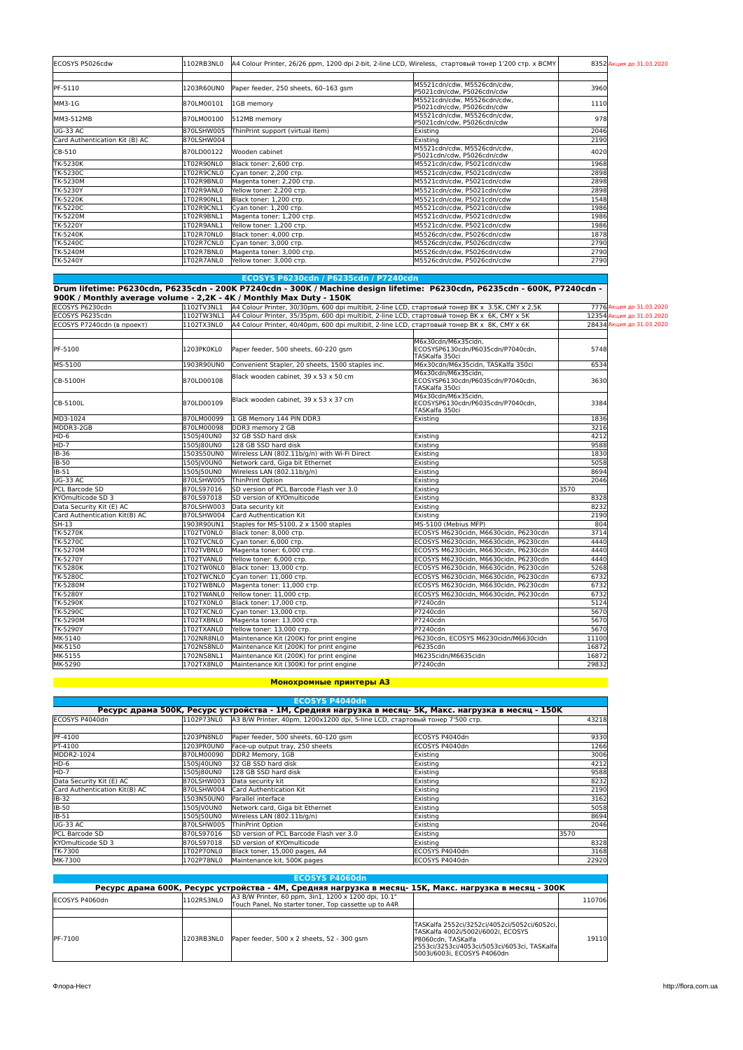| | | | | | |
|---|---|---|---|---|---|
| ECOSYS P5026cdw | 1102RB3NL0 | A4 Colour Printer, 26/26 ppm, 1200 dpi 2-bit, 2-line LCD, Wireless, стартовый тонер 1'200 стр. х BCMY | | 8352 | Акция до 31.03.2020 |
| | | | | | |
| PF-5110 | 1203R60UN0 | Paper feeder, 250 sheets, 60–163 gsm | M5521cdn/cdw, M5526cdn/cdw, P5021cdn/cdw, P5026cdn/cdw | 3960 | |
| MM3-1G | 870LM00101 | 1GB memory | M5521cdn/cdw, M5526cdn/cdw, P5021cdn/cdw, P5026cdn/cdw | 1110 | |
| MM3-512MB | 870LM00100 | 512MB memory | M5521cdn/cdw, M5526cdn/cdw, P5021cdn/cdw, P5026cdn/cdw | 978 | |
| UG-33 AC | 870LSHW005 | ThinPrint support (virtual item) | Existing | 2046 | |
| Card Authentication Kit (B) AC | 870LSHW004 | | Existing | 2190 | |
| CB-510 | 870LD00122 | Wooden cabinet | M5521cdn/cdw, M5526cdn/cdw, P5021cdn/cdw, P5026cdn/cdw | 4020 | |
| TK-5230K | 1T02R90NL0 | Black toner: 2,600 стр. | M5521cdn/cdw, P5021cdn/cdw | 1968 | |
| TK-5230C | 1T02R9CNL0 | Cyan toner: 2,200 стр. | M5521cdn/cdw, P5021cdn/cdw | 2898 | |
| TK-5230M | 1T02R9BNL0 | Magenta toner: 2,200 стр. | M5521cdn/cdw, P5021cdn/cdw | 2898 | |
| TK-5230Y | 1T02R9ANL0 | Yellow toner: 2,200 стр. | M5521cdn/cdw, P5021cdn/cdw | 2898 | |
| TK-5220K | 1T02R90NL1 | Black toner: 1,200 стр. | M5521cdn/cdw, P5021cdn/cdw | 1548 | |
| TK-5220C | 1T02R9CNL1 | Cyan toner: 1,200 стр. | M5521cdn/cdw, P5021cdn/cdw | 1986 | |
| TK-5220M | 1T02R9BNL1 | Magenta toner: 1,200 стр. | M5521cdn/cdw, P5021cdn/cdw | 1986 | |
| TK-5220Y | 1T02R9ANL1 | Yellow toner: 1,200 стр. | M5521cdn/cdw, P5021cdn/cdw | 1986 | |
| TK-5240K | 1T02R70NL0 | Black toner: 4,000 стр. | M5526cdn/cdw, P5026cdn/cdw | 1878 | |
| TK-5240C | 1T02R7CNL0 | Cyan toner: 3,000 стр. | M5526cdn/cdw, P5026cdn/cdw | 2790 | |
| TK-5240M | 1T02R7BNL0 | Magenta toner: 3,000 стр. | M5526cdn/cdw, P5026cdn/cdw | 2790 | |
| TK-5240Y | 1T02R7ANL0 | Yellow toner: 3,000 стр. | M5526cdn/cdw, P5026cdn/cdw | 2790 | |

## ECOSYS P6230cdn / P6235cdn / P7240cdn

**Drum lifetime: P6230cdn, P6235cdn - 200K P7240cdn - 300K / Machine design lifetime: P6230cdn, P6235cdn - 600K, P7240cdn - 900K / Monthly average volume - 2,2K - 4K / Monthly Max Duty - 150K**

| | | | | | |
|---|---|---|---|---|---|
| ECOSYS P6230cdn | 1102TV3NL1 | A4 Colour Printer, 30/30pm, 600 dpi multibit, 2-line LCD, стартовый тонер BK x 3.5K, CMY x 2,5K | | 7776 | Акция до 31.03.2020 |
| ECOSYS P6235cdn | 1102TW3NL1 | A4 Colour Printer, 35/35pm, 600 dpi multibit, 2-line LCD, стартовый тонер BK x 6K, CMY x 5K | | 12354 | Акция до 31.03.2020 |
| ECOSYS P7240cdn (в проект) | 1102TX3NL0 | A4 Colour Printer, 40/40pm, 600 dpi multibit, 2-line LCD, стартовый тонер BK x 8K, CMY x 6K | | 28434 | Акция до 31.03.2020 |
| | | | | | |
| PF-5100 | 1203PK0KL0 | Paper feeder, 500 sheets, 60-220 gsm | M6x30cdn/M6x35cidn, ECOSYSP6130cdn/P6035cdn/P7040cdn, TASKalfa 350ci | 5748 | |
| MS-5100 | 1903R90UN0 | Convenient Stapler, 20 sheets, 1500 staples inc. | M6x30cdn/M6x35cidn, TASKalfa 350ci | 6534 | |
| CB-5100H | 870LD00108 | Black wooden cabinet, 39 x 53 x 50 cm | M6x30cdn/M6x35cidn, ECOSYSP6130cdn/P6035cdn/P7040cdn, TASKalfa 350ci | 3630 | |
| CB-5100L | 870LD00109 | Black wooden cabinet, 39 x 53 x 37 cm | M6x30cdn/M6x35cidn, ECOSYSP6130cdn/P6035cdn/P7040cdn, TASKalfa 350ci | 3384 | |
| MD3-1024 | 870LM00099 | 1 GB Memory 144 PIN DDR3 | Existing | 1836 | |
| MDDR3-2GB | 870LM00098 | DDR3 memory 2 GB | | 3216 | |
| HD-6 | 1505J40UN0 | 32 GB SSD hard disk | Existing | 4212 | |
| HD-7 | 1505J80UN0 | 128 GB SSD hard disk | Existing | 9588 | |
| IB-36 | 1503S50UN0 | Wireless LAN (802.11b/g/n) with Wi-Fi Direct | Existing | 1830 | |
| IB-50 | 1505JV0UN0 | Network card, Giga bit Ethernet | Existing | 5058 | |
| IB-51 | 1505J50UN0 | Wireless LAN (802.11b/g/n) | Existing | 8694 | |
| UG-33 AC | 870LSHW005 | ThinPrint Option | Existing | 2046 | |
| PCL Barcode SD | 870LS97016 | SD version of PCL Barcode Flash ver 3.0 | Existing | 3570 | |
| KYOmulticode SD 3 | 870LS97018 | SD version of KYOmulticode | Existing | 8328 | |
| Data Security Kit (E) AC | 870LSHW003 | Data security kit | Existing | 8232 | |
| Card Authentication Kit(B) AC | 870LSHW004 | Card Authentication Kit | Existing | 2190 | |
| SH-13 | 1903R90UN1 | Staples for MS-5100, 2 x 1500 staples | MS-5100 (Mebius MFP) | 804 | |
| TK-5270K | 1T02TV0NL0 | Black toner: 8,000 стр. | ECOSYS M6230cidn, M6630cidn, P6230cdn | 3714 | |
| TK-5270C | 1T02TVCNL0 | Cyan toner: 6,000 стр. | ECOSYS M6230cidn, M6630cidn, P6230cdn | 4440 | |
| TK-5270M | 1T02TVBNL0 | Magenta toner: 6,000 стр. | ECOSYS M6230cidn, M6630cidn, P6230cdn | 4440 | |
| TK-5270Y | 1T02TVANL0 | Yellow toner: 6,000 стр. | ECOSYS M6230cidn, M6630cidn, P6230cdn | 4440 | |
| TK-5280K | 1T02TW0NL0 | Black toner: 13,000 стр. | ECOSYS M6230cidn, M6630cidn, P6230cdn | 5268 | |
| TK-5280C | 1T02TWCNL0 | Cyan toner: 11,000 стр. | ECOSYS M6230cidn, M6630cidn, P6230cdn | 6732 | |
| TK-5280M | 1T02TWBNL0 | Magenta toner: 11,000 стр. | ECOSYS M6230cidn, M6630cidn, P6230cdn | 6732 | |
| TK-5280Y | 1T02TWANL0 | Yellow toner: 11,000 стр. | ECOSYS M6230cidn, M6630cidn, P6230cdn | 6732 | |
| TK-5290K | 1T02TX0NL0 | Black toner: 17,000 стр. | P7240cdn | 5124 | |
| TK-5290C | 1T02TXCNL0 | Cyan toner: 13,000 стр. | P7240cdn | 5670 | |
| TK-5290M | 1T02TXBNL0 | Magenta toner: 13,000 стр. | P7240cdn | 5670 | |
| TK-5290Y | 1T02TXANL0 | Yellow toner: 13,000 стр. | P7240cdn | 5670 | |
| MK-5140 | 1702NR8NL0 | Maintenance Kit (200K) for print engine | P6230cdn, ECOSYS M6230cidn/M6630cidn | 11100 | |
| MK-5150 | 1702NS8NL0 | Maintenance Kit (200K) for print engine | P6235cdn | 16872 | |
| MK-5155 | 1702NS8NL1 | Maintenance Kit (200K) for print engine | M6235cidn/M6635cidn | 16872 | |
| MK-5290 | 1702TX8NL0 | Maintenance Kit (300K) for print engine | P7240cdn | 29832 | |

## Монохромные принтеры А3

### ECOSYS P4040dn

**Ресурс драма 500K, Ресурс устройства - 1M, Средняя нагрузка в месяц- 5K, Макс. нагрузка в месяц - 150K**

| | | | | |
|---|---|---|---|---|
| ECOSYS P4040dn | 1102P73NL0 | A3 B/W Printer, 40pm, 1200x1200 dpi, 5-line LCD, стартовый тонер 7'500 стр. | | 43218 |
| | | | | |
| PF-4100 | 1203PN8NL0 | Paper feeder, 500 sheets, 60-120 gsm | ECOSYS P4040dn | 9330 |
| PT-4100 | 1203PR0UN0 | Face-up output tray, 250 sheets | ECOSYS P4040dn | 1266 |
| MDDR2-1024 | 870LM00090 | DDR2 Memory, 1GB | Existing | 3006 |
| HD-6 | 1505J40UN0 | 32 GB SSD hard disk | Existing | 4212 |
| HD-7 | 1505J80UN0 | 128 GB SSD hard disk | Existing | 9588 |
| Data Security Kit (E) AC | 870LSHW003 | Data security kit | Existing | 8232 |
| Card Authentication Kit(B) AC | 870LSHW004 | Card Authentication Kit | Existing | 2190 |
| IB-32 | 1503N50UN0 | Parallel interface | Existing | 3162 |
| IB-50 | 1505JV0UN0 | Network card, Giga bit Ethernet | Existing | 5058 |
| IB-51 | 1505J50UN0 | Wireless LAN (802.11b/g/n) | Existing | 8694 |
| UG-33 AC | 870LSHW005 | ThinPrint Option | Existing | 2046 |
| PCL Barcode SD | 870LS97016 | SD version of PCL Barcode Flash ver 3.0 | Existing | 3570 |
| KYOmulticode SD 3 | 870LS97018 | SD version of KYOmulticode | Existing | 8328 |
| TK-7300 | 1T02P70NL0 | Black toner, 15,000 pages, A4 | ECOSYS P4040dn | 3168 |
| MK-7300 | 1702P78NL0 | Maintenance kit, 500K pages | ECOSYS P4040dn | 22920 |

### ECOSYS P4060dn

**Ресурс драма 600K, Ресурс устройства - 4M, Средняя нагрузка в месяц- 15K, Макс. нагрузка в месяц - 300K**

| | | | | |
|---|---|---|---|---|
| ECOSYS P4060dn | 1102RS3NL0 | A3 B/W Printer, 60 ppm, 3in1, 1200 x 1200 dpi, 10.1" Touch Panel, No starter toner, Top cassette up to A4R | | 110706 |
| | | | | |
| PF-7100 | 1203RB3NL0 | Paper feeder, 500 x 2 sheets, 52 - 300 gsm | TASKalfa 2552ci/3252ci/4052ci/5052ci/6052ci, TASKalfa 4002i/5002i/6002i, ECOSYS P8060cdn, TASKalfa 2553ci/3253ci/4053ci/5053ci/6053ci, TASKalfa 5003i/6003i, ECOSYS P4060dn | 19110 |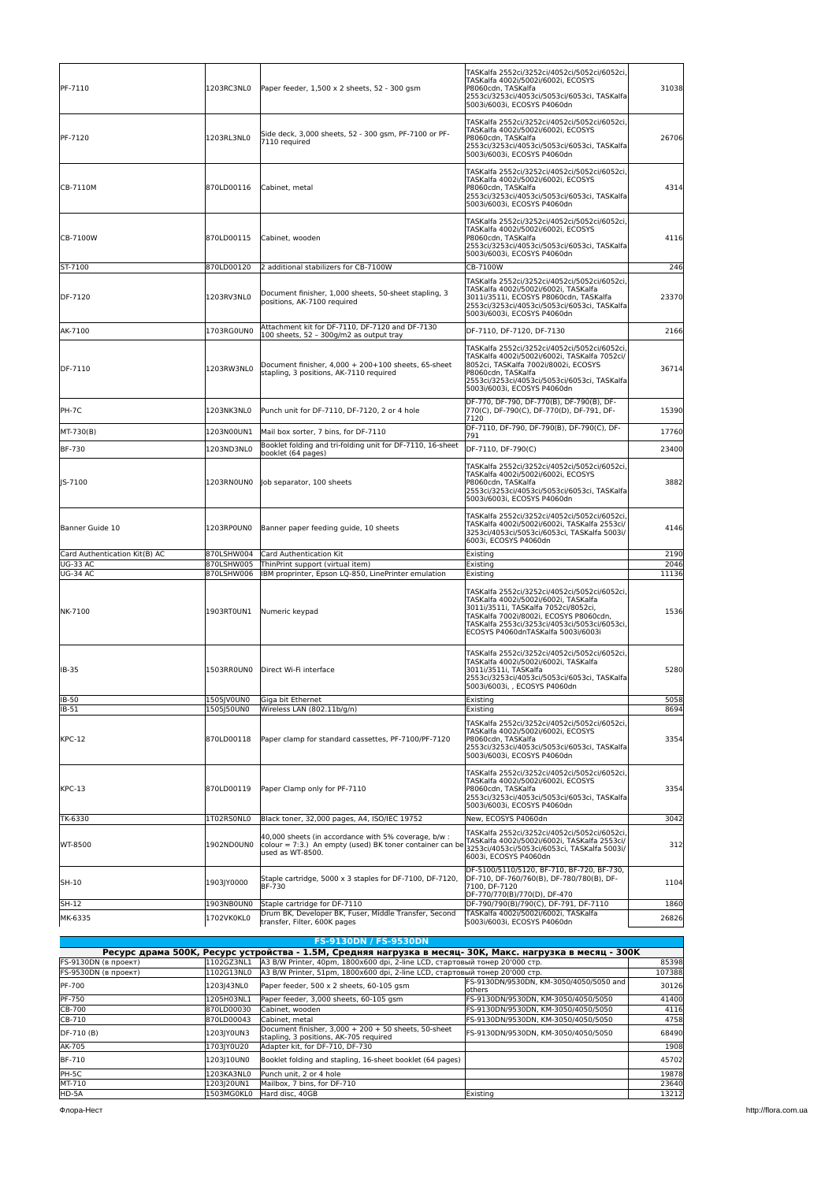| | | | | |
|---|---|---|---|---|
| PF-7110 | 1203RC3NL0 | Paper feeder, 1,500 x 2 sheets, 52 - 300 gsm | TASKalfa 2552ci/3252ci/4052ci/5052ci/6052ci, TASKalfa 4002i/5002i/6002i, ECOSYS P8060cdn, TASKalfa 2553ci/3253ci/4053ci/5053ci/6053ci, TASKalfa 5003i/6003i, ECOSYS P4060dn | 31038 |
| PF-7120 | 1203RL3NL0 | Side deck, 3,000 sheets, 52 - 300 gsm, PF-7100 or PF-7110 required | TASKalfa 2552ci/3252ci/4052ci/5052ci/6052ci, TASKalfa 4002i/5002i/6002i, ECOSYS P8060cdn, TASKalfa 2553ci/3253ci/4053ci/5053ci/6053ci, TASKalfa 5003i/6003i, ECOSYS P4060dn | 26706 |
| CB-7110M | 870LD00116 | Cabinet, metal | TASKalfa 2552ci/3252ci/4052ci/5052ci/6052ci, TASKalfa 4002i/5002i/6002i, ECOSYS P8060cdn, TASKalfa 2553ci/3253ci/4053ci/5053ci/6053ci, TASKalfa 5003i/6003i, ECOSYS P4060dn | 4314 |
| CB-7100W | 870LD00115 | Cabinet, wooden | TASKalfa 2552ci/3252ci/4052ci/5052ci/6052ci, TASKalfa 4002i/5002i/6002i, ECOSYS P8060cdn, TASKalfa 2553ci/3253ci/4053ci/5053ci/6053ci, TASKalfa 5003i/6003i, ECOSYS P4060dn | 4116 |
| ST-7100 | 870LD00120 | 2 additional stabilizers for CB-7100W | CB-7100W | 246 |
| DF-7120 | 1203RV3NL0 | Document finisher, 1,000 sheets, 50-sheet stapling, 3 positions, AK-7100 required | TASKalfa 2552ci/3252ci/4052ci/5052ci/6052ci, TASKalfa 4002i/5002i/6002i, TASKalfa 3011i/3511i, ECOSYS P8060cdn, TASKalfa 2553ci/3253ci/4053ci/5053ci/6053ci, TASKalfa 5003i/6003i, ECOSYS P4060dn | 23370 |
| AK-7100 | 1703RG0UN0 | Attachment kit for DF-7110, DF-7120 and DF-7130 100 sheets, 52 – 300g/m2 as output tray | DF-7110, DF-7120, DF-7130 | 2166 |
| DF-7110 | 1203RW3NL0 | Document finisher, 4,000 + 200+100 sheets, 65-sheet stapling, 3 positions, AK-7110 required | TASKalfa 2552ci/3252ci/4052ci/5052ci/6052ci, TASKalfa 4002i/5002i/6002i, TASKalfa 7052ci/8052ci, TASKalfa 7002i/8002i, ECOSYS P8060cdn, TASKalfa 2553ci/3253ci/4053ci/5053ci/6053ci, TASKalfa 5003i/6003i, ECOSYS P4060dn | 36714 |
| PH-7C | 1203NK3NL0 | Punch unit for DF-7110, DF-7120, 2 or 4 hole | DF-770, DF-790, DF-770(B), DF-790(B), DF-770(C), DF-790(C), DF-770(D), DF-791, DF-7120 | 15390 |
| MT-730(B) | 1203N00UN1 | Mail box sorter, 7 bins, for DF-7110 | DF-7110, DF-790, DF-790(B), DF-790(C), DF-791 | 17760 |
| BF-730 | 1203ND3NL0 | Booklet folding and tri-folding unit for DF-7110, 16-sheet booklet (64 pages) | DF-7110, DF-790(C) | 23400 |
| JS-7100 | 1203RN0UN0 | Job separator, 100 sheets | TASKalfa 2552ci/3252ci/4052ci/5052ci/6052ci, TASKalfa 4002i/5002i/6002i, ECOSYS P8060cdn, TASKalfa 2553ci/3253ci/4053ci/5053ci/6053ci, TASKalfa 5003i/6003i, ECOSYS P4060dn | 3882 |
| Banner Guide 10 | 1203RP0UN0 | Banner paper feeding guide, 10 sheets | TASKalfa 2552ci/3252ci/4052ci/5052ci/6052ci, TASKalfa 4002i/5002i/6002i, TASKalfa 2553ci/3253ci/4053ci/5053ci/6053ci, TASKalfa 5003i/6003i, ECOSYS P4060dn | 4146 |
| Card Authentication Kit(B) AC | 870LSHW004 | Card Authentication Kit | Existing | 2190 |
| UG-33 AC | 870LSHW005 | ThinPrint support (virtual item) | Existing | 2046 |
| UG-34 AC | 870LSHW006 | IBM proprinter, Epson LQ-850, LinePrinter emulation | Existing | 11136 |
| NK-7100 | 1903RT0UN1 | Numeric keypad | TASKalfa 2552ci/3252ci/4052ci/5052ci/6052ci, TASKalfa 4002i/5002i/6002i, TASKalfa 3011i/3511i, TASKalfa 7052ci/8052ci, TASKalfa 7002i/8002i, ECOSYS P8060cdn, TASKalfa 2553ci/3253ci/4053ci/5053ci/6053ci, ECOSYS P4060dnTASKalfa 5003i/6003i | 1536 |
| IB-35 | 1503RR0UN0 | Direct Wi-Fi interface | TASKalfa 2552ci/3252ci/4052ci/5052ci/6052ci, TASKalfa 4002i/5002i/6002i, TASKalfa 3011i/3511i, TASKalfa 2553ci/3253ci/4053ci/5053ci/6053ci, TASKalfa 5003i/6003i, , ECOSYS P4060dn | 5280 |
| IB-50 | 1505JV0UN0 | Giga bit Ethernet | Existing | 5058 |
| IB-51 | 1505J50UN0 | Wireless LAN (802.11b/g/n) | Existing | 8694 |
| KPC-12 | 870LD00118 | Paper clamp for standard cassettes, PF-7100/PF-7120 | TASKalfa 2552ci/3252ci/4052ci/5052ci/6052ci, TASKalfa 4002i/5002i/6002i, ECOSYS P8060cdn, TASKalfa 2553ci/3253ci/4053ci/5053ci/6053ci, TASKalfa 5003i/6003i, ECOSYS P4060dn | 3354 |
| KPC-13 | 870LD00119 | Paper Clamp only for PF-7110 | TASKalfa 2552ci/3252ci/4052ci/5052ci/6052ci, TASKalfa 4002i/5002i/6002i, ECOSYS P8060cdn, TASKalfa 2553ci/3253ci/4053ci/5053ci/6053ci, TASKalfa 5003i/6003i, ECOSYS P4060dn | 3354 |
| TK-6330 | 1T02RS0NL0 | Black toner, 32,000 pages, A4, ISO/IEC 19752 | New, ECOSYS P4060dn | 3042 |
| WT-8500 | 1902ND0UN0 | 40,000 sheets (in accordance with 5% coverage, b/w : colour = 7:3.) An empty (used) BK toner container can be used as WT-8500. | TASKalfa 2552ci/3252ci/4052ci/5052ci/6052ci, TASKalfa 4002i/5002i/6002i, TASKalfa 2553ci/3253ci/4053ci/5053ci/6053ci, TASKalfa 5003i/6003i, ECOSYS P4060dn | 312 |
| SH-10 | 1903JY0000 | Staple cartridge, 5000 x 3 staples for DF-7100, DF-7120, BF-730 | DF-5100/5110/5120, BF-710, BF-720, BF-730, DF-710, DF-760/760(B), DF-780/780(B), DF-7100, DF-7120 DF-770/770(B)/770(D), DF-470 | 1104 |
| SH-12 | 1903NB0UN0 | Staple cartridge for DF-7110 | DF-790/790(B)/790(C), DF-791, DF-7110 | 1860 |
| MK-6335 | 1702VK0KL0 | Drum BK, Developer BK, Fuser, Middle Transfer, Second transfer, Filter, 600K pages | TASKalfa 4002i/5002i/6002i, TASKalfa 5003i/6003i, ECOSYS P4060dn | 26826 |

| **FS-9130DN / FS-9530DN** | | | | |
|---|---|---|---|---|
| **Ресурс драма 500К, Ресурс устройства - 1.5М, Средняя нагрузка в месяц- 30К, Макс. нагрузка в месяц - 300К** | | | | |
| FS-9130DN (в проект) | 1102GZ3NL1 | A3 B/W Printer, 40pm, 1800x600 dpi, 2-line LCD, стартовый тонер 20'000 стр. | | 85398 |
| FS-9530DN (в проект) | 1102G13NL0 | A3 B/W Printer, 51pm, 1800x600 dpi, 2-line LCD, стартовый тонер 20'000 стр. | | 107388 |
| PF-700 | 1203J43NL0 | Paper feeder, 500 x 2 sheets, 60-105 gsm | FS-9130DN/9530DN, KM-3050/4050/5050 and others | 30126 |
| PF-750 | 1205H03NL1 | Paper feeder, 3,000 sheets, 60-105 gsm | FS-9130DN/9530DN, KM-3050/4050/5050 | 41400 |
| CB-700 | 870LD00030 | Cabinet, wooden | FS-9130DN/9530DN, KM-3050/4050/5050 | 4116 |
| CB-710 | 870LD00043 | Cabinet, metal | FS-9130DN/9530DN, KM-3050/4050/5050 | 4758 |
| DF-710 (B) | 1203JY0UN3 | Document finisher, 3,000 + 200 + 50 sheets, 50-sheet stapling, 3 positions, AK-705 required | FS-9130DN/9530DN, KM-3050/4050/5050 | 68490 |
| AK-705 | 1703JY0U20 | Adapter kit, for DF-710, DF-730 | | 1908 |
| BF-710 | 1203J10UN0 | Booklet folding and stapling, 16-sheet booklet (64 pages) | | 45702 |
| PH-5C | 1203KA3NL0 | Punch unit, 2 or 4 hole | | 19878 |
| MT-710 | 1203J20UN1 | Mailbox, 7 bins, for DF-710 | | 23640 |
| HD-5A | 1503MG0KL0 | Hard disc, 40GB | Existing | 13212 |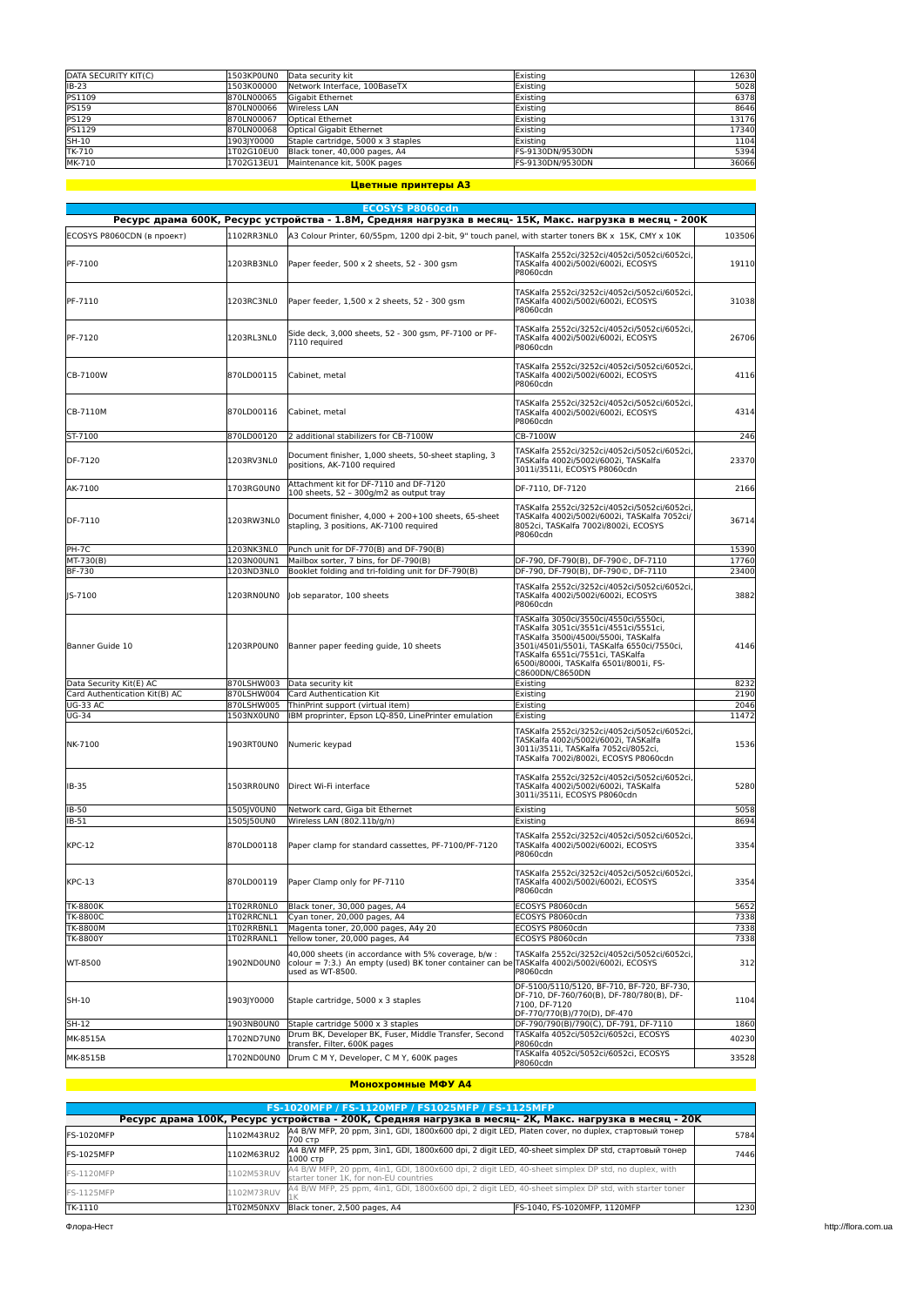| | | | | |
|---|---|---|---|---|
| DATA SECURITY KIT(C) | 1503KP0UN0 | Data security kit | Existing | 12630 |
| IB-23 | 1503K00000 | Network Interface, 100BaseTX | Existing | 5028 |
| PS1109 | 870LN00065 | Gigabit Ethernet | Existing | 6378 |
| PS159 | 870LN00066 | Wireless LAN | Existing | 8646 |
| PS129 | 870LN00067 | Optical Ethernet | Existing | 13176 |
| PS1129 | 870LN00068 | Optical Gigabit Ethernet | Existing | 17340 |
| SH-10 | 1903JY0000 | Staple cartridge, 5000 x 3 staples | Existing | 1104 |
| TK-710 | 1T02G10EU0 | Black toner, 40,000 pages, A4 | FS-9130DN/9530DN | 5394 |
| MK-710 | 1702G13EU1 | Maintenance kit, 500K pages | FS-9130DN/9530DN | 36066 |

## Цветные принтеры А3

### ECOSYS P8060cdn

**Ресурс драма 600K, Ресурс устройства - 1.8M, Средняя нагрузка в месяц- 15K, Макс. нагрузка в месяц - 200K**

| | | | | |
|---|---|---|---|---|
| ECOSYS P8060CDN (в проект) | 1102RR3NL0 | A3 Colour Printer, 60/55pm, 1200 dpi 2-bit, 9" touch panel, with starter toners BK x 15K, CMY x 10K | | 103506 |
| PF-7100 | 1203RB3NL0 | Paper feeder, 500 x 2 sheets, 52 - 300 gsm | TASKalfa 2552ci/3252ci/4052ci/5052ci/6052ci, TASKalfa 4002i/5002i/6002i, ECOSYS P8060cdn | 19110 |
| PF-7110 | 1203RC3NL0 | Paper feeder, 1,500 x 2 sheets, 52 - 300 gsm | TASKalfa 2552ci/3252ci/4052ci/5052ci/6052ci, TASKalfa 4002i/5002i/6002i, ECOSYS P8060cdn | 31038 |
| PF-7120 | 1203RL3NL0 | Side deck, 3,000 sheets, 52 - 300 gsm, PF-7100 or PF-7110 required | TASKalfa 2552ci/3252ci/4052ci/5052ci/6052ci, TASKalfa 4002i/5002i/6002i, ECOSYS P8060cdn | 26706 |
| CB-7100W | 870LD00115 | Cabinet, metal | TASKalfa 2552ci/3252ci/4052ci/5052ci/6052ci, TASKalfa 4002i/5002i/6002i, ECOSYS P8060cdn | 4116 |
| CB-7110M | 870LD00116 | Cabinet, metal | TASKalfa 2552ci/3252ci/4052ci/5052ci/6052ci, TASKalfa 4002i/5002i/6002i, ECOSYS P8060cdn | 4314 |
| ST-7100 | 870LD00120 | 2 additional stabilizers for CB-7100W | CB-7100W | 246 |
| DF-7120 | 1203RV3NL0 | Document finisher, 1,000 sheets, 50-sheet stapling, 3 positions, AK-7100 required | TASKalfa 2552ci/3252ci/4052ci/5052ci/6052ci, TASKalfa 4002i/5002i/6002i, TASKalfa 3011i/3511i, ECOSYS P8060cdn | 23370 |
| AK-7100 | 1703RG0UN0 | Attachment kit for DF-7110 and DF-7120<br>100 sheets, 52 – 300g/m2 as output tray | DF-7110, DF-7120 | 2166 |
| DF-7110 | 1203RW3NL0 | Document finisher, 4,000 + 200+100 sheets, 65-sheet stapling, 3 positions, AK-7100 required | TASKalfa 2552ci/3252ci/4052ci/5052ci/6052ci, TASKalfa 4002i/5002i/6002i, TASKalfa 7052ci/8052ci, TASKalfa 7002i/8002i, ECOSYS P8060cdn | 36714 |
| PH-7C | 1203NK3NL0 | Punch unit for DF-770(B) and DF-790(B) | | 15390 |
| MT-730(B) | 1203N00UN1 | Mailbox sorter, 7 bins, for DF-790(B) | DF-790, DF-790(B), DF-790©, DF-7110 | 17760 |
| BF-730 | 1203ND3NL0 | Booklet folding and tri-folding unit for DF-790(B) | DF-790, DF-790(B), DF-790©, DF-7110 | 23400 |
| JS-7100 | 1203RN0UN0 | Job separator, 100 sheets | TASKalfa 2552ci/3252ci/4052ci/5052ci/6052ci, TASKalfa 4002i/5002i/6002i, ECOSYS P8060cdn | 3882 |
| Banner Guide 10 | 1203RP0UN0 | Banner paper feeding guide, 10 sheets | TASKalfa 3050ci/3550ci/4550ci/5550ci, TASKalfa 3051ci/3551ci/4551ci/5551ci, TASKalfa 3500i/4500i/5500i, TASKalfa 3501i/4501i/5501i, TASKalfa 6550ci/7550ci, TASKalfa 6551ci/7551ci, TASKalfa 6500i/8000i, TASKalfa 6501i/8001i, FS-C8600DN/C8650DN | 4146 |
| Data Security Kit(E) AC | 870LSHW003 | Data security kit | Existing | 8232 |
| Card Authentication Kit(B) AC | 870LSHW004 | Card Authentication Kit | Existing | 2190 |
| UG-33 AC | 870LSHW005 | ThinPrint support (virtual item) | Existing | 2046 |
| UG-34 | 1503NX0UN0 | IBM proprinter, Epson LQ-850, LinePrinter emulation | Existing | 11472 |
| NK-7100 | 1903RT0UN0 | Numeric keypad | TASKalfa 2552ci/3252ci/4052ci/5052ci/6052ci, TASKalfa 4002i/5002i/6002i, TASKalfa 3011i/3511i, TASKalfa 7052ci/8052ci, TASKalfa 7002i/8002i, ECOSYS P8060cdn | 1536 |
| IB-35 | 1503RR0UN0 | Direct Wi-Fi interface | TASKalfa 2552ci/3252ci/4052ci/5052ci/6052ci, TASKalfa 4002i/5002i/6002i, TASKalfa 3011i/3511i, ECOSYS P8060cdn | 5280 |
| IB-50 | 1505JV0UN0 | Network card, Giga bit Ethernet | Existing | 5058 |
| IB-51 | 1505J50UN0 | Wireless LAN (802.11b/g/n) | Existing | 8694 |
| KPC-12 | 870LD00118 | Paper clamp for standard cassettes, PF-7100/PF-7120 | TASKalfa 2552ci/3252ci/4052ci/5052ci/6052ci, TASKalfa 4002i/5002i/6002i, ECOSYS P8060cdn | 3354 |
| KPC-13 | 870LD00119 | Paper Clamp only for PF-7110 | TASKalfa 2552ci/3252ci/4052ci/5052ci/6052ci, TASKalfa 4002i/5002i/6002i, ECOSYS P8060cdn | 3354 |
| TK-8800K | 1T02RR0NL0 | Black toner, 30,000 pages, A4 | ECOSYS P8060cdn | 5652 |
| TK-8800C | 1T02RRCNL1 | Cyan toner, 20,000 pages, A4 | ECOSYS P8060cdn | 7338 |
| TK-8800M | 1T02RRBNL1 | Magenta toner, 20,000 pages, A4y 20 | ECOSYS P8060cdn | 7338 |
| TK-8800Y | 1T02RRANL1 | Yellow toner, 20,000 pages, A4 | ECOSYS P8060cdn | 7338 |
| WT-8500 | 1902ND0UN0 | 40,000 sheets (in accordance with 5% coverage, b/w : colour = 7:3.) An empty (used) BK toner container can be used as WT-8500. | TASKalfa 2552ci/3252ci/4052ci/5052ci/6052ci, TASKalfa 4002i/5002i/6002i, ECOSYS P8060cdn | 312 |
| SH-10 | 1903JY0000 | Staple cartridge, 5000 x 3 staples | DF-5100/5110/5120, BF-710, BF-720, BF-730, DF-710, DF-760/760(B), DF-780/780(B), DF-7100, DF-7120<br>DF-770/770(B)/770(D), DF-470 | 1104 |
| SH-12 | 1903NB0UN0 | Staple cartridge 5000 x 3 staples | DF-790/790(B)/790(C), DF-791, DF-7110 | 1860 |
| MK-8515A | 1702ND7UN0 | Drum BK, Developer BK, Fuser, Middle Transfer, Second transfer, Filter, 600K pages | TASKalfa 4052ci/5052ci/6052ci, ECOSYS P8060cdn | 40230 |
| MK-8515B | 1702ND0UN0 | Drum C M Y, Developer, C M Y, 600K pages | TASKalfa 4052ci/5052ci/6052ci, ECOSYS P8060cdn | 33528 |

## Монохромные МФУ А4

### FS-1020MFP / FS-1120MFP / FS1025MFP / FS-1125MFP

**Ресурс драма 100K, Ресурс устройства - 200K, Средняя нагрузка в месяц- 2K, Макс. нагрузка в месяц - 20K**

| | | | | |
|---|---|---|---|---|
| FS-1020MFP | 1102M43RU2 | A4 B/W MFP, 20 ppm, 3in1, GDI, 1800x600 dpi, 2 digit LED, Platen cover, no duplex, стартовый тонер 700 стр | | 5784 |
| FS-1025MFP | 1102M63RU2 | A4 B/W MFP, 25 ppm, 3in1, GDI, 1800x600 dpi, 2 digit LED, 40-sheet simplex DP std, стартовый тонер 1000 стр | | 7446 |
| FS-1120MFP | 1102M53RUV | A4 B/W MFP, 20 ppm, 4in1, GDI, 1800x600 dpi, 2 digit LED, 40-sheet simplex DP std, no duplex, with starter toner 1K, for non-EU countries | | |
| FS-1125MFP | 1102M73RUV | A4 B/W MFP, 25 ppm, 4in1, GDI, 1800x600 dpi, 2 digit LED, 40-sheet simplex DP std, with starter toner 1K | | |
| TK-1110 | 1T02M50NXV | Black toner, 2,500 pages, A4 | FS-1040, FS-1020MFP, 1120MFP | 1230 |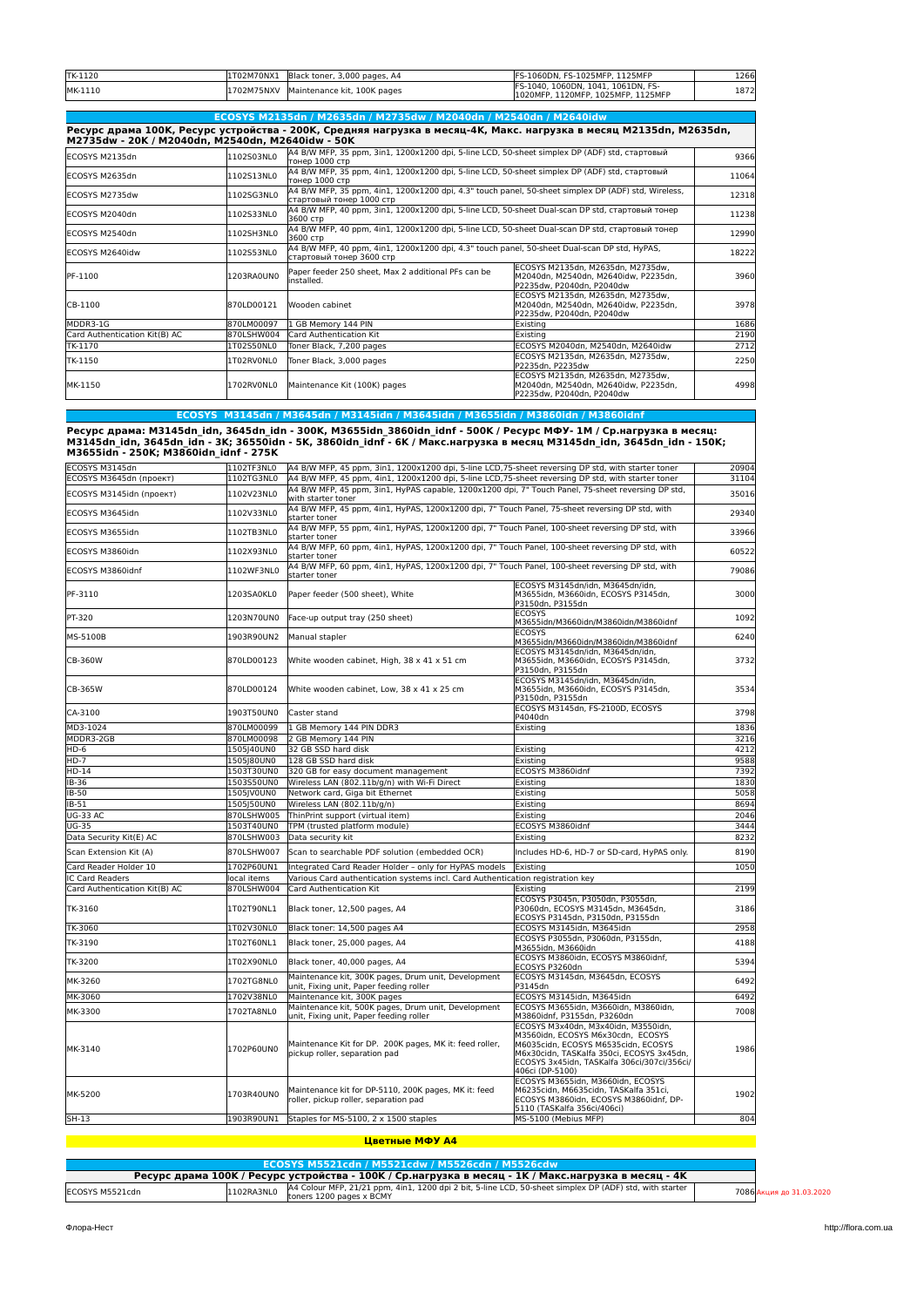| | | | | |
|---|---|---|---|---|
| TK-1120 | 1T02M70NX1 | Black toner, 3,000 pages, A4 | FS-1060DN, FS-1025MFP, 1125MFP | 1266 |
| MK-1110 | 1702M75NXV | Maintenance kit, 100K pages | FS-1040, 1060DN, 1041, 1061DN, FS-1020MFP, 1120MFP, 1025MFP, 1125MFP | 1872 |

## ECOSYS M2135dn / M2635dn / M2735dw / M2040dn / M2540dn / M2640idw

**Ресурс драма 100K, Ресурс устройства - 200K, Средняя нагрузка в месяц-4K, Макс. нагрузка в месяц M2135dn, M2635dn, M2735dw - 20K / M2040dn, M2540dn, M2640idw - 50K**

| | | | | |
|---|---|---|---|---|
| ECOSYS M2135dn | 1102S03NL0 | A4 B/W MFP, 35 ppm, 3in1, 1200x1200 dpi, 5-line LCD, 50-sheet simplex DP (ADF) std, стартовый тонер 1000 стр | | 9366 |
| ECOSYS M2635dn | 1102S13NL0 | A4 B/W MFP, 35 ppm, 4in1, 1200x1200 dpi, 5-line LCD, 50-sheet simplex DP (ADF) std, стартовый тонер 1000 стр | | 11064 |
| ECOSYS M2735dw | 1102SG3NL0 | A4 B/W MFP, 35 ppm, 4in1, 1200x1200 dpi, 4.3" touch panel, 50-sheet simplex DP (ADF) std, Wireless, стартовый тонер 1000 стр | | 12318 |
| ECOSYS M2040dn | 1102S33NL0 | A4 B/W MFP, 40 ppm, 3in1, 1200x1200 dpi, 5-line LCD, 50-sheet Dual-scan DP std, стартовый тонер 3600 стр | | 11238 |
| ECOSYS M2540dn | 1102SH3NL0 | A4 B/W MFP, 40 ppm, 4in1, 1200x1200 dpi, 5-line LCD, 50-sheet Dual-scan DP std, стартовый тонер 3600 стр | | 12990 |
| ECOSYS M2640idw | 1102S53NL0 | A4 B/W MFP, 40 ppm, 4in1, 1200x1200 dpi, 4.3" touch panel, 50-sheet Dual-scan DP std, HyPAS, стартовый тонер 3600 стр | | 18222 |
| PF-1100 | 1203RA0UN0 | Paper feeder 250 sheet, Max 2 additional PFs can be installed. | ECOSYS M2135dn, M2635dn, M2735dw, M2040dn, M2540dn, M2640idw, P2235dn, P2235dw, P2040dn, P2040dw | 3960 |
| CB-1100 | 870LD00121 | Wooden cabinet | ECOSYS M2135dn, M2635dn, M2735dw, M2040dn, M2540dn, M2640idw, P2235dn, P2235dw, P2040dn, P2040dw | 3978 |
| MDDR3-1G | 870LM00097 | 1 GB Memory 144 PIN | Existing | 1686 |
| Card Authentication Kit(B) AC | 870LSHW004 | Card Authentication Kit | Existing | 2190 |
| TK-1170 | 1T02S50NL0 | Toner Black, 7,200 pages | ECOSYS M2040dn, M2540dn, M2640idw | 2712 |
| TK-1150 | 1T02RV0NL0 | Toner Black, 3,000 pages | ECOSYS M2135dn, M2635dn, M2735dw, P2235dn, P2235dw | 2250 |
| MK-1150 | 1702RV0NL0 | Maintenance Kit (100K) pages | ECOSYS M2135dn, M2635dn, M2735dw, M2040dn, M2540dn, M2640idw, P2235dn, P2235dw, P2040dn, P2040dw | 4998 |

## ECOSYS M3145dn / M3645dn / M3145idn / M3645idn / M3655idn / M3860idn / M3860idnf

**Ресурс драма: M3145dn_idn, 3645dn_idn - 300K, M3655idn_3860idn_idnf - 500K / Ресурс МФУ- 1M / Ср.нагрузка в месяц: M3145dn_idn, 3645dn_idn - 3K; 36550idn - 5K, 3860idn_idnf - 6K / Макс.нагрузка в месяц M3145dn_idn, 3645dn_idn - 150K; M3655idn - 250K; M3860idn_idnf - 275K**

| | | | | |
|---|---|---|---|---|
| ECOSYS M3145dn | 1102TF3NL0 | A4 B/W MFP, 45 ppm, 3in1, 1200x1200 dpi, 5-line LCD,75-sheet reversing DP std, with starter toner | | 20904 |
| ECOSYS M3645dn (проект) | 1102TG3NL0 | A4 B/W MFP, 45 ppm, 4in1, 1200x1200 dpi, 5-line LCD,75-sheet reversing DP std, with starter toner | | 31104 |
| ECOSYS M3145idn (проект) | 1102V23NL0 | A4 B/W MFP, 45 ppm, 3in1, HyPAS capable, 1200x1200 dpi, 7" Touch Panel, 75-sheet reversing DP std, with starter toner | | 35016 |
| ECOSYS M3645idn | 1102V33NL0 | A4 B/W MFP, 45 ppm, 4in1, HyPAS, 1200x1200 dpi, 7" Touch Panel, 75-sheet reversing DP std, with starter toner | | 29340 |
| ECOSYS M3655idn | 1102TB3NL0 | A4 B/W MFP, 55 ppm, 4in1, HyPAS, 1200x1200 dpi, 7" Touch Panel, 100-sheet reversing DP std, with starter toner | | 33966 |
| ECOSYS M3860idn | 1102X93NL0 | A4 B/W MFP, 60 ppm, 4in1, HyPAS, 1200x1200 dpi, 7" Touch Panel, 100-sheet reversing DP std, with starter toner | | 60522 |
| ECOSYS M3860idnf | 1102WF3NL0 | A4 B/W MFP, 60 ppm, 4in1, HyPAS, 1200x1200 dpi, 7" Touch Panel, 100-sheet reversing DP std, with starter toner | | 79086 |
| PF-3110 | 1203SA0KL0 | Paper feeder (500 sheet), White | ECOSYS M3145dn/idn, M3645dn/idn, M3655idn, M3660idn, ECOSYS P3145dn, P3150dn, P3155dn | 3000 |
| PT-320 | 1203N70UN0 | Face-up output tray (250 sheet) | ECOSYS M3655idn/M3660idn/M3860idn/M3860idnf | 1092 |
| MS-5100B | 1903R90UN2 | Manual stapler | ECOSYS M3655idn/M3660idn/M3860idn/M3860idnf | 6240 |
| CB-360W | 870LD00123 | White wooden cabinet, High, 38 x 41 x 51 cm | ECOSYS M3145dn/idn, M3645dn/idn, M3655idn, M3660idn, ECOSYS P3145dn, P3150dn, P3155dn | 3732 |
| CB-365W | 870LD00124 | White wooden cabinet, Low, 38 x 41 x 25 cm | ECOSYS M3145dn/idn, M3645dn/idn, M3655idn, M3660idn, ECOSYS P3145dn, P3150dn, P3155dn | 3534 |
| CA-3100 | 1903T50UN0 | Caster stand | ECOSYS M3145dn, FS-2100D, ECOSYS P4040dn | 3798 |
| MD3-1024 | 870LM00099 | 1 GB Memory 144 PIN DDR3 | Existing | 1836 |
| MDDR3-2GB | 870LM00098 | 2 GB Memory 144 PIN | | 3216 |
| HD-6 | 1505J40UN0 | 32 GB SSD hard disk | Existing | 4212 |
| HD-7 | 1505J80UN0 | 128 GB SSD hard disk | Existing | 9588 |
| HD-14 | 1503T30UN0 | 320 GB for easy document management | ECOSYS M3860idnf | 7392 |
| IB-36 | 1503S50UN0 | Wireless LAN (802.11b/g/n) with Wi-Fi Direct | Existing | 1830 |
| IB-50 | 1505JV0UN0 | Network card, Giga bit Ethernet | Existing | 5058 |
| IB-51 | 1505J50UN0 | Wireless LAN (802.11b/g/n) | Existing | 8694 |
| UG-33 AC | 870LSHW005 | ThinPrint support (virtual item) | Existing | 2046 |
| UG-35 | 1503T40UN0 | TPM (trusted platform module) | ECOSYS M3860idnf | 3444 |
| Data Security Kit(E) AC | 870LSHW003 | Data security kit | Existing | 8232 |
| Scan Extension Kit (A) | 870LSHW007 | Scan to searchable PDF solution (embedded OCR) | Includes HD-6, HD-7 or SD-card, HyPAS only. | 8190 |
| Card Reader Holder 10 | 1702P60UN1 | Integrated Card Reader Holder – only for HyPAS models | Existing | 1050 |
| IC Card Readers | local items | Various Card authentication systems incl. Card Authentication registration key | | |
| Card Authentication Kit(B) AC | 870LSHW004 | Card Authentication Kit | Existing | 2199 |
| TK-3160 | 1T02T90NL1 | Black toner, 12,500 pages, A4 | ECOSYS P3045n, P3050dn, P3055dn, P3060dn, ECOSYS M3145dn, M3645dn, ECOSYS P3145dn, P3150dn, P3155dn | 3186 |
| TK-3060 | 1T02V30NL0 | Black toner: 14,500 pages A4 | ECOSYS M3145idn, M3645idn | 2958 |
| TK-3190 | 1T02T60NL1 | Black toner, 25,000 pages, A4 | ECOSYS P3055dn, P3060dn, P3155dn, M3655idn, M3660idn | 4188 |
| TK-3200 | 1T02X90NL0 | Black toner, 40,000 pages, A4 | ECOSYS M3860idn, ECOSYS M3860idnf, ECOSYS P3260dn | 5394 |
| MK-3260 | 1702TG8NL0 | Maintenance kit, 300K pages, Drum unit, Development unit, Fixing unit, Paper feeding roller | ECOSYS M3145dn, M3645dn, ECOSYS P3145dn | 6492 |
| MK-3060 | 1702V38NL0 | Maintenance kit, 300K pages | ECOSYS M3145idn, M3645idn | 6492 |
| MK-3300 | 1702TA8NL0 | Maintenance kit, 500K pages, Drum unit, Development unit, Fixing unit, Paper feeding roller | ECOSYS M3655idn, M3660idn, M3860idn, M3860idnf, P3155dn, P3260dn | 7008 |
| MK-3140 | 1702P60UN0 | Maintenance Kit for DP. 200K pages, MK it: feed roller, pickup roller, separation pad | ECOSYS M3x40dn, M3x40idn, M3550idn, M3560idn, ECOSYS M6x30cdn, ECOSYS M6035cidn, ECOSYS M6535cidn, ECOSYS M6x30cidn, TASKalfa 350ci, ECOSYS 3x45dn, ECOSYS 3x45idn, TASKalfa 306ci/307ci/356ci/406ci (DP-5100) | 1986 |
| MK-5200 | 1703R40UN0 | Maintenance kit for DP-5110, 200K pages, MK it: feed roller, pickup roller, separation pad | ECOSYS M3655idn, M3660idn, ECOSYS M6235cidn, M6635cidn, TASKalfa 351ci, ECOSYS M3860idn, ECOSYS M3860idnf, DP-5110 (TASKalfa 356ci/406ci) | 1902 |
| SH-13 | 1903R90UN1 | Staples for MS-5100, 2 x 1500 staples | MS-5100 (Mebius MFP) | 804 |

# Цветные МФУ А4

## ECOSYS M5521cdn / M5521cdw / M5526cdn / M5526cdw

**Ресурс драма 100K / Ресурс устройства - 100K / Ср.нагрузка в месяц - 1K / Макс.нагрузка в месяц - 4K**

| | | | | |
|---|---|---|---|---|
| ECOSYS M5521cdn | 1102RA3NL0 | A4 Colour MFP, 21/21 ppm, 4in1, 1200 dpi 2 bit, 5-line LCD, 50-sheet simplex DP (ADF) std, with starter toners 1200 pages x BCMY | | 7086 Акция до 31.03.2020 |

Флора-Нест

http://flora.com.ua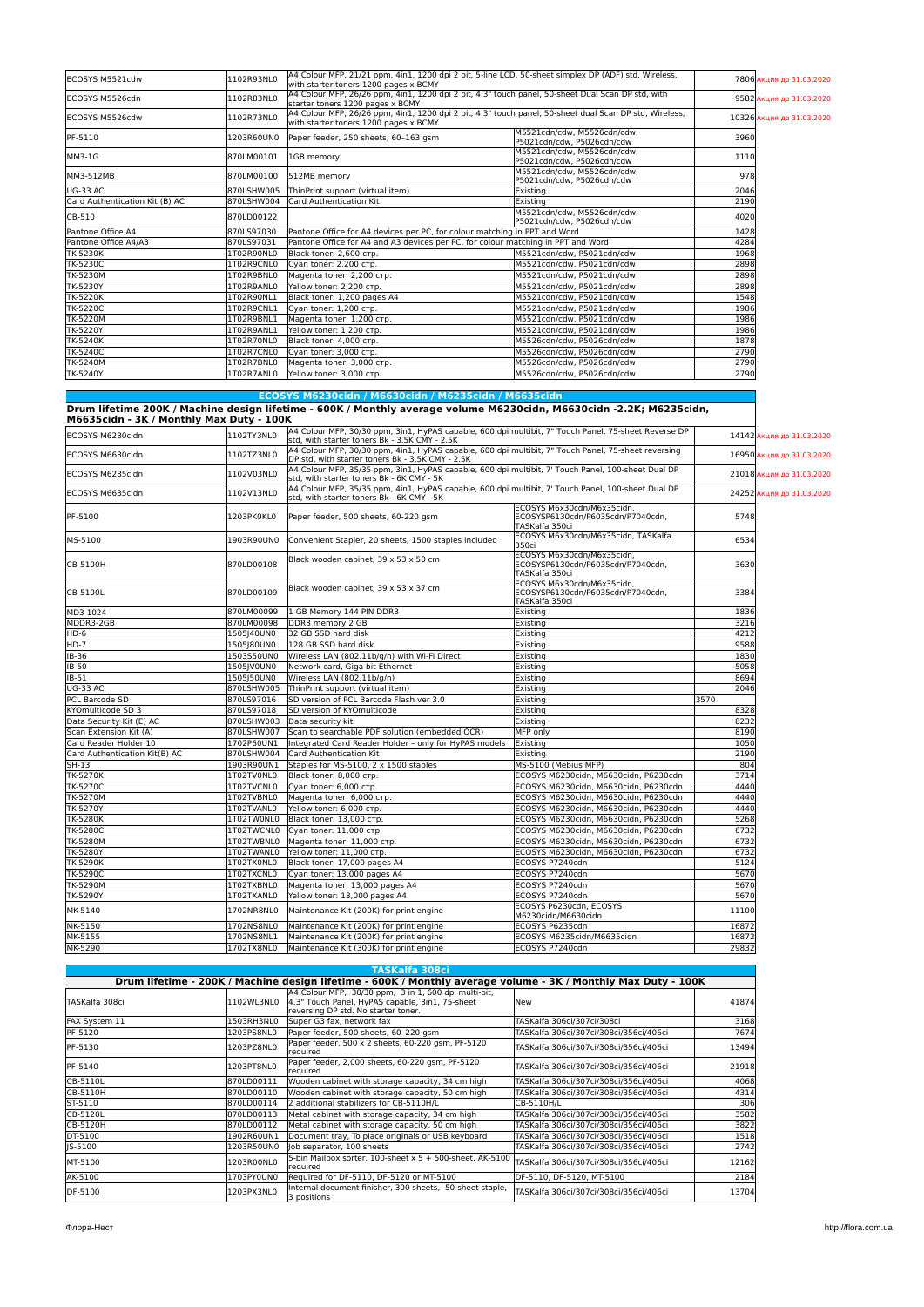| | | | | | |
|---|---|---|---|---|---|
| ECOSYS M5521cdw | 1102R93NL0 | A4 Colour MFP, 21/21 ppm, 4in1, 1200 dpi 2 bit, 5-line LCD, 50-sheet simplex DP (ADF) std, Wireless, with starter toners 1200 pages x BCMY | | 7806 | Акция до 31.03.2020 |
| ECOSYS M5526cdn | 1102R83NL0 | A4 Colour MFP, 26/26 ppm, 4in1, 1200 dpi 2 bit, 4.3" touch panel, 50-sheet Dual Scan DP std, with starter toners 1200 pages x BCMY | | 9582 | Акция до 31.03.2020 |
| ECOSYS M5526cdw | 1102R73NL0 | A4 Colour MFP, 26/26 ppm, 4in1, 1200 dpi 2 bit, 4.3" touch panel, 50-sheet dual Scan DP std, Wireless, with starter toners 1200 pages x BCMY | | 10326 | Акция до 31.03.2020 |
| PF-5110 | 1203R60UN0 | Paper feeder, 250 sheets, 60-163 gsm | M5521cdn/cdw, M5526cdn/cdw, P5021cdn/cdw, P5026cdn/cdw | 3960 | |
| MM3-1G | 870LM00101 | 1GB memory | M5521cdn/cdw, M5526cdn/cdw, P5021cdn/cdw, P5026cdn/cdw | 1110 | |
| MM3-512MB | 870LM00100 | 512MB memory | M5521cdn/cdw, M5526cdn/cdw, P5021cdn/cdw, P5026cdn/cdw | 978 | |
| UG-33 AC | 870LSHW005 | ThinPrint support (virtual item) | Existing | 2046 | |
| Card Authentication Kit (B) AC | 870LSHW004 | Card Authentication Kit | Existing | 2190 | |
| CB-510 | 870LD00122 | | M5521cdn/cdw, M5526cdn/cdw, P5021cdn/cdw, P5026cdn/cdw | 4020 | |
| Pantone Office A4 | 870LS97030 | Pantone Office for A4 devices per PC, for colour matching in PPT and Word | | 1428 | |
| Pantone Office A4/A3 | 870LS97031 | Pantone Office for A4 and A3 devices per PC, for colour matching in PPT and Word | | 4284 | |
| TK-5230K | 1T02R90NL0 | Black toner: 2,600 стр. | M5521cdn/cdw, P5021cdn/cdw | 1968 | |
| TK-5230C | 1T02R9CNL0 | Cyan toner: 2,200 стр. | M5521cdn/cdw, P5021cdn/cdw | 2898 | |
| TK-5230M | 1T02R9BNL0 | Magenta toner: 2,200 стр. | M5521cdn/cdw, P5021cdn/cdw | 2898 | |
| TK-5230Y | 1T02R9ANL0 | Yellow toner: 2,200 стр. | M5521cdn/cdw, P5021cdn/cdw | 2898 | |
| TK-5220K | 1T02R90NL1 | Black toner: 1,200 pages A4 | M5521cdn/cdw, P5021cdn/cdw | 1548 | |
| TK-5220C | 1T02R9CNL1 | Cyan toner: 1,200 стр. | M5521cdn/cdw, P5021cdn/cdw | 1986 | |
| TK-5220M | 1T02R9BNL1 | Magenta toner: 1,200 стр. | M5521cdn/cdw, P5021cdn/cdw | 1986 | |
| TK-5220Y | 1T02R9ANL1 | Yellow toner: 1,200 стр. | M5521cdn/cdw, P5021cdn/cdw | 1986 | |
| TK-5240K | 1T02R70NL0 | Black toner: 4,000 стр. | M5526cdn/cdw, P5026cdn/cdw | 1878 | |
| TK-5240C | 1T02R7CNL0 | Cyan toner: 3,000 стр. | M5526cdn/cdw, P5026cdn/cdw | 2790 | |
| TK-5240M | 1T02R7BNL0 | Magenta toner: 3,000 стр. | M5526cdn/cdw, P5026cdn/cdw | 2790 | |
| TK-5240Y | 1T02R7ANL0 | Yellow toner: 3,000 стр. | M5526cdn/cdw, P5026cdn/cdw | 2790 | |

## ECOSYS M6230cidn / M6630cidn / M6235cidn / M6635cidn

**Drum lifetime 200K / Machine design lifetime - 600K / Monthly average volume M6230cidn, M6630cidn -2.2K; M6235cidn, M6635cidn - 3K / Monthly Max Duty - 100K**

| | | | | | |
|---|---|---|---|---|---|
| ECOSYS M6230cidn | 1102TY3NL0 | A4 Colour MFP, 30/30 ppm, 3in1, HyPAS capable, 600 dpi multibit, 7" Touch Panel, 75-sheet Reverse DP std, with starter toners Bk - 3.5K CMY - 2.5K | | 14142 | Акция до 31.03.2020 |
| ECOSYS M6630cidn | 1102TZ3NL0 | A4 Colour MFP, 30/30 ppm, 4in1, HyPAS capable, 600 dpi multibit, 7" Touch Panel, 75-sheet reversing DP std, with starter toners Bk - 3.5K CMY - 2.5K | | 16950 | Акция до 31.03.2020 |
| ECOSYS M6235cidn | 1102V03NL0 | A4 Colour MFP, 35/35 ppm, 3in1, HyPAS capable, 600 dpi multibit, 7' Touch Panel, 100-sheet Dual DP std, with starter toners Bk - 6K CMY - 5K | | 21018 | Акция до 31.03.2020 |
| ECOSYS M6635cidn | 1102V13NL0 | A4 Colour MFP, 35/35 ppm, 4in1, HyPAS capable, 600 dpi multibit, 7' Touch Panel, 100-sheet Dual DP std, with starter toners Bk - 6K CMY - 5K | | 24252 | Акция до 31.03.2020 |
| PF-5100 | 1203PK0KL0 | Paper feeder, 500 sheets, 60-220 gsm | ECOSYS M6x30cdn/M6x35cidn, ECOSYSP6130cdn/P6035cdn/P7040cdn, TASKalfa 350ci | 5748 | |
| MS-5100 | 1903R90UN0 | Convenient Stapler, 20 sheets, 1500 staples included | ECOSYS M6x30cdn/M6x35cidn, TASKalfa 350ci | 6534 | |
| CB-5100H | 870LD00108 | Black wooden cabinet, 39 x 53 x 50 cm | ECOSYS M6x30cdn/M6x35cidn, ECOSYSP6130cdn/P6035cdn/P7040cdn, TASKalfa 350ci | 3630 | |
| CB-5100L | 870LD00109 | Black wooden cabinet, 39 x 53 x 37 cm | ECOSYS M6x30cdn/M6x35cidn, ECOSYSP6130cdn/P6035cdn/P7040cdn, TASKalfa 350ci | 3384 | |
| MD3-1024 | 870LM00099 | 1 GB Memory 144 PIN DDR3 | Existing | 1836 | |
| MDDR3-2GB | 870LM00098 | DDR3 memory 2 GB | Existing | 3216 | |
| HD-6 | 1505J40UN0 | 32 GB SSD hard disk | Existing | 4212 | |
| HD-7 | 1505J80UN0 | 128 GB SSD hard disk | Existing | 9588 | |
| IB-36 | 1503S50UN0 | Wireless LAN (802.11b/g/n) with Wi-Fi Direct | Existing | 1830 | |
| IB-50 | 1505JV0UN0 | Network card, Giga bit Ethernet | Existing | 5058 | |
| IB-51 | 1505J50UN0 | Wireless LAN (802.11b/g/n) | Existing | 8694 | |
| UG-33 AC | 870LSHW005 | ThinPrint support (virtual item) | Existing | 2046 | |
| PCL Barcode SD | 870LS97016 | SD version of PCL Barcode Flash ver 3.0 | Existing | 3570 | |
| KYOmulticode SD 3 | 870LS97018 | SD version of KYOmulticode | Existing | 8328 | |
| Data Security Kit (E) AC | 870LSHW003 | Data security kit | Existing | 8232 | |
| Scan Extension Kit (A) | 870LSHW007 | Scan to searchable PDF solution (embedded OCR) | MFP only | 8190 | |
| Card Reader Holder 10 | 1702P60UN1 | Integrated Card Reader Holder – only for HyPAS models | Existing | 1050 | |
| Card Authentication Kit(B) AC | 870LSHW004 | Card Authentication Kit | Existing | 2190 | |
| SH-13 | 1903R90UN1 | Staples for MS-5100, 2 x 1500 staples | MS-5100 (Mebius MFP) | 804 | |
| TK-5270K | 1T02TV0NL0 | Black toner: 8,000 стр. | ECOSYS M6230cidn, M6630cidn, P6230cdn | 3714 | |
| TK-5270C | 1T02TVCNL0 | Cyan toner: 6,000 стр. | ECOSYS M6230cidn, M6630cidn, P6230cdn | 4440 | |
| TK-5270M | 1T02TVBNL0 | Magenta toner: 6,000 стр. | ECOSYS M6230cidn, M6630cidn, P6230cdn | 4440 | |
| TK-5270Y | 1T02TVANL0 | Yellow toner: 6,000 стр. | ECOSYS M6230cidn, M6630cidn, P6230cdn | 4440 | |
| TK-5280K | 1T02TW0NL0 | Black toner: 13,000 стр. | ECOSYS M6230cidn, M6630cidn, P6230cdn | 5268 | |
| TK-5280C | 1T02TWCNL0 | Cyan toner: 11,000 стр. | ECOSYS M6230cidn, M6630cidn, P6230cdn | 6732 | |
| TK-5280M | 1T02TWBNL0 | Magenta toner: 11,000 стр. | ECOSYS M6230cidn, M6630cidn, P6230cdn | 6732 | |
| TK-5280Y | 1T02TWANL0 | Yellow toner: 11,000 стр. | ECOSYS M6230cidn, M6630cidn, P6230cdn | 6732 | |
| TK-5290K | 1T02TX0NL0 | Black toner: 17,000 pages A4 | ECOSYS P7240cdn | 5124 | |
| TK-5290C | 1T02TXCNL0 | Cyan toner: 13,000 pages A4 | ECOSYS P7240cdn | 5670 | |
| TK-5290M | 1T02TXBNL0 | Magenta toner: 13,000 pages A4 | ECOSYS P7240cdn | 5670 | |
| TK-5290Y | 1T02TXANL0 | Yellow toner: 13,000 pages A4 | ECOSYS P7240cdn | 5670 | |
| MK-5140 | 1702NR8NL0 | Maintenance Kit (200K) for print engine | ECOSYS P6230cdn, ECOSYS M6230cidn/M6630cidn | 11100 | |
| MK-5150 | 1702NS8NL0 | Maintenance Kit (200K) for print engine | ECOSYS P6235cdn | 16872 | |
| MK-5155 | 1702NS8NL1 | Maintenance Kit (200K) for print engine | ECOSYS M6235cidn/M6635cidn | 16872 | |
| MK-5290 | 1702TX8NL0 | Maintenance Kit (300K) for print engine | ECOSYS P7240cdn | 29832 | |

## TASKalfa 308ci

**Drum lifetime - 200K / Machine design lifetime - 600K / Monthly average volume - 3K / Monthly Max Duty - 100K**

| | | | | |
|---|---|---|---|---|
| TASKalfa 308ci | 1102WL3NL0 | A4 Colour MFP, 30/30 ppm, 3 in 1, 600 dpi multi-bit, 4.3" Touch Panel, HyPAS capable, 3in1, 75-sheet reversing DP std. No starter toner. | New | 41874 |
| FAX System 11 | 1503RH3NL0 | Super G3 fax, network fax | TASKalfa 306ci/307ci/308ci | 3168 |
| PF-5120 | 1203PS8NL0 | Paper feeder, 500 sheets, 60-220 gsm | TASKalfa 306ci/307ci/308ci/356ci/406ci | 7674 |
| PF-5130 | 1203PZ8NL0 | Paper feeder, 500 x 2 sheets, 60-220 gsm, PF-5120 required | TASKalfa 306ci/307ci/308ci/356ci/406ci | 13494 |
| PF-5140 | 1203PT8NL0 | Paper feeder, 2,000 sheets, 60-220 gsm, PF-5120 required | TASKalfa 306ci/307ci/308ci/356ci/406ci | 21918 |
| CB-5110L | 870LD00111 | Wooden cabinet with storage capacity, 34 cm high | TASKalfa 306ci/307ci/308ci/356ci/406ci | 4068 |
| CB-5110H | 870LD00110 | Wooden cabinet with storage capacity, 50 cm high | TASKalfa 306ci/307ci/308ci/356ci/406ci | 4314 |
| ST-5110 | 870LD00114 | 2 additional stabilizers for CB-5110H/L | CB-5110H/L | 306 |
| CB-5120L | 870LD00113 | Metal cabinet with storage capacity, 34 cm high | TASKalfa 306ci/307ci/308ci/356ci/406ci | 3582 |
| CB-5120H | 870LD00112 | Metal cabinet with storage capacity, 50 cm high | TASKalfa 306ci/307ci/308ci/356ci/406ci | 3822 |
| DT-5100 | 1902R60UN1 | Document tray, To place originals or USB keyboard | TASKalfa 306ci/307ci/308ci/356ci/406ci | 1518 |
| JS-5100 | 1203R50UN0 | Job separator, 100 sheets | TASKalfa 306ci/307ci/308ci/356ci/406ci | 2742 |
| MT-5100 | 1203R00NL0 | 5-bin Mailbox sorter, 100-sheet x 5 + 500-sheet, AK-5100 required | TASKalfa 306ci/307ci/308ci/356ci/406ci | 12162 |
| AK-5100 | 1703PY0UN0 | Required for DF-5110, DF-5120 or MT-5100 | DF-5110, DF-5120, MT-5100 | 2184 |
| DF-5100 | 1203PX3NL0 | Internal document finisher, 300 sheets, 50-sheet staple, 3 positions | TASKalfa 306ci/307ci/308ci/356ci/406ci | 13704 |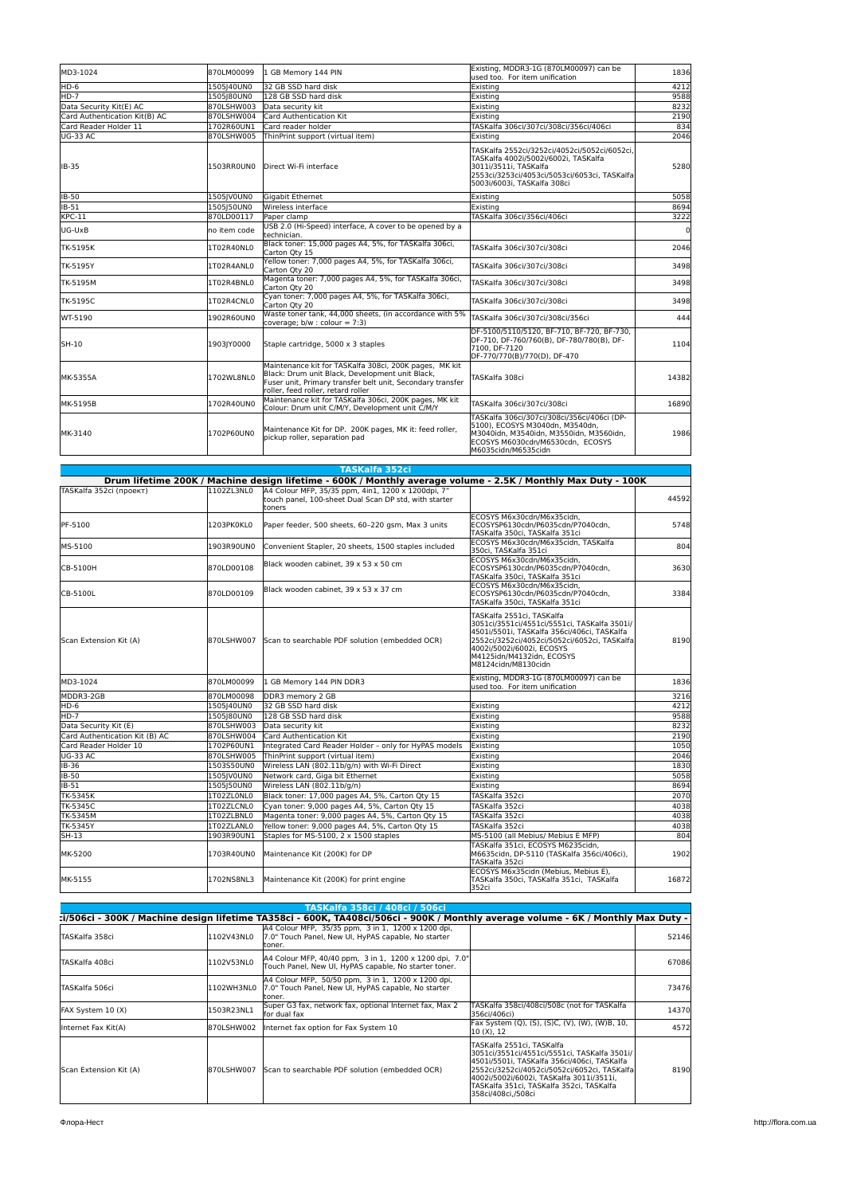| | | | | |
|---|---|---|---|---|
| MD3-1024 | 870LM00099 | 1 GB Memory 144 PIN | Existing, MDDR3-1G (870LM00097) can be used too. For item unification | 1836 |
| HD-6 | 1505J40UN0 | 32 GB SSD hard disk | Existing | 4212 |
| HD-7 | 1505J80UN0 | 128 GB SSD hard disk | Existing | 9588 |
| Data Security Kit(E) AC | 870LSHW003 | Data security kit | Existing | 8232 |
| Card Authentication Kit(B) AC | 870LSHW004 | Card Authentication Kit | Existing | 2190 |
| Card Reader Holder 11 | 1702R60UN1 | Card reader holder | TASKalfa 306ci/307ci/308ci/356ci/406ci | 834 |
| UG-33 AC | 870LSHW005 | ThinPrint support (virtual item) | Existing | 2046 |
| IB-35 | 1503RR0UN0 | Direct Wi-Fi interface | TASKalfa 2552ci/3252ci/4052ci/5052ci/6052ci, TASKalfa 4002i/5002i/6002i, TASKalfa 3011i/3511i, TASKalfa 2553ci/3253ci/4053ci/5053ci/6053ci, TASKalfa 5003i/6003i, TASKalfa 308ci | 5280 |
| IB-50 | 1505JV0UN0 | Gigabit Ethernet | Existing | 5058 |
| IB-51 | 1505J50UN0 | Wireless interface | Existing | 8694 |
| KPC-11 | 870LD00117 | Paper clamp | TASKalfa 306ci/356ci/406ci | 3222 |
| UG-UxB | no item code | USB 2.0 (Hi-Speed) interface, A cover to be opened by a technician. | | 0 |
| TK-5195K | 1T02R40NL0 | Black toner: 15,000 pages A4, 5%, for TASKalfa 306ci, Carton Qty 15 | TASKalfa 306ci/307ci/308ci | 2046 |
| TK-5195Y | 1T02R4ANL0 | Yellow toner: 7,000 pages A4, 5%, for TASKalfa 306ci, Carton Qty 20 | TASKalfa 306ci/307ci/308ci | 3498 |
| TK-5195M | 1T02R4BNL0 | Magenta toner: 7,000 pages A4, 5%, for TASKalfa 306ci, Carton Qty 20 | TASKalfa 306ci/307ci/308ci | 3498 |
| TK-5195C | 1T02R4CNL0 | Cyan toner: 7,000 pages A4, 5%, for TASKalfa 306ci, Carton Qty 20 | TASKalfa 306ci/307ci/308ci | 3498 |
| WT-5190 | 1902R60UN0 | Waste toner tank, 44,000 sheets, (in accordance with 5% coverage; b/w : colour = 7:3) | TASKalfa 306ci/307ci/308ci/356ci | 444 |
| SH-10 | 1903JY0000 | Staple cartridge, 5000 x 3 staples | DF-5100/5110/5120, BF-710, BF-720, BF-730, DF-710, DF-760/760(B), DF-780/780(B), DF-7100, DF-7120 DF-770/770(B)/770(D), DF-470 | 1104 |
| MK-5355A | 1702WL8NL0 | Maintenance kit for TASKalfa 308ci, 200K pages, MK kit Black: Drum unit Black, Development unit Black, Fuser unit, Primary transfer belt unit, Secondary transfer roller, feed roller, retard roller | TASKalfa 308ci | 14382 |
| MK-5195B | 1702R40UN0 | Maintenance kit for TASKalfa 306ci, 200K pages, MK kit Colour: Drum unit C/M/Y, Development unit C/M/Y | TASKalfa 306ci/307ci/308ci | 16890 |
| MK-3140 | 1702P60UN0 | Maintenance Kit for DP. 200K pages, MK it: feed roller, pickup roller, separation pad | TASKalfa 306ci/307ci/308ci/356ci/406ci (DP-5100), ECOSYS M3040dn, M3540dn, M3040idn, M3540idn, M3550idn, M3560idn, ECOSYS M6030cdn/M6530cdn, ECOSYS M6035cidn/M6535cidn | 1986 |

| TASKalfa 352ci | | | | |
|---|---|---|---|---|
| Drum lifetime 200K / Machine design lifetime - 600K / Monthly average volume - 2.5K / Monthly Max Duty - 100K | | | | |
| TASKalfa 352ci (проект) | 1102ZL3NL0 | A4 Colour MFP, 35/35 ppm, 4in1, 1200 x 1200dpi, 7" touch panel, 100-sheet Dual Scan DP std, with starter toners | | 44592 |
| PF-5100 | 1203PK0KL0 | Paper feeder, 500 sheets, 60–220 gsm, Max 3 units | ECOSYS M6x30cdn/M6x35cidn, ECOSYSP6130cdn/P6035cdn/P7040cdn, TASKalfa 350ci, TASKalfa 351ci | 5748 |
| MS-5100 | 1903R90UN0 | Convenient Stapler, 20 sheets, 1500 staples included | ECOSYS M6x35cidn, TASKalfa 350ci, TASKalfa 351ci | 804 |
| CB-5100H | 870LD00108 | Black wooden cabinet, 39 x 53 x 50 cm | ECOSYS M6x30cdn/M6x35cidn, ECOSYSP6130cdn/P6035cdn/P7040cdn, TASKalfa 350ci, TASKalfa 351ci | 3630 |
| CB-5100L | 870LD00109 | Black wooden cabinet, 39 x 53 x 37 cm | ECOSYS M6x30cdn/M6x35cidn, ECOSYSP6130cdn/P6035cdn/P7040cdn, TASKalfa 350ci, TASKalfa 351ci | 3384 |
| Scan Extension Kit (A) | 870LSHW007 | Scan to searchable PDF solution (embedded OCR) | TASKalfa 2551ci, TASKalfa 3051ci/3551ci/4551ci/5551ci, TASKalfa 3501i/4501i/5501i, TASKalfa 356ci/406ci, TASKalfa 2552ci/3252ci/4052ci/5052ci/6052ci, TASKalfa 4002i/5002i/6002i, ECOSYS M4125idn/M4132idn, ECOSYS M8124cidn/M8130cidn | 8190 |
| MD3-1024 | 870LM00099 | 1 GB Memory 144 PIN DDR3 | Existing, MDDR3-1G (870LM00097) can be used too. For item unification | 1836 |
| MDDR3-2GB | 870LM00098 | DDR3 memory 2 GB | | 3216 |
| HD-6 | 1505J40UN0 | 32 GB SSD hard disk | Existing | 4212 |
| HD-7 | 1505J80UN0 | 128 GB SSD hard disk | Existing | 9588 |
| Data Security Kit (E) | 870LSHW003 | Data security kit | Existing | 8232 |
| Card Authentication Kit (B) AC | 870LSHW004 | Card Authentication Kit | Existing | 2190 |
| Card Reader Holder 10 | 1702P60UN1 | Integrated Card Reader Holder – only for HyPAS models | Existing | 1050 |
| UG-33 AC | 870LSHW005 | ThinPrint support (virtual item) | Existing | 2046 |
| IB-36 | 1503S50UN0 | Wireless LAN (802.11b/g/n) with Wi-Fi Direct | Existing | 1830 |
| IB-50 | 1505JV0UN0 | Network card, Giga bit Ethernet | Existing | 5058 |
| IB-51 | 1505J50UN0 | Wireless LAN (802.11b/g/n) | Existing | 8694 |
| TK-5345K | 1T02ZL0NL0 | Black toner: 17,000 pages A4, 5%, Carton Qty 15 | TASKalfa 352ci | 2070 |
| TK-5345C | 1T02ZLCNL0 | Cyan toner: 9,000 pages A4, 5%, Carton Qty 15 | TASKalfa 352ci | 4038 |
| TK-5345M | 1T02ZLBNL0 | Magenta toner: 9,000 pages A4, 5%, Carton Qty 15 | TASKalfa 352ci | 4038 |
| TK-5345Y | 1T02ZLANL0 | Yellow toner: 9,000 pages A4, 5%, Carton Qty 15 | TASKalfa 352ci | 4038 |
| SH-13 | 1903R90UN1 | Staples for MS-5100, 2 x 1500 staples | MS-5100 (all Mebius/ Mebius E MFP) | 804 |
| MK-5200 | 1703R40UN0 | Maintenance Kit (200K) for DP | TASKalfa 351ci, ECOSYS M6235cidn, M6635cidn, DP-5110 (TASKalfa 356ci/406ci), TASKalfa 352ci | 1902 |
| MK-5155 | 1702NS8NL3 | Maintenance Kit (200K) for print engine | ECOSYS M6x35cidn (Mebius, Mebius E), TASKalfa 350ci, TASKalfa 351ci, TASKalfa 352ci | 16872 |

| TASKalfa 358ci / 408ci / 506ci | | | | |
|---|---|---|---|---|
| :i/506ci - 300K / Machine design lifetime TA358ci - 600K, TA408ci/506ci - 900K / Monthly average volume - 6K / Monthly Max Duty - | | | | |
| TASKalfa 358ci | 1102V43NL0 | A4 Colour MFP, 35/35 ppm, 3 in 1, 1200 x 1200 dpi, 7.0" Touch Panel, New UI, HyPAS capable, No starter toner. | | 52146 |
| TASKalfa 408ci | 1102V53NL0 | A4 Colour MFP, 40/40 ppm, 3 in 1, 1200 x 1200 dpi, 7.0" Touch Panel, New UI, HyPAS capable, No starter toner. | | 67086 |
| TASKalfa 506ci | 1102WH3NL0 | A4 Colour MFP, 50/50 ppm, 3 in 1, 1200 x 1200 dpi, 7.0" Touch Panel, New UI, HyPAS capable, No starter toner. | | 73476 |
| FAX System 10 (X) | 1503R23NL1 | Super G3 fax, network fax, optional Internet fax, Max 2 for dual fax | TASKalfa 358ci/408ci/508c (not for TASKalfa 356ci/406ci) | 14370 |
| Internet Fax Kit(A) | 870LSHW002 | Internet fax option for Fax System 10 | Fax System (Q), (S), (S)C, (V), (W), (W)B, 10, 10 (X), 12 | 4572 |
| Scan Extension Kit (A) | 870LSHW007 | Scan to searchable PDF solution (embedded OCR) | TASKalfa 2551ci, TASKalfa 3051ci/3551ci/4551ci/5551ci, TASKalfa 3501i/4501i/5501i, TASKalfa 356ci/406ci, TASKalfa 2552ci/3252ci/4052ci/5052ci/6052ci, TASKalfa 4002i/5002i/6002i, TASKalfa 3011i/3511i, TASKalfa 351ci, TASKalfa 352ci, TASKalfa 358ci/408ci,/508ci | 8190 |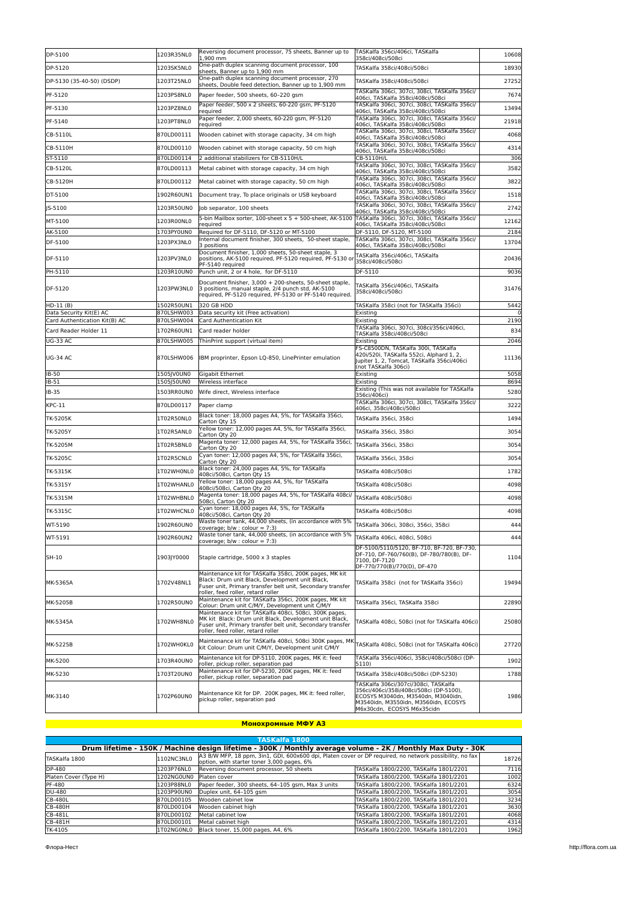| | | | | |
|---|---|---|---|---|
| DP-5100 | 1203R35NL0 | Reversing document processor, 75 sheets, Banner up to 1,900 mm | TASKalfa 356ci/406ci, TASKalfa 358ci/408ci/508ci | 10608 |
| DP-5120 | 1203SK5NL0 | One-path duplex scanning document processor, 100 sheets, Banner up to 1,900 mm | TASKalfa 358ci/408ci/508ci | 18930 |
| DP-5130 (35-40-50) (DSDP) | 1203T25NL0 | One-path duplex scanning document processor, 270 sheets, Double feed detection, Banner up to 1,900 mm | TASKalfa 358ci/408ci/508ci | 27252 |
| PF-5120 | 1203PS8NL0 | Paper feeder, 500 sheets, 60–220 gsm | TASKalfa 306ci, 307ci, 308ci, TASKalfa 356ci/ 406ci, TASKalfa 358ci/408ci/508ci | 7674 |
| PF-5130 | 1203PZ8NL0 | Paper feeder, 500 x 2 sheets, 60-220 gsm, PF-5120 required | TASKalfa 306ci, 307ci, 308ci, TASKalfa 356ci/ 406ci, TASKalfa 358ci/408ci/508ci | 13494 |
| PF-5140 | 1203PT8NL0 | Paper feeder, 2,000 sheets, 60-220 gsm, PF-5120 required | TASKalfa 306ci, 307ci, 308ci, TASKalfa 356ci/ 406ci, TASKalfa 358ci/408ci/508ci | 21918 |
| CB-5110L | 870LD00111 | Wooden cabinet with storage capacity, 34 cm high | TASKalfa 306ci, 307ci, 308ci, TASKalfa 356ci/ 406ci, TASKalfa 358ci/408ci/508ci | 4068 |
| CB-5110H | 870LD00110 | Wooden cabinet with storage capacity, 50 cm high | TASKalfa 306ci, 307ci, 308ci, TASKalfa 356ci/ 406ci, TASKalfa 358ci/408ci/508ci | 4314 |
| ST-5110 | 870LD00114 | 2 additional stabilizers for CB-5110H/L | CB-5110H/L | 306 |
| CB-5120L | 870LD00113 | Metal cabinet with storage capacity, 34 cm high | TASKalfa 306ci, 307ci, 308ci, TASKalfa 356ci/ 406ci, TASKalfa 358ci/408ci/508ci | 3582 |
| CB-5120H | 870LD00112 | Metal cabinet with storage capacity, 50 cm high | TASKalfa 306ci, 307ci, 308ci, TASKalfa 356ci/ 406ci, TASKalfa 358ci/408ci/508ci | 3822 |
| DT-5100 | 1902R60UN1 | Document tray, To place originals or USB keyboard | TASKalfa 306ci, 307ci, 308ci, TASKalfa 356ci/ 406ci, TASKalfa 358ci/408ci/508ci | 1518 |
| JS-5100 | 1203R50UN0 | Job separator, 100 sheets | TASKalfa 306ci, 307ci, 308ci, TASKalfa 356ci/ 406ci, TASKalfa 358ci/408ci/508ci | 2742 |
| MT-5100 | 1203R00NL0 | 5-bin Mailbox sorter, 100-sheet x 5 + 500-sheet, AK-5100 required | TASKalfa 306ci, 307ci, 308ci, TASKalfa 356ci/ 406ci, TASKalfa 358ci/408ci/508ci | 12162 |
| AK-5100 | 1703PY0UN0 | Required for DF-5110, DF-5120 or MT-5100 | DF-5110, DF-5120, MT-5100 | 2184 |
| DF-5100 | 1203PX3NL0 | Internal document finisher, 300 sheets, 50-sheet staple, 3 positions | TASKalfa 306ci, 307ci, 308ci, TASKalfa 356ci/ 406ci, TASKalfa 358ci/408ci/508ci | 13704 |
| DF-5110 | 1203PV3NL0 | Document finisher, 1,000 sheets, 50-sheet staple, 3 positions, AK-5100 required, PF-5120 required, PF-5130 or PF-5140 required | TASKalfa 356ci/406ci, TASKalfa 358ci/408ci/508ci | 20436 |
| PH-5110 | 1203R10UN0 | Punch unit, 2 or 4 hole, for DF-5110 | DF-5110 | 9036 |
| DF-5120 | 1203PW3NL0 | Document finisher, 3,000 + 200-sheets, 50-sheet staple, 3 positions, manual staple, 2/4 punch std, AK-5100 required, PF-5120 required, PF-5130 or PF-5140 required. | TASKalfa 356ci/406ci, TASKalfa 358ci/408ci/508ci | 31476 |
| HD-11 (B) | 1502R50UN1 | 320 GB HDD | TASKalfa 358ci (not for TASKalfa 356ci) | 5442 |
| Data Security Kit(E) AC | 870LSHW003 | Data security kit (Free activation) | Existing | 0 |
| Card Authentication Kit(B) AC | 870LSHW004 | Card Authentication Kit | Existing | 2190 |
| Card Reader Holder 11 | 1702R60UN1 | Card reader holder | TASKalfa 306ci, 307ci, 308ci/356ci/406ci, TASKalfa 358ci/408ci/508ci | 834 |
| UG-33 AC | 870LSHW005 | ThinPrint support (virtual item) | Existing | 2046 |
| UG-34 AC | 870LSHW006 | IBM proprinter, Epson LQ-850, LinePrinter emulation | FS-C8500DN, TASKalfa 300i, TASKalfa 420i/520i, TASKalfa 552ci, Alphard 1, 2, Jupiter 1, 2, Tomcat, TASKalfa 356ci/406ci (not TASKalfa 306ci) | 11136 |
| IB-50 | 1505JV0UN0 | Gigabit Ethernet | Existing | 5058 |
| IB-51 | 1505J50UN0 | Wireless interface | Existing | 8694 |
| IB-35 | 1503RR0UN0 | Wife direct, Wireless interface | Existing (This was not available for TASKalfa 356ci/406ci) | 5280 |
| KPC-11 | 870LD00117 | Paper clamp | TASKalfa 306ci, 307ci, 308ci, TASKalfa 356ci/ 406ci, 358ci/408ci/508ci | 3222 |
| TK-5205K | 1T02R50NL0 | Black toner: 18,000 pages A4, 5%, for TASKalfa 356ci, Carton Qty 15 | TASKalfa 356ci, 358ci | 1494 |
| TK-5205Y | 1T02R5ANL0 | Yellow toner: 12,000 pages A4, 5%, for TASKalfa 356ci, Carton Qty 20 | TASKalfa 356ci, 358ci | 3054 |
| TK-5205M | 1T02R5BNL0 | Magenta toner: 12,000 pages A4, 5%, for TASKalfa 356ci, Carton Qty 20 | TASKalfa 356ci, 358ci | 3054 |
| TK-5205C | 1T02R5CNL0 | Cyan toner: 12,000 pages A4, 5%, for TASKalfa 356ci, Carton Qty 20 | TASKalfa 356ci, 358ci | 3054 |
| TK-5315K | 1T02WH0NL0 | Black toner: 24,000 pages A4, 5%, for TASKalfa 408ci/508ci, Carton Qty 15 | TASKalfa 408ci/508ci | 1782 |
| TK-5315Y | 1T02WHANL0 | Yellow toner: 18,000 pages A4, 5%, for TASKalfa 408ci/508ci, Carton Qty 20 | TASKalfa 408ci/508ci | 4098 |
| TK-5315M | 1T02WHBNL0 | Magenta toner: 18,000 pages A4, 5%, for TASKalfa 408ci/ 508ci, Carton Qty 20 | TASKalfa 408ci/508ci | 4098 |
| TK-5315C | 1T02WHCNL0 | Cyan toner: 18,000 pages A4, 5%, for TASKalfa 408ci/508ci, Carton Qty 20 | TASKalfa 408ci/508ci | 4098 |
| WT-5190 | 1902R60UN0 | Waste toner tank, 44,000 sheets, (in accordance with 5% coverage; b/w : colour = 7:3) | TASKalfa 306ci, 308ci, 356ci, 358ci | 444 |
| WT-5191 | 1902R60UN2 | Waste toner tank, 44,000 sheets, (in accordance with 5% coverage; b/w : colour = 7:3) | TASKalfa 406ci, 408ci, 508ci | 444 |
| SH-10 | 1903JY0000 | Staple cartridge, 5000 x 3 staples | DF-5100/5110/5120, BF-710, BF-720, BF-730, DF-710, DF-760/760(B), DF-780/780(B), DF-7100, DF-7120 DF-770/770(B)/770(D), DF-470 | 1104 |
| MK-5365A | 1702V48NL1 | Maintenance kit for TASKalfa 358ci, 200K pages, MK kit Black: Drum unit Black, Development unit Black, Fuser unit, Primary transfer belt unit, Secondary transfer roller, feed roller, retard roller | TASKalfa 358ci (not for TASKalfa 356ci) | 19494 |
| MK-5205B | 1702R50UN0 | Maintenance kit for TASKalfa 356ci, 200K pages, MK kit Colour: Drum unit C/M/Y, Development unit C/M/Y | TASKalfa 356ci, TASKalfa 358ci | 22890 |
| MK-5345A | 1702WH8NL0 | Maintenance kit for TASKalfa 408ci, 508ci, 300K pages, MK kit Black: Drum unit Black, Development unit Black, Fuser unit, Primary transfer belt unit, Secondary transfer roller, feed roller, retard roller | TASKalfa 408ci, 508ci (not for TASKalfa 406ci) | 25080 |
| MK-5225B | 1702WH0KL0 | Maintenance kit for TASKalfa 408ci, 508ci 300K pages, MK kit Colour: Drum unit C/M/Y, Development unit C/M/Y | TASKalfa 408ci, 508ci (not for TASKalfa 406ci) | 27720 |
| MK-5200 | 1703R40UN0 | Maintenance kit for DP-5110, 200K pages, MK it: feed roller, pickup roller, separation pad | TASKalfa 356ci/406ci, 358ci/408ci/508ci (DP-5110) | 1902 |
| MK-5230 | 1703T20UN0 | Maintenance kit for DP-5230, 200K pages, MK it: feed roller, pickup roller, separation pad | TASKalfa 358ci/408ci/508ci (DP-5230) | 1788 |
| MK-3140 | 1702P60UN0 | Maintenance Kit for DP. 200K pages, MK it: feed roller, pickup roller, separation pad | TASKalfa 306ci/307ci/308ci, TASKalfa 356ci/406ci/358i/408ci/508ci (DP-5100), ECOSYS M3040dn, M3540dn, M3040idn, M3540idn, M3550idn, M3560idn, ECOSYS M6x30cdn, ECOSYS M6x35cidn | 1986 |

## Монохромные МФУ А3

### TASKalfa 1800

**Drum lifetime - 150K / Machine design lifetime - 300K / Monthly average volume - 2K / Monthly Max Duty - 30K**

| | | | | |
|---|---|---|---|---|
| TASKalfa 1800 | 1102NC3NL0 | A3 B/W MFP, 18 ppm, 3in1, GDI, 600x600 dpi, Platen cover or DP required, no network possibility, no fax option, with starter toner 3,000 pages, 6% | | 18726 |
| DP-480 | 1203P76NL0 | Reversing document processor, 50 sheets | TASKalfa 1800/2200, TASKalfa 1801/2201 | 7116 |
| Platen Cover (Type H) | 1202NG0UN0 | Platen cover | TASKalfa 1800/2200, TASKalfa 1801/2201 | 1002 |
| PF-480 | 1203P88NL0 | Paper feeder, 300 sheets, 64–105 gsm, Max 3 units | TASKalfa 1800/2200, TASKalfa 1801/2201 | 6324 |
| DU-480 | 1203P90UN0 | Duplex unit, 64–105 gsm | TASKalfa 1800/2200, TASKalfa 1801/2201 | 3054 |
| CB-480L | 870LD00105 | Wooden cabinet low | TASKalfa 1800/2200, TASKalfa 1801/2201 | 3234 |
| CB-480H | 870LD00104 | Wooden cabinet high | TASKalfa 1800/2200, TASKalfa 1801/2201 | 3630 |
| CB-481L | 870LD00102 | Metal cabinet low | TASKalfa 1800/2200, TASKalfa 1801/2201 | 4068 |
| CB-481H | 870LD00101 | Metal cabinet high | TASKalfa 1800/2200, TASKalfa 1801/2201 | 4314 |
| TK-4105 | 1T02NG0NL0 | Black toner, 15,000 pages, A4, 6% | TASKalfa 1800/2200, TASKalfa 1801/2201 | 1962 |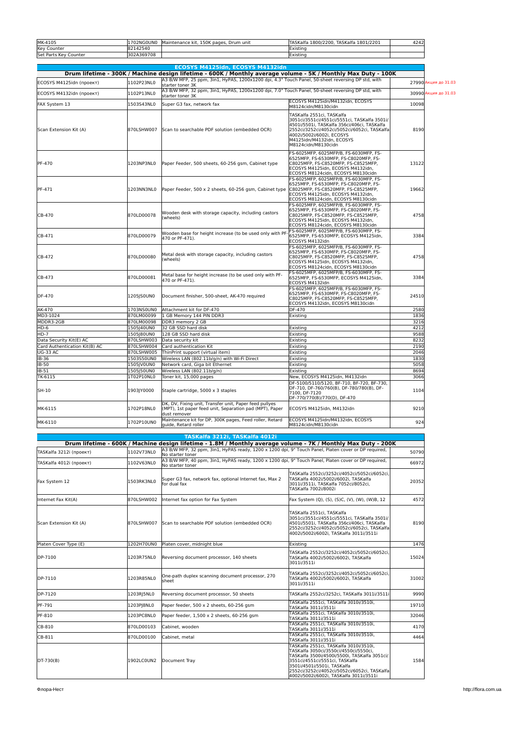| | | | | |
|---|---|---|---|---|
| MK-4105 | 1702NG0UN0 | Maintenance kit, 150K pages, Drum unit | TASKalfa 1800/2200, TASKalfa 1801/2201 | 4242 |
| Key Counter | 82142540 | | Existing | |
| Set Parts Key Counter | 302A369708 | | Existing | |

## ECOSYS M4125idn, ECOSYS M4132idn

**Drum lifetime - 300K / Machine design lifetime - 600K / Monthly average volume - 5K / Monthly Max Duty - 100K**

| | | | | | |
|---|---|---|---|---|---|
| ECOSYS M4125idn (проект) | 1102P23NL0 | A3 B/W MFP, 25 ppm, 3in1, HyPAS, 1200x1200 dpi, 4.3" Touch Panel, 50-sheet reversing DP std, with starter toner 3K | | 27990 | Акция до 31.03 |
| ECOSYS M4132idn (проект) | 1102P13NL0 | A3 B/W MFP, 32 ppm, 3in1, HyPAS, 1200x1200 dpi, 7.0" Touch Panel, 50-sheet reversing DP std, with starter toner 3K | | 30990 | Акция до 31.03 |
| FAX System 13 | 1503S43NL0 | Super G3 fax, network fax | ECOSYS M4125idn/M4132idn, ECOSYS M8124cidn/M8130cidn | 10098 | |
| Scan Extension Kit (A) | 870LSHW007 | Scan to searchable PDF solution (embedded OCR) | TASKalfa 2551ci, TASKalfa 3051ci/3551ci/4551ci/5551ci, TASKalfa 3501i/4501i/5501i, TASKalfa 356ci/406ci, TASKalfa 2552ci/3252ci/4052ci/5052ci/6052ci, TASKalfa 4002i/5002i/6002i, ECOSYS M4125idn/M4132idn, ECOSYS M8124cidn/M8130cidn | 8190 | |
| PF-470 | 1203NP3NL0 | Paper Feeder, 500 sheets, 60-256 gsm, Cabinet type | FS-6025MFP, 6025MFP/B, FS-6030MFP, FS-6525MFP, FS-6530MFP, FS-C8020MFP, FS-C8025MFP, FS-C8520MFP, FS-C8525MFP, ECOSYS M4125idn, ECOSYS M4132idn, ECOSYS M8124cidn, ECOSYS M8130cidn | 13122 | |
| PF-471 | 1203NN3NL0 | Paper Feeder, 500 x 2 sheets, 60-256 gsm, Cabinet type | FS-6025MFP, 6025MFP/B, FS-6030MFP, FS-6525MFP, FS-6530MFP, FS-C8020MFP, FS-C8025MFP, FS-C8520MFP, FS-C8525MFP, ECOSYS M4125idn, ECOSYS M4132idn, ECOSYS M8124cidn, ECOSYS M8130cidn | 19662 | |
| CB-470 | 870LD00078 | Wooden desk with storage capacity, including castors (wheels) | FS-6025MFP, 6025MFP/B, FS-6030MFP, FS-6525MFP, FS-6530MFP, FS-C8020MFP, FS-C8025MFP, FS-C8520MFP, FS-C8525MFP, ECOSYS M4125idn, ECOSYS M4132idn, ECOSYS M8124cidn, ECOSYS M8130cidn | 4758 | |
| CB-471 | 870LD00079 | Wooden base for height increase (to be used only with PF-470 or PF-471). | FS-6025MFP, 6025MFP/B, FS-6030MFP, FS-6525MFP, FS-6530MFP, ECOSYS M4125idn, ECOSYS M4132idn | 3384 | |
| CB-472 | 870LD00080 | Metal desk with storage capacity, including castors (wheels) | FS-6025MFP, 6025MFP/B, FS-6030MFP, FS-6525MFP, FS-6530MFP, FS-C8020MFP, FS-C8025MFP, FS-C8520MFP, FS-C8525MFP, ECOSYS M4125idn, ECOSYS M4132idn, ECOSYS M8124cidn, ECOSYS M8130cidn | 4758 | |
| CB-473 | 870LD00081 | Metal base for height increase (to be used only with PF-470 or PF-471). | FS-6025MFP, 6025MFP/B, FS-6030MFP, FS-6525MFP, FS-6530MFP, ECOSYS M4125idn, ECOSYS M4132idn | 3384 | |
| DF-470 | 1205JS0UN0 | Document finisher, 500-sheet, AK-470 required | FS-6025MFP, 6025MFP/B, FS-6030MFP, FS-6525MFP, FS-6530MFP, FS-C8020MFP, FS-C8025MFP, FS-C8520MFP, FS-C8525MFP, ECOSYS M4132idn, ECOSYS M8130cidn | 24510 | |
| AK-470 | 1703NS0UN0 | Attachment kit for DF-470 | DF-470 | 2580 | |
| MD3-1024 | 870LM00099 | 1 GB Memory 144 PIN DDR3 | Existing | 1836 | |
| MDDR3-2GB | 870LM00098 | DDR3 memory 2 GB | | 3216 | |
| HD-6 | 1505J40UN0 | 32 GB SSD hard disk | Existing | 4212 | |
| HD-7 | 1505J80UN0 | 128 GB SSD hard disk | Existing | 9588 | |
| Data Security Kit(E) AC | 870LSHW003 | Data security kit | Existing | 8232 | |
| Card Authentication Kit(B) AC | 870LSHW004 | Card authentication Kit | Existing | 2190 | |
| UG-33 AC | 870LSHW005 | ThinPrint support (virtual item) | Existing | 2046 | |
| IB-36 | 1503S50UN0 | Wireless LAN (802.11b/g/n) with Wi-Fi Direct | Existing | 1830 | |
| IB-50 | 1505JV0UN0 | Network card, Giga bit Ethernet | Existing | 5058 | |
| IB-51 | 1505J50UN0 | Wireless LAN (802.11b/g/n) | Existing | 8694 | |
| TK-6115 | 1T02P10NL0 | Toner kit, 15,000 pages | New, ECOSYS M4125idn, M4132idn | 3066 | |
| SH-10 | 1903JY0000 | Staple cartridge, 5000 x 3 staples | DF-5100/5110/5120, BF-710, BF-720, BF-730, DF-710, DF-760/760(B), DF-780/780(B), DF-7100, DF-7120 DF-770/770(B)/770(D), DF-470 | 1104 | |
| MK-6115 | 1702P18NL0 | DK, DV, Fixing unit, Transfer unit, Paper feed pullyes (MPT), 1st paper feed unit, Separation pad (MPT), Paper dust remover | ECOSYS M4125idn, M4132idn | 9210 | |
| MK-6110 | 1702P10NU0 | Maintenance kit for DP, 300K pages, Feed roller, Retard guide, Retard roller | ECOSYS M4125idn/M4132idn, ECOSYS M8124cidn/M8130cidn | 924 | |

## TASKalfa 3212i, TASKalfa 4012i

**Drum lifetime - 600K / Machine design lifetime - 1.8M / Monthly average volume - 7K / Monthly Max Duty - 200K**

| | | | | |
|---|---|---|---|---|
| TASKalfa 3212i (проект) | 1102V73NL0 | A3 B/W MFP, 32 ppm, 3in1, HyPAS ready, 1200 x 1200 dpi, 9" Touch Panel, Platen cover or DP required, No starter toner | | 50790 |
| TASKalfa 4012i (проект) | 1102V63NL0 | A3 B/W MFP, 40 ppm, 3in1, HyPAS ready, 1200 x 1200 dpi, 9" Touch Panel, Platen cover or DP required, No starter toner | | 66972 |
| Fax System 12 | 1503RK3NL0 | Super G3 fax, network fax, optional Internet fax, Max 2 for dual fax | TASKalfa 2552ci/3252ci/4052ci/5052ci/6052ci, TASKalfa 4002i/5002i/6002i, TASKalfa 3011i/3511i, TASKalfa 7052ci/8052ci, TASKalfa 7002i/8002i | 20352 |
| Internet Fax Kit(A) | 870LSHW002 | Internet fax option for Fax System | Fax System (Q), (S), (S)C, (V), (W), (W)B, 12 | 4572 |
| Scan Extension Kit (A) | 870LSHW007 | Scan to searchable PDF solution (embedded OCR) | TASKalfa 2551ci, TASKalfa 3051ci/3551ci/4551ci/5551ci, TASKalfa 3501i/4501i/5501i, TASKalfa 356ci/406ci, TASKalfa 2552ci/3252ci/4052ci/5052ci/6052ci, TASKalfa 4002i/5002i/6002i, TASKalfa 3011i/3511i | 8190 |
| Platen Cover Type (E) | 1202H70UN0 | Platen cover, midnight blue | Existing | 1476 |
| DP-7100 | 1203R75NL0 | Reversing document processor, 140 sheets | TASKalfa 2552ci/3252ci/4052ci/5052ci/6052ci, TASKalfa 4002i/5002i/6002i, TASKalfa 3011i/3511i | 15024 |
| DP-7110 | 1203R85NL0 | One-path duplex scanning document processor, 270 sheet | TASKalfa 2552ci/3252ci/4052ci/5052ci/6052ci, TASKalfa 4002i/5002i/6002i, TASKalfa 3011i/3511i | 31002 |
| DP-7120 | 1203RJ5NL0 | Reversing document processor, 50 sheets | TASKalfa 2552ci/3252ci, TASKalfa 3011i/3511i | 9990 |
| PF-791 | 1203PJ8NL0 | Paper feeder, 500 x 2 sheets, 60-256 gsm | TASKalfa 2551ci, TASKalfa 3010i/3510i, TASKalfa 3011i/3511i | 19710 |
| PF-810 | 1203PC8NL0 | Paper feeder, 1,500 x 2 sheets, 60-256 gsm | TASKalfa 2551ci, TASKalfa 3010i/3510i, TASKalfa 3011i/3511i | 32046 |
| CB-810 | 870LD00103 | Cabinet, wooden | TASKalfa 2551ci, TASKalfa 3010i/3510i, TASKalfa 3011i/3511i | 4170 |
| CB-811 | 870LD00100 | Cabinet, metal | TASKalfa 2551ci, TASKalfa 3010i/3510i, TASKalfa 3011i/3511i | 4464 |
| DT-730(B) | 1902LC0UN2 | Document Tray | TASKalfa 2551ci, TASKalfa 3010i/3510i, TASKalfa 3050ci/3550ci/4550ci/5550ci, TASKalfa 3500i/4500i/5500i, TASKalfa 3051ci/3551ci/4551ci/5551ci, TASKalfa 3501i/4501i/5501i, TASKalfa 2552ci/3252ci/4052ci/5052ci/6052ci, TASKalfa 4002i/5002i/6002i, TASKalfa 3011i/3511i | 1584 |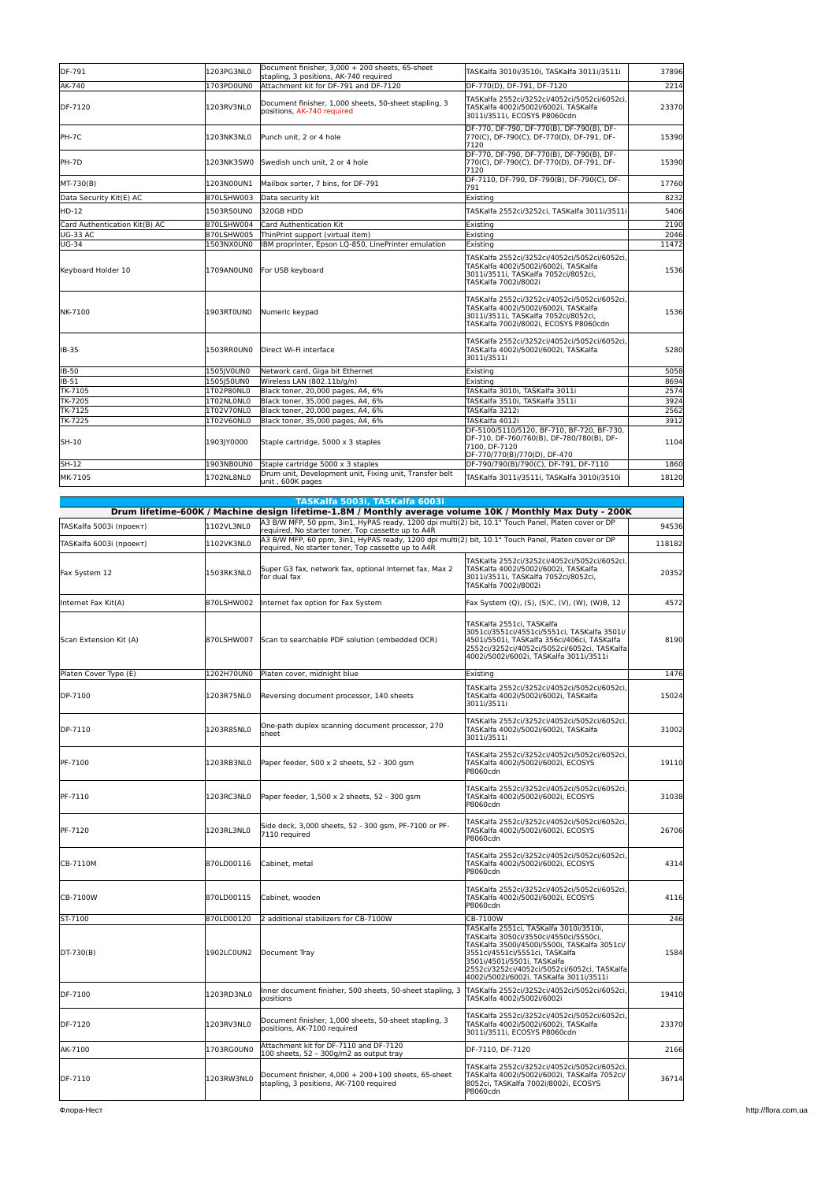| | | | | |
|---|---|---|---|---|
| DF-791 | 1203PG3NL0 | Document finisher, 3,000 + 200 sheets, 65-sheet stapling, 3 positions, AK-740 required | TASKalfa 3010i/3510i, TASKalfa 3011i/3511i | 37896 |
| AK-740 | 1703PD0UN0 | Attachment kit for DF-791 and DF-7120 | DF-770(D), DF-791, DF-7120 | 2214 |
| DF-7120 | 1203RV3NL0 | Document finisher, 1,000 sheets, 50-sheet stapling, 3 positions, AK-740 required | TASKalfa 2552ci/3252ci/4052ci/5052ci/6052ci, TASKalfa 4002i/5002i/6002i, TASKalfa 3011i/3511i, ECOSYS P8060cdn | 23370 |
| PH-7C | 1203NK3NL0 | Punch unit, 2 or 4 hole | DF-770, DF-790, DF-770(B), DF-790(B), DF-770(C), DF-790(C), DF-770(D), DF-791, DF-7120 | 15390 |
| PH-7D | 1203NK3SW0 | Swedish unch unit, 2 or 4 hole | DF-770, DF-790, DF-770(B), DF-790(B), DF-770(C), DF-790(C), DF-770(D), DF-791, DF-7120 | 15390 |
| MT-730(B) | 1203N00UN1 | Mailbox sorter, 7 bins, for DF-791 | DF-7110, DF-790, DF-790(B), DF-790(C), DF-791 | 17760 |
| Data Security Kit(E) AC | 870LSHW003 | Data security kit | Existing | 8232 |
| HD-12 | 1503RS0UN0 | 320GB HDD | TASKalfa 2552ci/3252ci, TASKalfa 3011i/3511i | 5406 |
| Card Authentication Kit(B) AC | 870LSHW004 | Card Authentication Kit | Existing | 2190 |
| UG-33 AC | 870LSHW005 | ThinPrint support (virtual item) | Existing | 2046 |
| UG-34 | 1503NX0UN0 | IBM proprinter, Epson LQ-850, LinePrinter emulation | Existing | 11472 |
| Keyboard Holder 10 | 1709AN0UN0 | For USB keyboard | TASKalfa 2552ci/3252ci/4052ci/5052ci/6052ci, TASKalfa 4002i/5002i/6002i, TASKalfa 3011i/3511i, TASKalfa 7052ci/8052ci, TASKalfa 7002i/8002i | 1536 |
| NK-7100 | 1903RT0UN0 | Numeric keypad | TASKalfa 2552ci/3252ci/4052ci/5052ci/6052ci, TASKalfa 4002i/5002i/6002i, TASKalfa 3011i/3511i, TASKalfa 7052ci/8052ci, TASKalfa 7002i/8002i, ECOSYS P8060cdn | 1536 |
| IB-35 | 1503RR0UN0 | Direct Wi-Fi interface | TASKalfa 2552ci/3252ci/4052ci/5052ci/6052ci, TASKalfa 4002i/5002i/6002i, TASKalfa 3011i/3511i | 5280 |
| IB-50 | 1505JV0UN0 | Network card, Giga bit Ethernet | Existing | 5058 |
| IB-51 | 1505J50UN0 | Wireless LAN (802.11b/g/n) | Existing | 8694 |
| TK-7105 | 1T02P80NL0 | Black toner, 20,000 pages, A4, 6% | TASKalfa 3010i, TASKalfa 3011i | 2574 |
| TK-7205 | 1T02NL0NL0 | Black toner, 35,000 pages, A4, 6% | TASKalfa 3510i, TASKalfa 3511i | 3924 |
| TK-7125 | 1T02V70NL0 | Black toner, 20,000 pages, A4, 6% | TASKalfa 3212i | 2562 |
| TK-7225 | 1T02V60NL0 | Black toner, 35,000 pages, A4, 6% | TASKalfa 4012i | 3912 |
| SH-10 | 1903JY0000 | Staple cartridge, 5000 x 3 staples | DF-5100/5110/5120, BF-710, BF-720, BF-730, DF-710, DF-760/760(B), DF-780/780(B), DF-7100, DF-7120 DF-770/770(B)/770(D), DF-470 | 1104 |
| SH-12 | 1903NB0UN0 | Staple cartridge 5000 x 3 staples | DF-790/790(B)/790(C), DF-791, DF-7110 | 1860 |
| MK-7105 | 1702NL8NL0 | Drum unit, Development unit, Fixing unit, Transfer belt unit , 600K pages | TASKalfa 3011i/3511i, TASKalfa 3010i/3510i | 18120 |

| **TASKalfa 5003i, TASKalfa 6003i** | | | | |
|---|---|---|---|---|
| **Drum lifetime-600K / Machine design lifetime-1.8M / Monthly average volume 10K / Monthly Max Duty - 200K** | | | | |
| TASKalfa 5003i (проект) | 1102VL3NL0 | A3 B/W MFP, 50 ppm, 3in1, HyPAS ready, 1200 dpi multi(2) bit, 10.1" Touch Panel, Platen cover or DP required, No starter toner, Top cassette up to A4R | | 94536 |
| TASKalfa 6003i (проект) | 1102VK3NL0 | A3 B/W MFP, 60 ppm, 3in1, HyPAS ready, 1200 dpi multi(2) bit, 10.1" Touch Panel, Platen cover or DP required, No starter toner, Top cassette up to A4R | | 118182 |
| Fax System 12 | 1503RK3NL0 | Super G3 fax, network fax, optional Internet fax, Max 2 for dual fax | TASKalfa 2552ci/3252ci/4052ci/5052ci/6052ci, TASKalfa 4002i/5002i/6002i, TASKalfa 3011i/3511i, TASKalfa 7052ci/8052ci, TASKalfa 7002i/8002i | 20352 |
| Internet Fax Kit(A) | 870LSHW002 | Internet fax option for Fax System | Fax System (Q), (S), (S)C, (V), (W), (W)B, 12 | 4572 |
| Scan Extension Kit (A) | 870LSHW007 | Scan to searchable PDF solution (embedded OCR) | TASKalfa 2551ci, TASKalfa 3051ci/3551ci/4551ci/5551ci, TASKalfa 3501i/4501i/5501i, TASKalfa 356ci/406ci, TASKalfa 2552ci/3252ci/4052ci/5052ci/6052ci, TASKalfa 4002i/5002i/6002i, TASKalfa 3011i/3511i | 8190 |
| Platen Cover Type (E) | 1202H70UN0 | Platen cover, midnight blue | Existing | 1476 |
| DP-7100 | 1203R75NL0 | Reversing document processor, 140 sheets | TASKalfa 2552ci/3252ci/4052ci/5052ci/6052ci, TASKalfa 4002i/5002i/6002i, TASKalfa 3011i/3511i | 15024 |
| DP-7110 | 1203R85NL0 | One-path duplex scanning document processor, 270 sheet | TASKalfa 2552ci/3252ci/4052ci/5052ci/6052ci, TASKalfa 4002i/5002i/6002i, TASKalfa 3011i/3511i | 31002 |
| PF-7100 | 1203RB3NL0 | Paper feeder, 500 x 2 sheets, 52 - 300 gsm | TASKalfa 2552ci/3252ci/4052ci/5052ci/6052ci, TASKalfa 4002i/5002i/6002i, ECOSYS P8060cdn | 19110 |
| PF-7110 | 1203RC3NL0 | Paper feeder, 1,500 x 2 sheets, 52 - 300 gsm | TASKalfa 2552ci/3252ci/4052ci/5052ci/6052ci, TASKalfa 4002i/5002i/6002i, ECOSYS P8060cdn | 31038 |
| PF-7120 | 1203RL3NL0 | Side deck, 3,000 sheets, 52 - 300 gsm, PF-7100 or PF-7110 required | TASKalfa 2552ci/3252ci/4052ci/5052ci/6052ci, TASKalfa 4002i/5002i/6002i, ECOSYS P8060cdn | 26706 |
| CB-7110M | 870LD00116 | Cabinet, metal | TASKalfa 2552ci/3252ci/4052ci/5052ci/6052ci, TASKalfa 4002i/5002i/6002i, ECOSYS P8060cdn | 4314 |
| CB-7100W | 870LD00115 | Cabinet, wooden | TASKalfa 2552ci/3252ci/4052ci/5052ci/6052ci, TASKalfa 4002i/5002i/6002i, ECOSYS P8060cdn | 4116 |
| ST-7100 | 870LD00120 | 2 additional stabilizers for CB-7100W | CB-7100W | 246 |
| DT-730(B) | 1902LC0UN2 | Document Tray | TASKalfa 2551ci, TASKalfa 3010i/3510i, TASKalfa 3050ci/3550ci/4550ci/5550ci, TASKalfa 3500i/4500i/5500i, TASKalfa 3051ci/3551ci/4551ci/5551ci, TASKalfa 3501i/4501i/5501i, TASKalfa 2552ci/3252ci/4052ci/5052ci/6052ci, TASKalfa 4002i/5002i/6002i, TASKalfa 3011i/3511i | 1584 |
| DF-7100 | 1203RD3NL0 | Inner document finisher, 500 sheets, 50-sheet stapling, 3 positions | TASKalfa 2552ci/3252ci/4052ci/5052ci/6052ci, TASKalfa 4002i/5002i/6002i | 19410 |
| DF-7120 | 1203RV3NL0 | Document finisher, 1,000 sheets, 50-sheet stapling, 3 positions, AK-7100 required | TASKalfa 2552ci/3252ci/4052ci/5052ci/6052ci, TASKalfa 4002i/5002i/6002i, TASKalfa 3011i/3511i, ECOSYS P8060cdn | 23370 |
| AK-7100 | 1703RG0UN0 | Attachment kit for DF-7110 and DF-7120 100 sheets, 52 – 300g/m2 as output tray | DF-7110, DF-7120 | 2166 |
| DF-7110 | 1203RW3NL0 | Document finisher, 4,000 + 200+100 sheets, 65-sheet stapling, 3 positions, AK-7100 required | TASKalfa 2552ci/3252ci/4052ci/5052ci/6052ci, TASKalfa 4002i/5002i/6002i, TASKalfa 7052ci/8052ci, TASKalfa 7002i/8002i, ECOSYS P8060cdn | 36714 |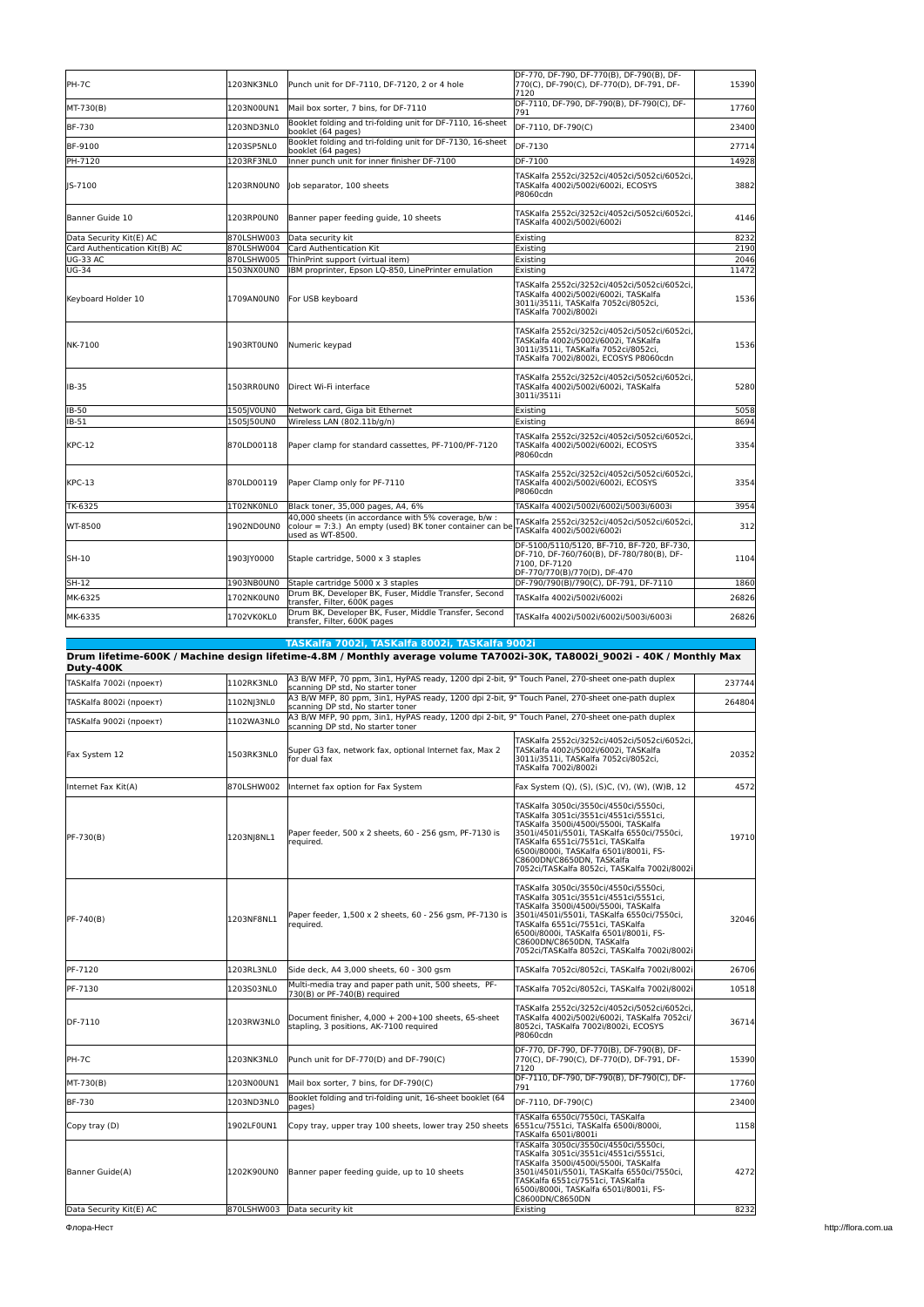| | | | | |
|---|---|---|---|---|
| PH-7C | 1203NK3NL0 | Punch unit for DF-7110, DF-7120, 2 or 4 hole | DF-770, DF-790, DF-770(B), DF-790(B), DF-770(C), DF-790(C), DF-770(D), DF-791, DF-7120 | 15390 |
| MT-730(B) | 1203N00UN1 | Mail box sorter, 7 bins, for DF-7110 | DF-7110, DF-790, DF-790(B), DF-790(C), DF-791 | 17760 |
| BF-730 | 1203ND3NL0 | Booklet folding and tri-folding unit for DF-7110, 16-sheet booklet (64 pages) | DF-7110, DF-790(C) | 23400 |
| BF-9100 | 1203SP5NL0 | Booklet folding and tri-folding unit for DF-7130, 16-sheet booklet (64 pages) | DF-7130 | 27714 |
| PH-7120 | 1203RF3NL0 | Inner punch unit for inner finisher DF-7100 | DF-7100 | 14928 |
| JS-7100 | 1203RN0UN0 | Job separator, 100 sheets | TASKalfa 2552ci/3252ci/4052ci/5052ci/6052ci, TASKalfa 4002i/5002i/6002i, ECOSYS P8060cdn | 3882 |
| Banner Guide 10 | 1203RP0UN0 | Banner paper feeding guide, 10 sheets | TASKalfa 2552ci/3252ci/4052ci/5052ci/6052ci, TASKalfa 4002i/5002i/6002i | 4146 |
| Data Security Kit(E) AC | 870LSHW003 | Data security kit | Existing | 8232 |
| Card Authentication Kit(B) AC | 870LSHW004 | Card Authentication Kit | Existing | 2190 |
| UG-33 AC | 870LSHW005 | ThinPrint support (virtual item) | Existing | 2046 |
| UG-34 | 1503NX0UN0 | IBM proprinter, Epson LQ-850, LinePrinter emulation | Existing | 11472 |
| Keyboard Holder 10 | 1709AN0UN0 | For USB keyboard | TASKalfa 2552ci/3252ci/4052ci/5052ci/6052ci, TASKalfa 4002i/5002i/6002i, TASKalfa 3011i/3511i, TASKalfa 7052ci/8052ci, TASKalfa 7002i/8002i | 1536 |
| NK-7100 | 1903RT0UN0 | Numeric keypad | TASKalfa 2552ci/3252ci/4052ci/5052ci/6052ci, TASKalfa 4002i/5002i/6002i, TASKalfa 3011i/3511i, TASKalfa 7052ci/8052ci, TASKalfa 7002i/8002i, ECOSYS P8060cdn | 1536 |
| IB-35 | 1503RR0UN0 | Direct Wi-Fi interface | TASKalfa 2552ci/3252ci/4052ci/5052ci/6052ci, TASKalfa 4002i/5002i/6002i, TASKalfa 3011i/3511i | 5280 |
| IB-50 | 1505JV0UN0 | Network card, Giga bit Ethernet | Existing | 5058 |
| IB-51 | 1505J50UN0 | Wireless LAN (802.11b/g/n) | Existing | 8694 |
| KPC-12 | 870LD00118 | Paper clamp for standard cassettes, PF-7100/PF-7120 | TASKalfa 2552ci/3252ci/4052ci/5052ci/6052ci, TASKalfa 4002i/5002i/6002i, ECOSYS P8060cdn | 3354 |
| KPC-13 | 870LD00119 | Paper Clamp only for PF-7110 | TASKalfa 2552ci/3252ci/4052ci/5052ci/6052ci, TASKalfa 4002i/5002i/6002i, ECOSYS P8060cdn | 3354 |
| TK-6325 | 1T02NK0NL0 | Black toner, 35,000 pages, A4, 6% | TASKalfa 4002i/5002i/6002i/5003i/6003i | 3954 |
| WT-8500 | 1902ND0UN0 | 40,000 sheets (in accordance with 5% coverage, b/w : colour = 7:3.) An empty (used) BK toner container can be used as WT-8500. | TASKalfa 2552ci/3252ci/4052ci/5052ci/6052ci, TASKalfa 4002i/5002i/6002i | 312 |
| SH-10 | 1903JY0000 | Staple cartridge, 5000 x 3 staples | DF-5100/5110/5120, BF-710, BF-720, BF-730, DF-710, DF-760/760(B), DF-780/780(B), DF-7100, DF-7120 DF-770/770(B)/770(D), DF-470 | 1104 |
| SH-12 | 1903NB0UN0 | Staple cartridge 5000 x 3 staples | DF-790/790(B)/790(C), DF-791, DF-7110 | 1860 |
| MK-6325 | 1702NK0UN0 | Drum BK, Developer BK, Fuser, Middle Transfer, Second transfer, Filter, 600K pages | TASKalfa 4002i/5002i/6002i | 26826 |
| MK-6335 | 1702VK0KL0 | Drum BK, Developer BK, Fuser, Middle Transfer, Second transfer, Filter, 600K pages | TASKalfa 4002i/5002i/6002i/5003i/6003i | 26826 |

## TASKalfa 7002i, TASKalfa 8002i, TASKalfa 9002i

**Drum lifetime-600K / Machine design lifetime-4.8M / Monthly average volume TA7002i-30K, TA8002i_9002i - 40K / Monthly Max Duty-400K**

| | | | | |
|---|---|---|---|---|
| TASKalfa 7002i (проект) | 1102RK3NL0 | A3 B/W MFP, 70 ppm, 3in1, HyPAS ready, 1200 dpi 2-bit, 9" Touch Panel, 270-sheet one-path duplex scanning DP std, No starter toner | | 237744 |
| TASKalfa 8002i (проект) | 1102NJ3NL0 | A3 B/W MFP, 80 ppm, 3in1, HyPAS ready, 1200 dpi 2-bit, 9" Touch Panel, 270-sheet one-path duplex scanning DP std, No starter toner | | 264804 |
| TASKalfa 9002i (проект) | 1102WA3NL0 | A3 B/W MFP, 90 ppm, 3in1, HyPAS ready, 1200 dpi 2-bit, 9" Touch Panel, 270-sheet one-path duplex scanning DP std, No starter toner | | |
| Fax System 12 | 1503RK3NL0 | Super G3 fax, network fax, optional Internet fax, Max 2 for dual fax | TASKalfa 2552ci/3252ci/4052ci/5052ci/6052ci, TASKalfa 4002i/5002i/6002i, TASKalfa 3011i/3511i, TASKalfa 7052ci/8052ci, TASKalfa 7002i/8002i | 20352 |
| Internet Fax Kit(A) | 870LSHW002 | Internet fax option for Fax System | Fax System (Q), (S), (S)C, (V), (W), (W)B, 12 | 4572 |
| PF-730(B) | 1203NJ8NL1 | Paper feeder, 500 x 2 sheets, 60 - 256 gsm, PF-7130 is required. | TASKalfa 3050ci/3550ci/4550ci/5550ci, TASKalfa 3051ci/3551ci/4551ci/5551ci, TASKalfa 3500i/4500i/5500i, TASKalfa 3501i/4501i/5501i, TASKalfa 6550ci/7550ci, TASKalfa 6551ci/7551ci, TASKalfa 6500i/8000i, TASKalfa 6501i/8001i, FS-C8600DN/C8650DN, TASKalfa 7052ci/TASKalfa 8052ci, TASKalfa 7002i/8002i | 19710 |
| PF-740(B) | 1203NF8NL1 | Paper feeder, 1,500 x 2 sheets, 60 - 256 gsm, PF-7130 is required. | TASKalfa 3050ci/3550ci/4550ci/5550ci, TASKalfa 3051ci/3551ci/4551ci/5551ci, TASKalfa 3500i/4500i/5500i, TASKalfa 3501i/4501i/5501i, TASKalfa 6550ci/7550ci, TASKalfa 6551ci/7551ci, TASKalfa 6500i/8000i, TASKalfa 6501i/8001i, FS-C8600DN/C8650DN, TASKalfa 7052ci/TASKalfa 8052ci, TASKalfa 7002i/8002i | 32046 |
| PF-7120 | 1203RL3NL0 | Side deck, A4 3,000 sheets, 60 - 300 gsm | TASKalfa 7052ci/8052ci, TASKalfa 7002i/8002i | 26706 |
| PF-7130 | 1203S03NL0 | Multi-media tray and paper path unit, 500 sheets, PF-730(B) or PF-740(B) required | TASKalfa 7052ci/8052ci, TASKalfa 7002i/8002i | 10518 |
| DF-7110 | 1203RW3NL0 | Document finisher, 4,000 + 200+100 sheets, 65-sheet stapling, 3 positions, AK-7100 required | TASKalfa 2552ci/3252ci/4052ci/5052ci/6052ci, TASKalfa 4002i/5002i/6002i, TASKalfa 7052ci/8052ci, TASKalfa 7002i/8002i, ECOSYS P8060cdn | 36714 |
| PH-7C | 1203NK3NL0 | Punch unit for DF-770(D) and DF-790(C) | DF-770, DF-790, DF-770(B), DF-790(B), DF-770(C), DF-790(C), DF-770(D), DF-791, DF-7120 | 15390 |
| MT-730(B) | 1203N00UN1 | Mail box sorter, 7 bins, for DF-790(C) | DF-7110, DF-790, DF-790(B), DF-790(C), DF-791 | 17760 |
| BF-730 | 1203ND3NL0 | Booklet folding and tri-folding unit, 16-sheet booklet (64 pages) | DF-7110, DF-790(C) | 23400 |
| Copy tray (D) | 1902LF0UN1 | Copy tray, upper tray 100 sheets, lower tray 250 sheets | TASKalfa 6550ci/7550ci, TASKalfa 6551cu/7551ci, TASKalfa 6500i/8000i, TASKalfa 6501i/8001i | 1158 |
| Banner Guide(A) | 1202K90UN0 | Banner paper feeding guide, up to 10 sheets | TASKalfa 3050ci/3550ci/4550ci/5550ci, TASKalfa 3051ci/3551ci/4551ci/5551ci, TASKalfa 3500i/4500i/5500i, TASKalfa 3501i/4501i/5501i, TASKalfa 6550ci/7550ci, TASKalfa 6551ci/7551ci, TASKalfa 6500i/8000i, TASKalfa 6501i/8001i, FS-C8600DN/C8650DN | 4272 |
| Data Security Kit(E) AC | 870LSHW003 | Data security kit | Existing | 8232 |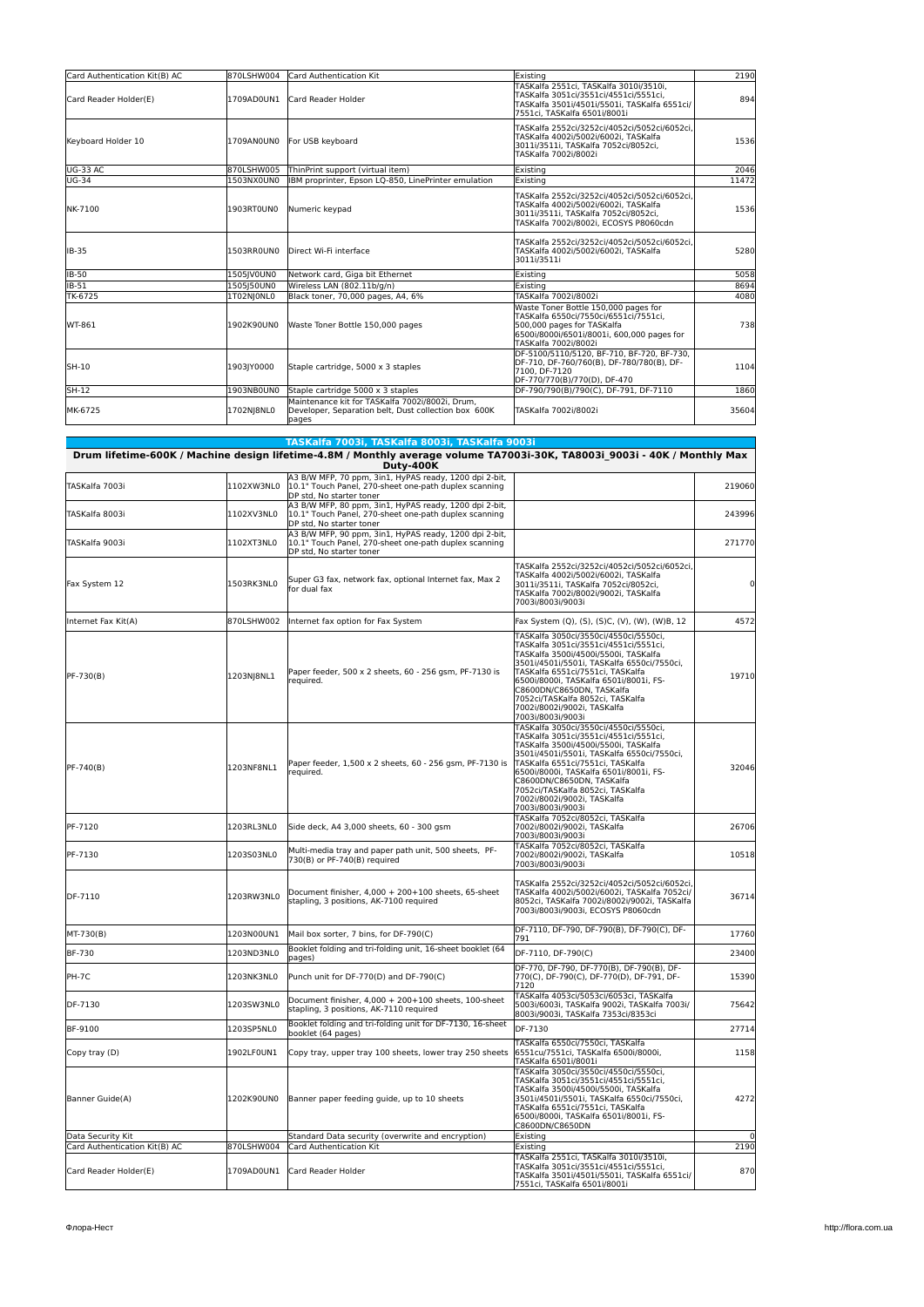| | | | | |
|---|---|---|---|---|
| Card Authentication Kit(B) AC | 870LSHW004 | Card Authentication Kit | Existing | 2190 |
| Card Reader Holder(E) | 1709AD0UN1 | Card Reader Holder | TASKalfa 2551ci, TASKalfa 3010i/3510i, TASKalfa 3051ci/3551ci/4551ci/5551ci, TASKalfa 3501i/4501i/5501i, TASKalfa 6551ci/7551ci, TASKalfa 6501i/8001i | 894 |
| Keyboard Holder 10 | 1709AN0UN0 | For USB keyboard | TASKalfa 2552ci/3252ci/4052ci/5052ci/6052ci, TASKalfa 4002i/5002i/6002i, TASKalfa 3011i/3511i, TASKalfa 7052ci/8052ci, TASKalfa 7002i/8002i | 1536 |
| UG-33 AC | 870LSHW005 | ThinPrint support (virtual item) | Existing | 2046 |
| UG-34 | 1503NX0UN0 | IBM proprinter, Epson LQ-850, LinePrinter emulation | Existing | 11472 |
| NK-7100 | 1903RT0UN0 | Numeric keypad | TASKalfa 2552ci/3252ci/4052ci/5052ci/6052ci, TASKalfa 4002i/5002i/6002i, TASKalfa 3011i/3511i, TASKalfa 7052ci/8052ci, TASKalfa 7002i/8002i, ECOSYS P8060cdn | 1536 |
| IB-35 | 1503RR0UN0 | Direct Wi-Fi interface | TASKalfa 2552ci/3252ci/4052ci/5052ci/6052ci, TASKalfa 4002i/5002i/6002i, TASKalfa 3011i/3511i | 5280 |
| IB-50 | 1505JV0UN0 | Network card, Giga bit Ethernet | Existing | 5058 |
| IB-51 | 1505J50UN0 | Wireless LAN (802.11b/g/n) | Existing | 8694 |
| TK-6725 | 1T02NJ0NL0 | Black toner, 70,000 pages, A4, 6% | TASKalfa 7002i/8002i | 4080 |
| WT-861 | 1902K90UN0 | Waste Toner Bottle 150,000 pages | Waste Toner Bottle 150,000 pages for TASKalfa 6550ci/7550ci/6551ci/7551ci, 500,000 pages for TASKalfa 6500i/8000i/6501i/8001i, 600,000 pages for TASKalfa 7002i/8002i | 738 |
| SH-10 | 1903JY0000 | Staple cartridge, 5000 x 3 staples | DF-5100/5110/5120, BF-710, BF-720, BF-730, DF-710, DF-760/760(B), DF-780/780(B), DF-7100, DF-7120 DF-770/770(B)/770(D), DF-470 | 1104 |
| SH-12 | 1903NB0UN0 | Staple cartridge 5000 x 3 staples | DF-790/790(B)/790(C), DF-791, DF-7110 | 1860 |
| MK-6725 | 1702NJ8NL0 | Maintenance kit for TASKalfa 7002i/8002i, Drum, Developer, Separation belt, Dust collection box 600K pages | TASKalfa 7002i/8002i | 35604 |

## TASKalfa 7003i, TASKalfa 8003i, TASKalfa 9003i

**Drum lifetime-600K / Machine design lifetime-4.8M / Monthly average volume TA7003i-30K, TA8003i_9003i - 40K / Monthly Max Duty-400K**

| | | | | |
|---|---|---|---|---|
| TASKalfa 7003i | 1102XW3NL0 | A3 B/W MFP, 70 ppm, 3in1, HyPAS ready, 1200 dpi 2-bit, 10.1" Touch Panel, 270-sheet one-path duplex scanning DP std, No starter toner | | 219060 |
| TASKalfa 8003i | 1102XV3NL0 | A3 B/W MFP, 80 ppm, 3in1, HyPAS ready, 1200 dpi 2-bit, 10.1" Touch Panel, 270-sheet one-path duplex scanning DP std, No starter toner | | 243996 |
| TASKalfa 9003i | 1102XT3NL0 | A3 B/W MFP, 90 ppm, 3in1, HyPAS ready, 1200 dpi 2-bit, 10.1" Touch Panel, 270-sheet one-path duplex scanning DP std, No starter toner | | 271770 |
| Fax System 12 | 1503RK3NL0 | Super G3 fax, network fax, optional Internet fax, Max 2 for dual fax | TASKalfa 2552ci/3252ci/4052ci/5052ci/6052ci, TASKalfa 4002i/5002i/6002i, TASKalfa 3011i/3511i, TASKalfa 7052ci/8052ci, TASKalfa 7002i/8002i/9002i, TASKalfa 7003i/8003i/9003i | 0 |
| Internet Fax Kit(A) | 870LSHW002 | Internet fax option for Fax System | Fax System (Q), (S), (S)C, (V), (W), (W)B, 12 | 4572 |
| PF-730(B) | 1203NJ8NL1 | Paper feeder, 500 x 2 sheets, 60 - 256 gsm, PF-7130 is required. | TASKalfa 3050ci/3550ci/4550ci/5550ci, TASKalfa 3051ci/3551ci/4551ci/5551ci, TASKalfa 3500i/4500i/5500i, TASKalfa 3501i/4501i/5501i, TASKalfa 6550ci/7550ci, TASKalfa 6551ci/7551ci, TASKalfa 6500i/8000i, TASKalfa 6501i/8001i, FS-C8600DN/C8650DN, TASKalfa 7052ci/TASKalfa 8052ci, TASKalfa 7002i/8002i/9002i, TASKalfa 7003i/8003i/9003i | 19710 |
| PF-740(B) | 1203NF8NL1 | Paper feeder, 1,500 x 2 sheets, 60 - 256 gsm, PF-7130 is required. | TASKalfa 3050ci/3550ci/4550ci/5550ci, TASKalfa 3051ci/3551ci/4551ci/5551ci, TASKalfa 3500i/4500i/5500i, TASKalfa 3501i/4501i/5501i, TASKalfa 6550ci/7550ci, TASKalfa 6551ci/7551ci, TASKalfa 6500i/8000i, TASKalfa 6501i/8001i, FS-C8600DN/C8650DN, TASKalfa 7052ci/TASKalfa 8052ci, TASKalfa 7002i/8002i/9002i, TASKalfa 7003i/8003i/9003i | 32046 |
| PF-7120 | 1203RL3NL0 | Side deck, A4 3,000 sheets, 60 - 300 gsm | TASKalfa 7052ci/8052ci, TASKalfa 7002i/8002i/9002i, TASKalfa 7003i/8003i/9003i | 26706 |
| PF-7130 | 1203S03NL0 | Multi-media tray and paper path unit, 500 sheets, PF-730(B) or PF-740(B) required | TASKalfa 7052ci/8052ci, TASKalfa 7002i/8002i/9002i, TASKalfa 7003i/8003i/9003i | 10518 |
| DF-7110 | 1203RW3NL0 | Document finisher, 4,000 + 200+100 sheets, 65-sheet stapling, 3 positions, AK-7100 required | TASKalfa 2552ci/3252ci/4052ci/5052ci/6052ci, TASKalfa 4002i/5002i/6002i, TASKalfa 7052ci/8052ci, TASKalfa 7002i/8002i/9002i, TASKalfa 7003i/8003i/9003i, ECOSYS P8060cdn | 36714 |
| MT-730(B) | 1203N00UN1 | Mail box sorter, 7 bins, for DF-790(C) | DF-7110, DF-790, DF-790(B), DF-790(C), DF-791 | 17760 |
| BF-730 | 1203ND3NL0 | Booklet folding and tri-folding unit, 16-sheet booklet (64 pages) | DF-7110, DF-790(C) | 23400 |
| PH-7C | 1203NK3NL0 | Punch unit for DF-770(D) and DF-790(C) | DF-770, DF-790, DF-770(B), DF-790(B), DF-770(C), DF-790(C), DF-770(D), DF-791, DF-7120 | 15390 |
| DF-7130 | 1203SW3NL0 | Document finisher, 4,000 + 200+100 sheets, 100-sheet stapling, 3 positions, AK-7110 required | TASKalfa 4053ci/5053ci/6053ci, TASKalfa 5003i/6003i, TASKalfa 9002i, TASKalfa 7003i/8003i/9003i, TASKalfa 7353ci/8353ci | 75642 |
| BF-9100 | 1203SP5NL0 | Booklet folding and tri-folding unit for DF-7130, 16-sheet booklet (64 pages) | DF-7130 | 27714 |
| Copy tray (D) | 1902LF0UN1 | Copy tray, upper tray 100 sheets, lower tray 250 sheets | TASKalfa 6550ci/7550ci, TASKalfa 6551cu/7551ci, TASKalfa 6500i/8000i, TASKalfa 6501i/8001i | 1158 |
| Banner Guide(A) | 1202K90UN0 | Banner paper feeding guide, up to 10 sheets | TASKalfa 3050ci/3550ci/4550ci/5550ci, TASKalfa 3051ci/3551ci/4551ci/5551ci, TASKalfa 3500i/4500i/5500i, TASKalfa 3501i/4501i/5501i, TASKalfa 6550ci/7550ci, TASKalfa 6551ci/7551ci, TASKalfa 6500i/8000i, TASKalfa 6501i/8001i, FS-C8600DN/C8650DN | 4272 |
| Data Security Kit | | Standard Data security (overwrite and encryption) | Existing | 0 |
| Card Authentication Kit(B) AC | 870LSHW004 | Card Authentication Kit | Existing | 2190 |
| Card Reader Holder(E) | 1709AD0UN1 | Card Reader Holder | TASKalfa 2551ci, TASKalfa 3010i/3510i, TASKalfa 3051ci/3551ci/4551ci/5551ci, TASKalfa 3501i/4501i/5501i, TASKalfa 6551ci/7551ci, TASKalfa 6501i/8001i | 870 |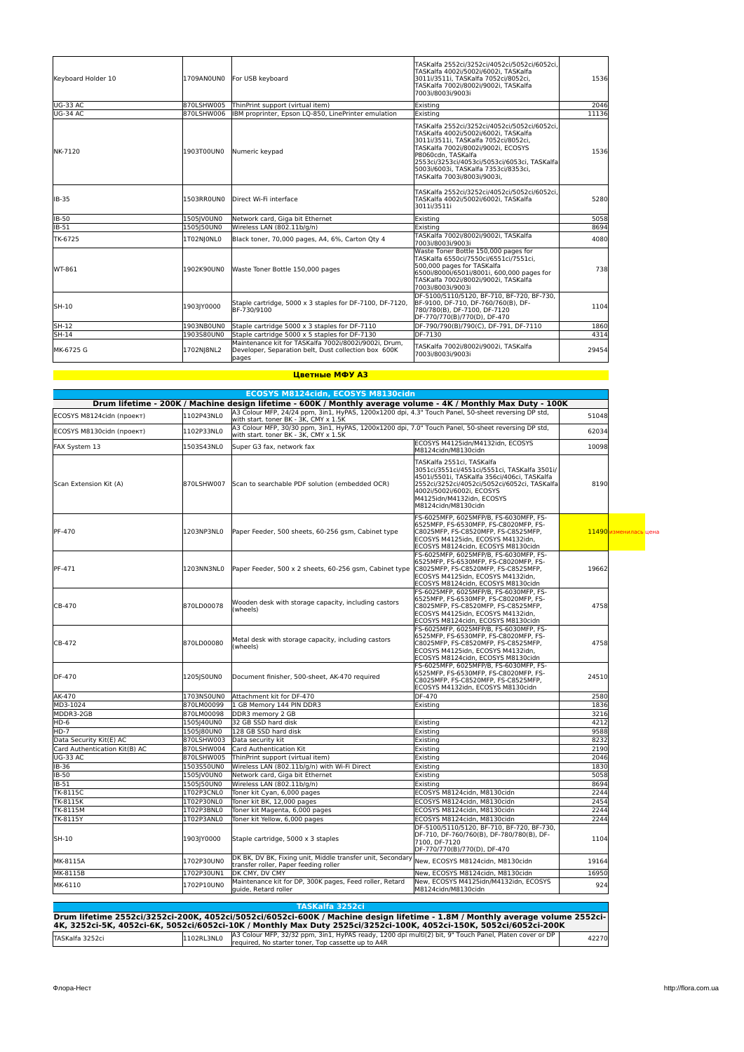| Keyboard Holder 10 | 1709AN0UN0 | For USB keyboard | TASKalfa 2552ci/3252ci/4052ci/5052ci/6052ci, TASKalfa 4002i/5002i/6002i, TASKalfa 3011i/3511i, TASKalfa 7052ci/8052ci, TASKalfa 7002i/8002i/9002i, TASKalfa 7003i/8003i/9003i | 1536 |
|---|---|---|---|---|
| UG-33 AC | 870LSHW005 | ThinPrint support (virtual item) | Existing | 2046 |
| UG-34 AC | 870LSHW006 | IBM proprinter, Epson LQ-850, LinePrinter emulation | Existing | 11136 |
| NK-7120 | 1903T00UN0 | Numeric keypad | TASKalfa 2552ci/3252ci/4052ci/5052ci/6052ci, TASKalfa 4002i/5002i/6002i, TASKalfa 3011i/3511i, TASKalfa 7052ci/8052ci, TASKalfa 7002i/8002i/9002i, ECOSYS P8060cdn, TASKalfa 2553ci/3253ci/4053ci/5053ci/6053ci, TASKalfa 5003i/6003i, TASKalfa 7353ci/8353ci, TASKalfa 7003i/8003i/9003i, | 1536 |
| IB-35 | 1503RR0UN0 | Direct Wi-Fi interface | TASKalfa 2552ci/3252ci/4052ci/5052ci/6052ci, TASKalfa 4002i/5002i/6002i, TASKalfa 3011i/3511i | 5280 |
| IB-50 | 1505JV0UN0 | Network card, Giga bit Ethernet | Existing | 5058 |
| IB-51 | 1505J50UN0 | Wireless LAN (802.11b/g/n) | Existing | 8694 |
| TK-6725 | 1T02NJ0NL0 | Black toner, 70,000 pages, A4, 6%, Carton Qty 4 | TASKalfa 7002i/8002i/9002i, TASKalfa 7003i/8003i/9003i | 4080 |
| WT-861 | 1902K90UN0 | Waste Toner Bottle 150,000 pages | Waste Toner Bottle 150,000 pages for TASKalfa 6550ci/7550ci/6551ci/7551ci, 500,000 pages for TASKalfa 6500i/8000i/6501i/8001i, 600,000 pages for TASKalfa 7002i/8002i/9002i, TASKalfa 7003i/8003i/9003i | 738 |
| SH-10 | 1903JY0000 | Staple cartridge, 5000 x 3 staples for DF-7100, DF-7120, BF-730/9100 | DF-5100/5110/5120, BF-710, BF-720, BF-730, BF-9100, DF-710, DF-760/760(B), DF-780/780(B), DF-7100, DF-7120 DF-770/770(B)/770(D), DF-470 | 1104 |
| SH-12 | 1903NB0UN0 | Staple cartridge 5000 x 3 staples for DF-7110 | DF-790/790(B)/790(C), DF-791, DF-7110 | 1860 |
| SH-14 | 1903S80UN0 | Staple cartridge 5000 x 5 staples for DF-7130 | DF-7130 | 4314 |
| MK-6725 G | 1702NJ8NL2 | Maintenance kit for TASKalfa 7002i/8002i/9002i, Drum, Developer, Separation belt, Dust collection box 600K pages | TASKalfa 7002i/8002i/9002i, TASKalfa 7003i/8003i/9003i | 29454 |

## Цветные МФУ А3

### ECOSYS M8124cidn, ECOSYS M8130cidn

**Drum lifetime - 200K / Machine design lifetime - 600K / Monthly average volume - 4K / Monthly Max Duty - 100K**

| ECOSYS M8124cidn (проект) | 1102P43NL0 | A3 Colour MFP, 24/24 ppm, 3in1, HyPAS, 1200x1200 dpi, 4.3" Touch Panel, 50-sheet reversing DP std, with start. toner BK - 3K, CMY x 1.5K | | 51048 |
|---|---|---|---|---|
| ECOSYS M8130cidn (проект) | 1102P33NL0 | A3 Colour MFP, 30/30 ppm, 3in1, HyPAS, 1200x1200 dpi, 7.0" Touch Panel, 50-sheet reversing DP std, with start. toner BK - 3K, CMY x 1.5K | | 62034 |
| FAX System 13 | 1503S43NL0 | Super G3 fax, network fax | ECOSYS M4125idn/M4132idn, ECOSYS M8124cidn/M8130cidn | 10098 |
| Scan Extension Kit (A) | 870LSHW007 | Scan to searchable PDF solution (embedded OCR) | TASKalfa 2551ci, TASKalfa 3051ci/3551ci/4551ci/5551ci, TASKalfa 3501i/4501i/5501i, TASKalfa 356ci/406ci, TASKalfa 2552ci/3252ci/4052ci/5052ci/6052ci, TASKalfa 4002i/5002i/6002i, ECOSYS M4125idn/M4132idn, ECOSYS M8124cidn/M8130cidn | 8190 |
| PF-470 | 1203NP3NL0 | Paper Feeder, 500 sheets, 60-256 gsm, Cabinet type | FS-6025MFP, 6025MFP/B, FS-6030MFP, FS-6525MFP, FS-6530MFP, FS-C8020MFP, FS-C8025MFP, FS-C8520MFP, FS-C8525MFP, ECOSYS M4125idn, ECOSYS M4132idn, ECOSYS M8124cidn, ECOSYS M8130cidn | 11490 изменилась цена |
| PF-471 | 1203NN3NL0 | Paper Feeder, 500 x 2 sheets, 60-256 gsm, Cabinet type | FS-6025MFP, 6025MFP/B, FS-6030MFP, FS-6525MFP, FS-6530MFP, FS-C8020MFP, FS-C8025MFP, FS-C8520MFP, FS-C8525MFP, ECOSYS M4125idn, ECOSYS M4132idn, ECOSYS M8124cidn, ECOSYS M8130cidn | 19662 |
| CB-470 | 870LD00078 | Wooden desk with storage capacity, including castors (wheels) | FS-6025MFP, 6025MFP/B, FS-6030MFP, FS-6525MFP, FS-6530MFP, FS-C8020MFP, FS-C8025MFP, FS-C8520MFP, FS-C8525MFP, ECOSYS M4125idn, ECOSYS M4132idn, ECOSYS M8124cidn, ECOSYS M8130cidn | 4758 |
| CB-472 | 870LD00080 | Metal desk with storage capacity, including castors (wheels) | FS-6025MFP, 6025MFP/B, FS-6030MFP, FS-6525MFP, FS-6530MFP, FS-C8020MFP, FS-C8025MFP, FS-C8520MFP, FS-C8525MFP, ECOSYS M4125idn, ECOSYS M4132idn, ECOSYS M8124cidn, ECOSYS M8130cidn | 4758 |
| DF-470 | 1205JS0UN0 | Document finisher, 500-sheet, AK-470 required | FS-6025MFP, 6025MFP/B, FS-6030MFP, FS-6525MFP, FS-6530MFP, FS-C8020MFP, FS-C8025MFP, FS-C8520MFP, FS-C8525MFP, ECOSYS M4132idn, ECOSYS M8130cidn | 24510 |
| AK-470 | 1703NS0UN0 | Attachment kit for DF-470 | DF-470 | 2580 |
| MD3-1024 | 870LM00099 | 1 GB Memory 144 PIN DDR3 | Existing | 1836 |
| MDDR3-2GB | 870LM00098 | DDR3 memory 2 GB | | 3216 |
| HD-6 | 1505J40UN0 | 32 GB SSD hard disk | Existing | 4212 |
| HD-7 | 1505J80UN0 | 128 GB SSD hard disk | Existing | 9588 |
| Data Security Kit(E) AC | 870LSHW003 | Data security kit | Existing | 8232 |
| Card Authentication Kit(B) AC | 870LSHW004 | Card Authentication Kit | Existing | 2190 |
| UG-33 AC | 870LSHW005 | ThinPrint support (virtual item) | Existing | 2046 |
| IB-36 | 1503S50UN0 | Wireless LAN (802.11b/g/n) with Wi-Fi Direct | Existing | 1830 |
| IB-50 | 1505JV0UN0 | Network card, Giga bit Ethernet | Existing | 5058 |
| IB-51 | 1505J50UN0 | Wireless LAN (802.11b/g/n) | Existing | 8694 |
| TK-8115C | 1T02P3CNL0 | Toner kit Cyan, 6,000 pages | ECOSYS M8124cidn, M8130cidn | 2244 |
| TK-8115K | 1T02P30NL0 | Toner kit BK, 12,000 pages | ECOSYS M8124cidn, M8130cidn | 2454 |
| TK-8115M | 1T02P3BNL0 | Toner kit Magenta, 6,000 pages | ECOSYS M8124cidn, M8130cidn | 2244 |
| TK-8115Y | 1T02P3ANL0 | Toner kit Yellow, 6,000 pages | ECOSYS M8124cidn, M8130cidn | 2244 |
| SH-10 | 1903JY0000 | Staple cartridge, 5000 x 3 staples | DF-5100/5110/5120, BF-710, BF-720, BF-730, DF-710, DF-760/760(B), DF-780/780(B), DF-7100, DF-7120 DF-770/770(B)/770(D), DF-470 | 1104 |
| MK-8115A | 1702P30UN0 | DK BK, DV BK, Fixing unit, Middle transfer unit, Secondary transfer roller, Paper feeding roller | New, ECOSYS M8124cidn, M8130cidn | 19164 |
| MK-8115B | 1702P30UN1 | DK CMY, DV CMY | New, ECOSYS M8124cidn, M8130cidn | 16950 |
| MK-6110 | 1702P10UN0 | Maintenance kit for DP, 300K pages, Feed roller, Retard guide, Retard roller | New, ECOSYS M4125idn/M4132idn, ECOSYS M8124cidn/M8130cidn | 924 |

### TASKalfa 3252ci

**Drum lifetime 2552ci/3252ci-200K, 4052ci/5052ci/6052ci-600K / Machine design lifetime - 1.8M / Monthly average volume 2552ci-4K, 3252ci-5K, 4052ci-6K, 5052ci/6052ci-10K / Monthly Max Duty 2525ci/3252ci-100K, 4052ci-150K, 5052ci/6052ci-200K**

| TASKalfa 3252ci | 1102RL3NL0 | A3 Colour MFP, 32/32 ppm, 3in1, HyPAS ready, 1200 dpi multi(2) bit, 9" Touch Panel, Platen cover or DP required, No starter toner, Top cassette up to A4R | | 42270 |
|---|---|---|---|---|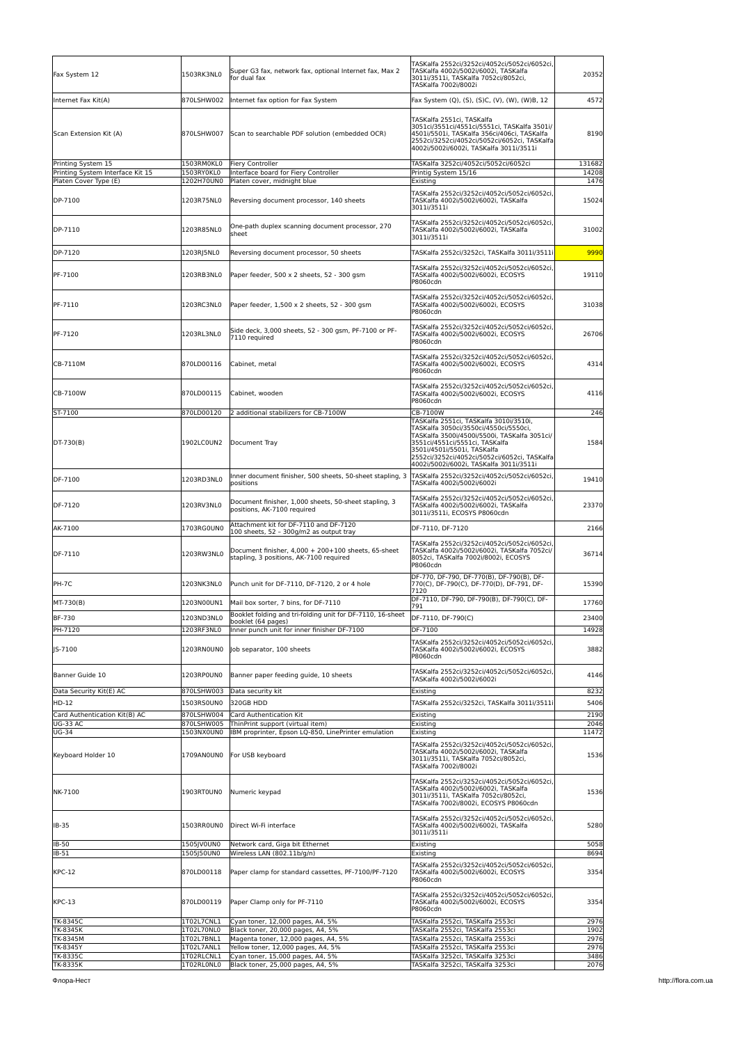| | | | | |
|---|---|---|---|---|
| Fax System 12 | 1503RK3NL0 | Super G3 fax, network fax, optional Internet fax, Max 2 for dual fax | TASKalfa 2552ci/3252ci/4052ci/5052ci/6052ci, TASKalfa 4002i/5002i/6002i, TASKalfa 3011i/3511i, TASKalfa 7052ci/8052ci, TASKalfa 7002i/8002i | 20352 |
| Internet Fax Kit(A) | 870LSHW002 | Internet fax option for Fax System | Fax System (Q), (S), (S)C, (V), (W), (W)B, 12 | 4572 |
| Scan Extension Kit (A) | 870LSHW007 | Scan to searchable PDF solution (embedded OCR) | TASKalfa 2551ci, TASKalfa 3051ci/3551ci/4551ci/5551ci, TASKalfa 3501i/4501i/5501i, TASKalfa 356ci/406ci, TASKalfa 2552ci/3252ci/4052ci/5052ci/6052ci, TASKalfa 4002i/5002i/6002i, TASKalfa 3011i/3511i | 8190 |
| Printing System 15 | 1503RM0KL0 | Fiery Controller | TASKalfa 3252ci/4052ci/5052ci/6052ci | 131682 |
| Printing System Interface Kit 15 | 1503RY0KL0 | Interface board for Fiery Controller | Printig System 15/16 | 14208 |
| Platen Cover Type (E) | 1202H70UN0 | Platen cover, midnight blue | Existing | 1476 |
| DP-7100 | 1203R75NL0 | Reversing document processor, 140 sheets | TASKalfa 2552ci/3252ci/4052ci/5052ci/6052ci, TASKalfa 4002i/5002i/6002i, TASKalfa 3011i/3511i | 15024 |
| DP-7110 | 1203R85NL0 | One-path duplex scanning document processor, 270 sheet | TASKalfa 2552ci/3252ci/4052ci/5052ci/6052ci, TASKalfa 4002i/5002i/6002i, TASKalfa 3011i/3511i | 31002 |
| DP-7120 | 1203RJ5NL0 | Reversing document processor, 50 sheets | TASKalfa 2552ci/3252ci, TASKalfa 3011i/3511i | 9990 |
| PF-7100 | 1203RB3NL0 | Paper feeder, 500 x 2 sheets, 52 - 300 gsm | TASKalfa 2552ci/3252ci/4052ci/5052ci/6052ci, TASKalfa 4002i/5002i/6002i, ECOSYS P8060cdn | 19110 |
| PF-7110 | 1203RC3NL0 | Paper feeder, 1,500 x 2 sheets, 52 - 300 gsm | TASKalfa 2552ci/3252ci/4052ci/5052ci/6052ci, TASKalfa 4002i/5002i/6002i, ECOSYS P8060cdn | 31038 |
| PF-7120 | 1203RL3NL0 | Side deck, 3,000 sheets, 52 - 300 gsm, PF-7100 or PF-7110 required | TASKalfa 2552ci/3252ci/4052ci/5052ci/6052ci, TASKalfa 4002i/5002i/6002i, ECOSYS P8060cdn | 26706 |
| CB-7110M | 870LD00116 | Cabinet, metal | TASKalfa 2552ci/3252ci/4052ci/5052ci/6052ci, TASKalfa 4002i/5002i/6002i, ECOSYS P8060cdn | 4314 |
| CB-7100W | 870LD00115 | Cabinet, wooden | TASKalfa 2552ci/3252ci/4052ci/5052ci/6052ci, TASKalfa 4002i/5002i/6002i, ECOSYS P8060cdn | 4116 |
| ST-7100 | 870LD00120 | 2 additional stabilizers for CB-7100W | CB-7100W | 246 |
| DT-730(B) | 1902LC0UN2 | Document Tray | TASKalfa 2551ci, TASKalfa 3010i/3510i, TASKalfa 3050ci/3550ci/4550ci/5550ci, TASKalfa 3500i/4500i/5500i, TASKalfa 3051ci/3551ci/4551ci/5551ci, TASKalfa 3501i/4501i/5501i, TASKalfa 2552ci/3252ci/4052ci/5052ci/6052ci, TASKalfa 4002i/5002i/6002i, TASKalfa 3011i/3511i | 1584 |
| DF-7100 | 1203RD3NL0 | Inner document finisher, 500 sheets, 50-sheet stapling, 3 positions | TASKalfa 2552ci/3252ci/4052ci/5052ci/6052ci, TASKalfa 4002i/5002i/6002i | 19410 |
| DF-7120 | 1203RV3NL0 | Document finisher, 1,000 sheets, 50-sheet stapling, 3 positions, AK-7100 required | TASKalfa 2552ci/3252ci/4052ci/5052ci/6052ci, TASKalfa 4002i/5002i/6002i, TASKalfa 3011i/3511i, ECOSYS P8060cdn | 23370 |
| AK-7100 | 1703RG0UN0 | Attachment kit for DF-7110 and DF-7120 100 sheets, 52 – 300g/m2 as output tray | DF-7110, DF-7120 | 2166 |
| DF-7110 | 1203RW3NL0 | Document finisher, 4,000 + 200+100 sheets, 65-sheet stapling, 3 positions, AK-7100 required | TASKalfa 2552ci/3252ci/4052ci/5052ci/6052ci, TASKalfa 4002i/5002i/6002i, TASKalfa 7052ci/8052ci, TASKalfa 7002i/8002i, ECOSYS P8060cdn | 36714 |
| PH-7C | 1203NK3NL0 | Punch unit for DF-7110, DF-7120, 2 or 4 hole | DF-770, DF-790, DF-770(B), DF-790(B), DF-770(C), DF-790(C), DF-770(D), DF-791, DF-7120 | 15390 |
| MT-730(B) | 1203N00UN1 | Mail box sorter, 7 bins, for DF-7110 | DF-7110, DF-790, DF-790(B), DF-790(C), DF-791 | 17760 |
| BF-730 | 1203ND3NL0 | Booklet folding and tri-folding unit for DF-7110, 16-sheet booklet (64 pages) | DF-7110, DF-790(C) | 23400 |
| PH-7120 | 1203RF3NL0 | Inner punch unit for inner finisher DF-7100 | DF-7100 | 14928 |
| JS-7100 | 1203RN0UN0 | Job separator, 100 sheets | TASKalfa 2552ci/3252ci/4052ci/5052ci/6052ci, TASKalfa 4002i/5002i/6002i, ECOSYS P8060cdn | 3882 |
| Banner Guide 10 | 1203RP0UN0 | Banner paper feeding guide, 10 sheets | TASKalfa 2552ci/3252ci/4052ci/5052ci/6052ci, TASKalfa 4002i/5002i/6002i | 4146 |
| Data Security Kit(E) AC | 870LSHW003 | Data security kit | Existing | 8232 |
| HD-12 | 1503RS0UN0 | 320GB HDD | TASKalfa 2552ci/3252ci, TASKalfa 3011i/3511i | 5406 |
| Card Authentication Kit(B) AC | 870LSHW004 | Card Authentication Kit | Existing | 2190 |
| UG-33 AC | 870LSHW005 | ThinPrint support (virtual item) | Existing | 2046 |
| UG-34 | 1503NX0UN0 | IBM proprinter, Epson LQ-850, LinePrinter emulation | Existing | 11472 |
| Keyboard Holder 10 | 1709AN0UN0 | For USB keyboard | TASKalfa 2552ci/3252ci/4052ci/5052ci/6052ci, TASKalfa 4002i/5002i/6002i, TASKalfa 3011i/3511i, TASKalfa 7052ci/8052ci, TASKalfa 7002i/8002i | 1536 |
| NK-7100 | 1903RT0UN0 | Numeric keypad | TASKalfa 2552ci/3252ci/4052ci/5052ci/6052ci, TASKalfa 4002i/5002i/6002i, TASKalfa 3011i/3511i, TASKalfa 7052ci/8052ci, TASKalfa 7002i/8002i, ECOSYS P8060cdn | 1536 |
| IB-35 | 1503RR0UN0 | Direct Wi-Fi interface | TASKalfa 2552ci/3252ci/4052ci/5052ci/6052ci, TASKalfa 4002i/5002i/6002i, TASKalfa 3011i/3511i | 5280 |
| IB-50 | 1505JV0UN0 | Network card, Giga bit Ethernet | Existing | 5058 |
| IB-51 | 1505J50UN0 | Wireless LAN (802.11b/g/n) | Existing | 8694 |
| KPC-12 | 870LD00118 | Paper clamp for standard cassettes, PF-7100/PF-7120 | TASKalfa 2552ci/3252ci/4052ci/5052ci/6052ci, TASKalfa 4002i/5002i/6002i, ECOSYS P8060cdn | 3354 |
| KPC-13 | 870LD00119 | Paper Clamp only for PF-7110 | TASKalfa 2552ci/3252ci/4052ci/5052ci/6052ci, TASKalfa 4002i/5002i/6002i, ECOSYS P8060cdn | 3354 |
| TK-8345C | 1T02L7CNL1 | Cyan toner, 12,000 pages, A4, 5% | TASKalfa 2552ci, TASKalfa 2553ci | 2976 |
| TK-8345K | 1T02L70NL0 | Black toner, 20,000 pages, A4, 5% | TASKalfa 2552ci, TASKalfa 2553ci | 1902 |
| TK-8345M | 1T02L7BNL1 | Magenta toner, 12,000 pages, A4, 5% | TASKalfa 2552ci, TASKalfa 2553ci | 2976 |
| TK-8345Y | 1T02L7ANL1 | Yellow toner, 12,000 pages, A4, 5% | TASKalfa 2552ci, TASKalfa 2553ci | 2976 |
| TK-8335C | 1T02RLCNL1 | Cyan toner, 15,000 pages, A4, 5% | TASKalfa 3252ci, TASKalfa 3253ci | 3486 |
| TK-8335K | 1T02RL0NL0 | Black toner, 25,000 pages, A4, 5% | TASKalfa 3252ci, TASKalfa 3253ci | 2076 |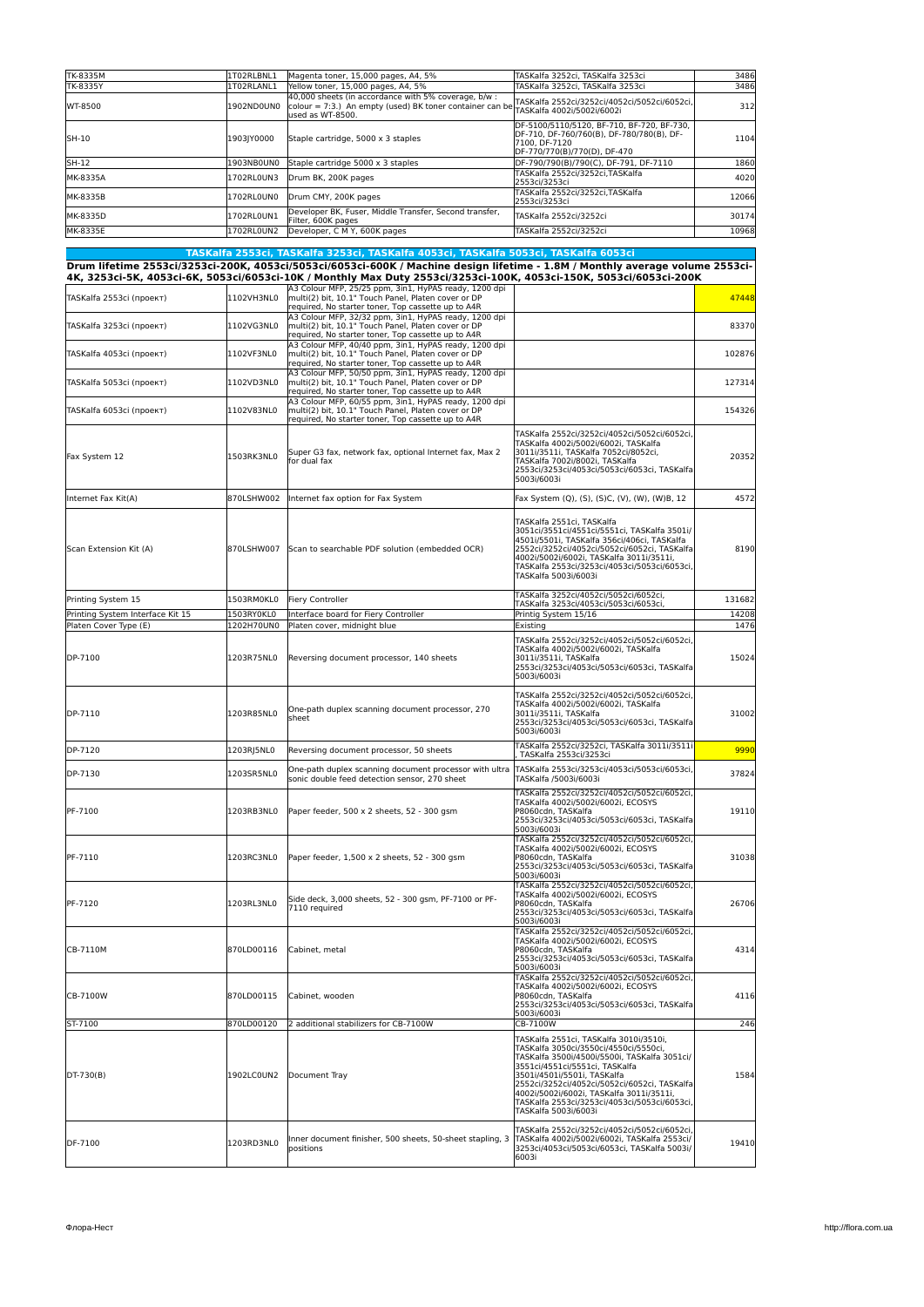| | | | | |
|---|---|---|---|---|
| TK-8335M | 1T02RLBNL1 | Magenta toner, 15,000 pages, A4, 5% | TASKalfa 3252ci, TASKalfa 3253ci | 3486 |
| TK-8335Y | 1T02RLANL1 | Yellow toner, 15,000 pages, A4, 5% | TASKalfa 3252ci, TASKalfa 3253ci | 3486 |
| WT-8500 | 1902ND0UN0 | 40,000 sheets (in accordance with 5% coverage, b/w : colour = 7:3.) An empty (used) BK toner container can be used as WT-8500. | TASKalfa 2552ci/3252ci/4052ci/5052ci/6052ci, TASKalfa 4002i/5002i/6002i | 312 |
| SH-10 | 1903JY0000 | Staple cartridge, 5000 x 3 staples | DF-5100/5110/5120, BF-710, BF-730, DF-710, DF-760/760(B), DF-780/780(B), DF-7100, DF-7120 DF-770/770(B)/770(D), DF-470 | 1104 |
| SH-12 | 1903NB0UN0 | Staple cartridge 5000 x 3 staples | DF-790/790(B)/790(C), DF-791, DF-7110 | 1860 |
| MK-8335A | 1702RL0UN3 | Drum BK, 200K pages | TASKalfa 2552ci/3252ci,TASKalfa 2553ci/3253ci | 4020 |
| MK-8335B | 1702RL0UN0 | Drum CMY, 200K pages | TASKalfa 2552ci/3252ci,TASKalfa 2553ci/3253ci | 12066 |
| MK-8335D | 1702RL0UN1 | Developer BK, Fuser, Middle Transfer, Second transfer, Filter, 600K pages | TASKalfa 2552ci/3252ci | 30174 |
| MK-8335E | 1702RL0UN2 | Developer, C M Y, 600K pages | TASKalfa 2552ci/3252ci | 10968 |

## TASKalfa 2553ci, TASKalfa 3253ci, TASKalfa 4053ci, TASKalfa 5053ci, TASKalfa 6053ci

**Drum lifetime 2553ci/3253ci-200K, 4053ci/5053ci/6053ci-600K / Machine design lifetime - 1.8M / Monthly average volume 2553ci-4K, 3253ci-5K, 4053ci-6K, 5053ci/6053ci-10K / Monthly Max Duty 2553ci/3253ci-100K, 4053ci-150K, 5053ci/6053ci-200K**

| | | | | |
|---|---|---|---|---|
| TASKalfa 2553ci (проект) | 1102VH3NL0 | A3 Colour MFP, 25/25 ppm, 3in1, HyPAS ready, 1200 dpi multi(2) bit, 10.1" Touch Panel, Platen cover or DP required, No starter toner, Top cassette up to A4R | | 47448 |
| TASKalfa 3253ci (проект) | 1102VG3NL0 | A3 Colour MFP, 32/32 ppm, 3in1, HyPAS ready, 1200 dpi multi(2) bit, 10.1" Touch Panel, Platen cover or DP required, No starter toner, Top cassette up to A4R | | 83370 |
| TASKalfa 4053ci (проект) | 1102VF3NL0 | A3 Colour MFP, 40/40 ppm, 3in1, HyPAS ready, 1200 dpi multi(2) bit, 10.1" Touch Panel, Platen cover or DP required, No starter toner, Top cassette up to A4R | | 102876 |
| TASKalfa 5053ci (проект) | 1102VD3NL0 | A3 Colour MFP, 50/50 ppm, 3in1, HyPAS ready, 1200 dpi multi(2) bit, 10.1" Touch Panel, Platen cover or DP required, No starter toner, Top cassette up to A4R | | 127314 |
| TASKalfa 6053ci (проект) | 1102V83NL0 | A3 Colour MFP, 60/55 ppm, 3in1, HyPAS ready, 1200 dpi multi(2) bit, 10.1" Touch Panel, Platen cover or DP required, No starter toner, Top cassette up to A4R | | 154326 |
| Fax System 12 | 1503RK3NL0 | Super G3 fax, network fax, optional Internet fax, Max 2 for dual fax | TASKalfa 2552ci/3252ci/4052ci/5052ci/6052ci, TASKalfa 4002i/5002i/6002i, TASKalfa 3011i/3511i, TASKalfa 7052ci/8052ci, TASKalfa 7002i/8002i, TASKalfa 2553ci/3253ci/4053ci/5053ci/6053ci, TASKalfa 5003i/6003i | 20352 |
| Internet Fax Kit(A) | 870LSHW002 | Internet fax option for Fax System | Fax System (Q), (S), (S)C, (V), (W), (W)B, 12 | 4572 |
| Scan Extension Kit (A) | 870LSHW007 | Scan to searchable PDF solution (embedded OCR) | TASKalfa 2551ci, TASKalfa 3051ci/3551ci/4551ci/5551ci, TASKalfa 3501i/4501i/5501i, TASKalfa 356ci/406ci, TASKalfa 2552ci/3252ci/4052ci/5052ci/6052ci, TASKalfa 4002i/5002i/6002i, TASKalfa 3011i/3511i, TASKalfa 2553ci/3253ci/4053ci/5053ci/6053ci, TASKalfa 5003i/6003i | 8190 |
| Printing System 15 | 1503RM0KL0 | Fiery Controller | TASKalfa 3252ci/4052ci/5052ci/6052ci, TASKalfa 3253ci/4053ci/5053ci/6053ci, | 131682 |
| Printing System Interface Kit 15 | 1503RY0KL0 | Interface board for Fiery Controller | Printig System 15/16 | 14208 |
| Platen Cover Type (E) | 1202H70UN0 | Platen cover, midnight blue | Existing | 1476 |
| DP-7100 | 1203R75NL0 | Reversing document processor, 140 sheets | TASKalfa 2552ci/3252ci/4052ci/5052ci/6052ci, TASKalfa 4002i/5002i/6002i, TASKalfa 3011i/3511i, TASKalfa 2553ci/3253ci/4053ci/5053ci/6053ci, TASKalfa 5003i/6003i | 15024 |
| DP-7110 | 1203R85NL0 | One-path duplex scanning document processor, 270 sheet | TASKalfa 2552ci/3252ci/4052ci/5052ci/6052ci, TASKalfa 4002i/5002i/6002i, TASKalfa 3011i/3511i, TASKalfa 2553ci/3253ci/4053ci/5053ci/6053ci, TASKalfa 5003i/6003i | 31002 |
| DP-7120 | 1203RJ5NL0 | Reversing document processor, 50 sheets | TASKalfa 2552ci/3252ci, TASKalfa 3011i/3511i, TASKalfa 2553ci/3253ci | 9990 |
| DP-7130 | 1203SR5NL0 | One-path duplex scanning document processor with ultra sonic double feed detection sensor, 270 sheet | TASKalfa 2553ci/3253ci/4053ci/5053ci/6053ci, TASKalfa /5003i/6003i | 37824 |
| PF-7100 | 1203RB3NL0 | Paper feeder, 500 x 2 sheets, 52 - 300 gsm | TASKalfa 2552ci/3252ci/4052ci/5052ci/6052ci, TASKalfa 4002i/5002i/6002i, ECOSYS P8060cdn, TASKalfa 2553ci/3253ci/4053ci/5053ci/6053ci, TASKalfa 5003i/6003i | 19110 |
| PF-7110 | 1203RC3NL0 | Paper feeder, 1,500 x 2 sheets, 52 - 300 gsm | TASKalfa 2552ci/3252ci/4052ci/5052ci/6052ci, TASKalfa 4002i/5002i/6002i, ECOSYS P8060cdn, TASKalfa 2553ci/3253ci/4053ci/5053ci/6053ci, TASKalfa 5003i/6003i | 31038 |
| PF-7120 | 1203RL3NL0 | Side deck, 3,000 sheets, 52 - 300 gsm, PF-7100 or PF-7110 required | TASKalfa 2552ci/3252ci/4052ci/5052ci/6052ci, TASKalfa 4002i/5002i/6002i, ECOSYS P8060cdn, TASKalfa 2553ci/3253ci/4053ci/5053ci/6053ci, TASKalfa 5003i/6003i | 26706 |
| CB-7110M | 870LD00116 | Cabinet, metal | TASKalfa 2552ci/3252ci/4052ci/5052ci/6052ci, TASKalfa 4002i/5002i/6002i, ECOSYS P8060cdn, TASKalfa 2553ci/3253ci/4053ci/5053ci/6053ci, TASKalfa 5003i/6003i | 4314 |
| CB-7100W | 870LD00115 | Cabinet, wooden | TASKalfa 2552ci/3252ci/4052ci/5052ci/6052ci, TASKalfa 4002i/5002i/6002i, ECOSYS P8060cdn, TASKalfa 2553ci/3253ci/4053ci/5053ci/6053ci, TASKalfa 5003i/6003i | 4116 |
| ST-7100 | 870LD00120 | 2 additional stabilizers for CB-7100W | CB-7100W | 246 |
| DT-730(B) | 1902LC0UN2 | Document Tray | TASKalfa 2551ci, TASKalfa 3010i/3510i, TASKalfa 3050ci/3550ci/4550ci/5550ci, TASKalfa 3500i/4500i/5500i, TASKalfa 3051ci/3551ci/4551ci/5551ci, TASKalfa 3501i/4501i/5501i, TASKalfa 2552ci/3252ci/4052ci/5052ci/6052ci, TASKalfa 4002i/5002i/6002i, TASKalfa 3011i/3511i, TASKalfa 2553ci/3253ci/4053ci/5053ci/6053ci, TASKalfa 5003i/6003i | 1584 |
| DF-7100 | 1203RD3NL0 | Inner document finisher, 500 sheets, 50-sheet stapling, 3 positions | TASKalfa 2552ci/3252ci/4052ci/5052ci/6052ci, TASKalfa 4002i/5002i/6002i, TASKalfa 2553ci/3253ci/4053ci/5053ci/6053ci, TASKalfa 5003i/6003i | 19410 |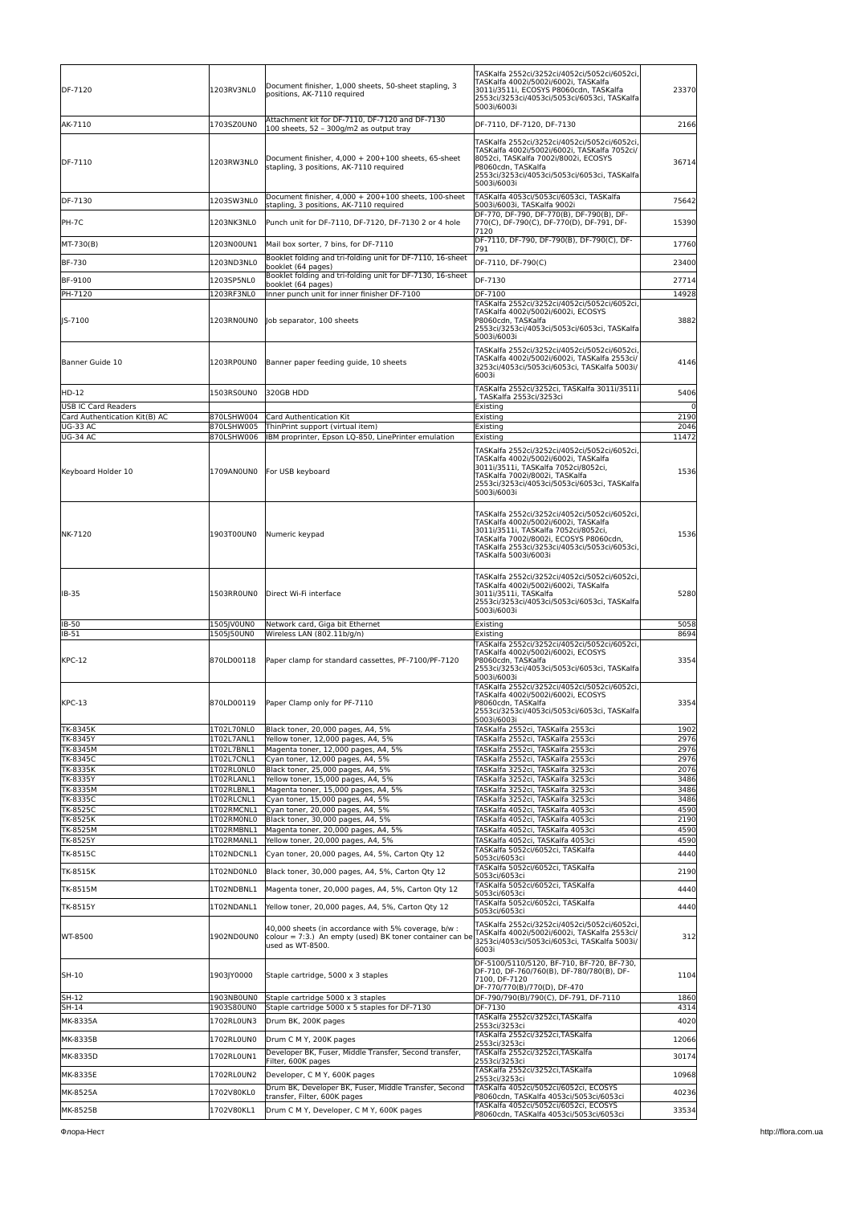| | | | | |
|---|---|---|---|---|
| DF-7120 | 1203RV3NL0 | Document finisher, 1,000 sheets, 50-sheet stapling, 3 positions, AK-7110 required | TASKalfa 2552ci/3252ci/4052ci/5052ci/6052ci, TASKalfa 4002i/5002i/6002i, TASKalfa 3011i/3511i, ECOSYS P8060cdn, TASKalfa 2553ci/3253ci/4053ci/5053ci/6053ci, TASKalfa 5003i/6003i | 23370 |
| AK-7110 | 1703SZ0UN0 | Attachment kit for DF-7110, DF-7120 and DF-7130 100 sheets, 52 – 300g/m2 as output tray | DF-7110, DF-7120, DF-7130 | 2166 |
| DF-7110 | 1203RW3NL0 | Document finisher, 4,000 + 200+100 sheets, 65-sheet stapling, 3 positions, AK-7110 required | TASKalfa 2552ci/3252ci/4052ci/5052ci/6052ci, TASKalfa 4002i/5002i/6002i, TASKalfa 7052ci/8052ci, TASKalfa 7002i/8002i, ECOSYS P8060cdn, TASKalfa 2553ci/3253ci/4053ci/5053ci/6053ci, TASKalfa 5003i/6003i | 36714 |
| DF-7130 | 1203SW3NL0 | Document finisher, 4,000 + 200+100 sheets, 100-sheet stapling, 3 positions, AK-7110 required | TASKalfa 4053ci/5053ci/6053ci, TASKalfa 5003i/6003i, TASKalfa 9002i | 75642 |
| PH-7C | 1203NK3NL0 | Punch unit for DF-7110, DF-7120, DF-7130 2 or 4 hole | DF-770, DF-790, DF-770(B), DF-790(B), DF-770(C), DF-790(C), DF-770(D), DF-791, DF-7120 | 15390 |
| MT-730(B) | 1203N00UN1 | Mail box sorter, 7 bins, for DF-7110 | DF-7110, DF-790, DF-790(B), DF-790(C), DF-791 | 17760 |
| BF-730 | 1203ND3NL0 | Booklet folding and tri-folding unit for DF-7110, 16-sheet booklet (64 pages) | DF-7110, DF-790(C) | 23400 |
| BF-9100 | 1203SP5NL0 | Booklet folding and tri-folding unit for DF-7130, 16-sheet booklet (64 pages) | DF-7130 | 27714 |
| PH-7120 | 1203RF3NL0 | Inner punch unit for inner finisher DF-7100 | DF-7100 | 14928 |
| JS-7100 | 1203RN0UN0 | Job separator, 100 sheets | TASKalfa 2552ci/3252ci/4052ci/5052ci/6052ci, TASKalfa 4002i/5002i/6002i, ECOSYS P8060cdn, TASKalfa 2553ci/3253ci/4053ci/5053ci/6053ci, TASKalfa 5003i/6003i | 3882 |
| Banner Guide 10 | 1203RP0UN0 | Banner paper feeding guide, 10 sheets | TASKalfa 2552ci/3252ci/4052ci/5052ci/6052ci, TASKalfa 4002i/5002i/6002i, TASKalfa 2553ci/3253ci/4053ci/5053ci/6053ci, TASKalfa 5003i/6003i | 4146 |
| HD-12 | 1503RS0UN0 | 320GB HDD | TASKalfa 2552ci/3252ci, TASKalfa 3011i/3511i, TASKalfa 2553ci/3253ci | 5406 |
| USB IC Card Readers | | | Existing | 0 |
| Card Authentication Kit(B) AC | 870LSHW004 | Card Authentication Kit | Existing | 2190 |
| UG-33 AC | 870LSHW005 | ThinPrint support (virtual item) | Existing | 2046 |
| UG-34 AC | 870LSHW006 | IBM proprinter, Epson LQ-850, LinePrinter emulation | Existing | 11472 |
| Keyboard Holder 10 | 1709AN0UN0 | For USB keyboard | TASKalfa 2552ci/3252ci/4052ci/5052ci/6052ci, TASKalfa 4002i/5002i/6002i, TASKalfa 3011i/3511i, TASKalfa 7052ci/8052ci, TASKalfa 7002i/8002i, TASKalfa 2553ci/3253ci/4053ci/5053ci/6053ci, TASKalfa 5003i/6003i | 1536 |
| NK-7120 | 1903T00UN0 | Numeric keypad | TASKalfa 2552ci/3252ci/4052ci/5052ci/6052ci, TASKalfa 4002i/5002i/6002i, TASKalfa 3011i/3511i, TASKalfa 7052ci/8052ci, TASKalfa 7002i/8002i, ECOSYS P8060cdn, TASKalfa 2553ci/3253ci/4053ci/5053ci/6053ci, TASKalfa 5003i/6003i | 1536 |
| IB-35 | 1503RR0UN0 | Direct Wi-Fi interface | TASKalfa 2552ci/3252ci/4052ci/5052ci/6052ci, TASKalfa 4002i/5002i/6002i, TASKalfa 3011i/3511i, TASKalfa 2553ci/3253ci/4053ci/5053ci/6053ci, TASKalfa 5003i/6003i | 5280 |
| IB-50 | 1505JV0UN0 | Network card, Giga bit Ethernet | Existing | 5058 |
| IB-51 | 1505J50UN0 | Wireless LAN (802.11b/g/n) | Existing | 8694 |
| KPC-12 | 870LD00118 | Paper clamp for standard cassettes, PF-7100/PF-7120 | TASKalfa 2552ci/3252ci/4052ci/5052ci/6052ci, TASKalfa 4002i/5002i/6002i, ECOSYS P8060cdn, TASKalfa 2553ci/3253ci/4053ci/5053ci/6053ci, TASKalfa 5003i/6003i | 3354 |
| KPC-13 | 870LD00119 | Paper Clamp only for PF-7110 | TASKalfa 2552ci/3252ci/4052ci/5052ci/6052ci, TASKalfa 4002i/5002i/6002i, ECOSYS P8060cdn, TASKalfa 2553ci/3253ci/4053ci/5053ci/6053ci, TASKalfa 5003i/6003i | 3354 |
| TK-8345K | 1T02L70NL0 | Black toner, 20,000 pages, A4, 5% | TASKalfa 2552ci, TASKalfa 2553ci | 1902 |
| TK-8345Y | 1T02L7ANL1 | Yellow toner, 12,000 pages, A4, 5% | TASKalfa 2552ci, TASKalfa 2553ci | 2976 |
| TK-8345M | 1T02L7BNL1 | Magenta toner, 12,000 pages, A4, 5% | TASKalfa 2552ci, TASKalfa 2553ci | 2976 |
| TK-8345C | 1T02L7CNL1 | Cyan toner, 12,000 pages, A4, 5% | TASKalfa 2552ci, TASKalfa 2553ci | 2976 |
| TK-8335K | 1T02RL0NL0 | Black toner, 25,000 pages, A4, 5% | TASKalfa 3252ci, TASKalfa 3253ci | 2076 |
| TK-8335Y | 1T02RLANL1 | Yellow toner, 15,000 pages, A4, 5% | TASKalfa 3252ci, TASKalfa 3253ci | 3486 |
| TK-8335M | 1T02RLBNL1 | Magenta toner, 15,000 pages, A4, 5% | TASKalfa 3252ci, TASKalfa 3253ci | 3486 |
| TK-8335C | 1T02RLCNL1 | Cyan toner, 15,000 pages, A4, 5% | TASKalfa 3252ci, TASKalfa 3253ci | 3486 |
| TK-8525C | 1T02RMCNL1 | Cyan toner, 20,000 pages, A4, 5% | TASKalfa 4052ci, TASKalfa 4053ci | 4590 |
| TK-8525K | 1T02RM0NL0 | Black toner, 30,000 pages, A4, 5% | TASKalfa 4052ci, TASKalfa 4053ci | 2190 |
| TK-8525M | 1T02RMBNL1 | Magenta toner, 20,000 pages, A4, 5% | TASKalfa 4052ci, TASKalfa 4053ci | 4590 |
| TK-8525Y | 1T02RMANL1 | Yellow toner, 20,000 pages, A4, 5% | TASKalfa 4052ci, TASKalfa 4053ci | 4590 |
| TK-8515C | 1T02NDCNL1 | Cyan toner, 20,000 pages, A4, 5%, Carton Qty 12 | TASKalfa 5052ci/6052ci, TASKalfa 5053ci/6053ci | 4440 |
| TK-8515K | 1T02ND0NL0 | Black toner, 30,000 pages, A4, 5%, Carton Qty 12 | TASKalfa 5052ci/6052ci, TASKalfa 5053ci/6053ci | 2190 |
| TK-8515M | 1T02NDBNL1 | Magenta toner, 20,000 pages, A4, 5%, Carton Qty 12 | TASKalfa 5052ci/6052ci, TASKalfa 5053ci/6053ci | 4440 |
| TK-8515Y | 1T02NDANL1 | Yellow toner, 20,000 pages, A4, 5%, Carton Qty 12 | TASKalfa 5052ci/6052ci, TASKalfa 5053ci/6053ci | 4440 |
| WT-8500 | 1902ND0UN0 | 40,000 sheets (in accordance with 5% coverage, b/w : colour = 7:3.) An empty (used) BK toner container can be used as WT-8500. | TASKalfa 2552ci/3252ci/4052ci/5052ci/6052ci, TASKalfa 4002i/5002i/6002i, TASKalfa 2553ci/3253ci/4053ci/5053ci/6053ci, TASKalfa 5003i/6003i | 312 |
| SH-10 | 1903JY0000 | Staple cartridge, 5000 x 3 staples | DF-5100/5110/5120, BF-710, BF-720, BF-730, DF-710, DF-760/760(B), DF-780/780(B), DF-7100, DF-7120 DF-770/770(B)/770(D), DF-470 | 1104 |
| SH-12 | 1903NB0UN0 | Staple cartridge 5000 x 3 staples | DF-790/790(B)/790(C), DF-791, DF-7110 | 1860 |
| SH-14 | 1903S80UN0 | Staple cartridge 5000 x 5 staples for DF-7130 | DF-7130 | 4314 |
| MK-8335A | 1702RL0UN3 | Drum BK, 200K pages | TASKalfa 2552ci/3252ci,TASKalfa 2553ci/3253ci | 4020 |
| MK-8335B | 1702RL0UN0 | Drum C M Y, 200K pages | TASKalfa 2552ci/3252ci,TASKalfa 2553ci/3253ci | 12066 |
| MK-8335D | 1702RL0UN1 | Developer BK, Fuser, Middle Transfer, Second transfer, Filter, 600K pages | TASKalfa 2552ci/3252ci,TASKalfa 2553ci/3253ci | 30174 |
| MK-8335E | 1702RL0UN2 | Developer, C M Y, 600K pages | TASKalfa 2552ci/3252ci,TASKalfa 2553ci/3253ci | 10968 |
| MK-8525A | 1702V80KL0 | Drum BK, Developer BK, Fuser, Middle Transfer, Second transfer, Filter, 600K pages | TASKalfa 4052ci/5052ci/6052ci, ECOSYS P8060cdn, TASKalfa 4053ci/5053ci/6053ci | 40236 |
| MK-8525B | 1702V80KL1 | Drum C M Y, Developer, C M Y, 600K pages | TASKalfa 4052ci/5052ci/6052ci, ECOSYS P8060cdn, TASKalfa 4053ci/5053ci/6053ci | 33534 |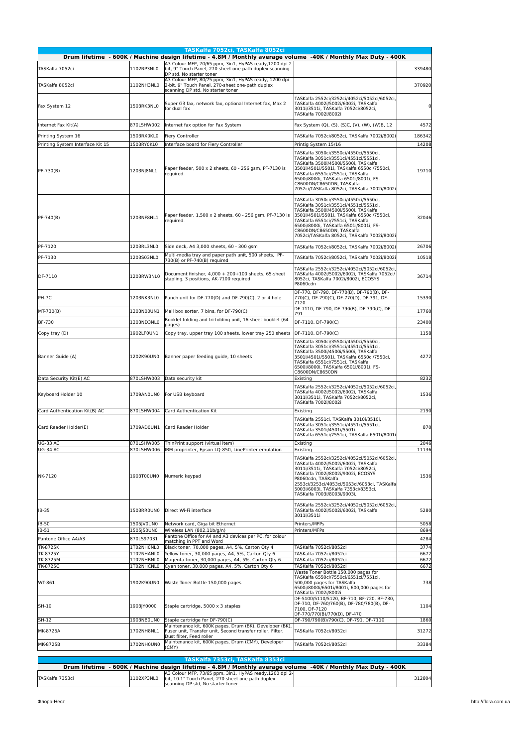| TASKalfa 7052ci, TASKalfa 8052ci | | | | |
|---|---|---|---|---|
| Drum lifetime - 600K / Machine design lifetime - 4.8M / Monthly average volume -40K / Monthly Max Duty - 400K | | | | |
| TASKalfa 7052ci | 1102RP3NL0 | A3 Colour MFP, 70/65 ppm, 3in1, HyPAS ready,1200 dpi 2-bit, 9" Touch Panel, 270-sheet one-path duplex scanning DP std, No starter toner | | 339480 |
| TASKalfa 8052ci | 1102NH3NL0 | A3 Colour MFP, 80/75 ppm, 3in1, HyPAS ready, 1200 dpi 2-bit, 9" Touch Panel, 270-sheet one-path duplex scanning DP std, No starter toner | | 370920 |
| Fax System 12 | 1503RK3NL0 | Super G3 fax, network fax, optional Internet fax, Max 2 for dual fax | TASKalfa 2552ci/3252ci/4052ci/5052ci/6052ci, TASKalfa 4002i/5002i/6002i, TASKalfa 3011i/3511i, TASKalfa 7052ci/8052ci, TASKalfa 7002i/8002i | 0 |
| Internet Fax Kit(A) | 870LSHW002 | Internet fax option for Fax System | Fax System (Q), (S), (S)C, (V), (W), (W)B, 12 | 4572 |
| Printing System 16 | 1503RX0KL0 | Fiery Controller | TASKalfa 7052ci/8052ci, TASKalfa 7002i/8002i | 186342 |
| Printing System Interface Kit 15 | 1503RY0KL0 | Interface board for Fiery Controller | Printig System 15/16 | 14208 |
| PF-730(B) | 1203NJ8NL1 | Paper feeder, 500 x 2 sheets, 60 - 256 gsm, PF-7130 is required. | TASKalfa 3050ci/3550ci/4550ci/5550ci, TASKalfa 3051ci/3551ci/4551ci/5551ci, TASKalfa 3500i/4500i/5500i, TASKalfa 3501i/4501i/5501i, TASKalfa 6550ci/7550ci, TASKalfa 6551ci/7551ci, TASKalfa 6500i/8000i, TASKalfa 6501i/8001i, FS-C8600DN/C8650DN, TASKalfa 7052ci/TASKalfa 8052ci, TASKalfa 7002i/8002i | 19710 |
| PF-740(B) | 1203NF8NL1 | Paper feeder, 1,500 x 2 sheets, 60 - 256 gsm, PF-7130 is required. | TASKalfa 3050ci/3550ci/4550ci/5550ci, TASKalfa 3051ci/3551ci/4551ci/5551ci, TASKalfa 3500i/4500i/5500i, TASKalfa 3501i/4501i/5501i, TASKalfa 6550ci/7550ci, TASKalfa 6551ci/7551ci, TASKalfa 6500i/8000i, TASKalfa 6501i/8001i, FS-C8600DN/C8650DN, TASKalfa 7052ci/TASKalfa 8052ci, TASKalfa 7002i/8002i | 32046 |
| PF-7120 | 1203RL3NL0 | Side deck, A4 3,000 sheets, 60 - 300 gsm | TASKalfa 7052ci/8052ci, TASKalfa 7002i/8002i | 26706 |
| PF-7130 | 1203S03NL0 | Multi-media tray and paper path unit, 500 sheets, PF-730(B) or PF-740(B) required | TASKalfa 7052ci/8052ci, TASKalfa 7002i/8002i | 10518 |
| DF-7110 | 1203RW3NL0 | Document finisher, 4,000 + 200+100 sheets, 65-sheet stapling, 3 positions, AK-7100 required | TASKalfa 2552ci/3252ci/4052ci/5052ci/6052ci, TASKalfa 4002i/5002i/6002i, TASKalfa 7052ci/8052ci, TASKalfa 7002i/8002i, ECOSYS P8060cdn | 36714 |
| PH-7C | 1203NK3NL0 | Punch unit for DF-770(D) and DF-790(C), 2 or 4 hole | DF-770, DF-790, DF-770(B), DF-790(B), DF-770(C), DF-790(C), DF-770(D), DF-791, DF-7120 | 15390 |
| MT-730(B) | 1203N00UN1 | Mail box sorter, 7 bins, for DF-790(C) | DF-7110, DF-790, DF-790(B), DF-790(C), DF-791 | 17760 |
| BF-730 | 1203ND3NL0 | Booklet folding and tri-folding unit, 16-sheet booklet (64 pages) | DF-7110, DF-790(C) | 23400 |
| Copy tray (D) | 1902LF0UN1 | Copy tray, upper tray 100 sheets, lower tray 250 sheets | DF-7110, DF-790(C) | 1158 |
| Banner Guide (A) | 1202K90UN0 | Banner paper feeding guide, 10 sheets | TASKalfa 3050ci/3550ci/4550ci/5550ci, TASKalfa 3051ci/3551ci/4551ci/5551ci, TASKalfa 3500i/4500i/5500i, TASKalfa 3501i/4501i/5501i, TASKalfa 6550ci/7550ci, TASKalfa 6551ci/7551ci, TASKalfa 6500i/8000i, TASKalfa 6501i/8001i, FS-C8600DN/C8650DN | 4272 |
| Data Security Kit(E) AC | 870LSHW003 | Data security kit | Existing | 8232 |
| Keyboard Holder 10 | 1709AN0UN0 | For USB keyboard | TASKalfa 2552ci/3252ci/4052ci/5052ci/6052ci, TASKalfa 4002i/5002i/6002i, TASKalfa 3011i/3511i, TASKalfa 7052ci/8052ci, TASKalfa 7002i/8002i | 1536 |
| Card Authentication Kit(B) AC | 870LSHW004 | Card Authentication Kit | Existing | 2190 |
| Card Reader Holder(E) | 1709AD0UN1 | Card Reader Holder | TASKalfa 2551ci, TASKalfa 3010i/3510i, TASKalfa 3051ci/3551ci/4551ci/5551ci, TASKalfa 3501i/4501i/5501i. TASKalfa 6551ci/7551ci, TASKalfa 6501i/8001i | 870 |
| UG-33 AC | 870LSHW005 | ThinPrint support (virtual item) | Existing | 2046 |
| UG-34 AC | 870LSHW006 | IBM proprinter, Epson LQ-850, LinePrinter emulation | Existing | 11136 |
| NK-7120 | 1903T00UN0 | Numeric keypad | TASKalfa 2552ci/3252ci/4052ci/5052ci/6052ci, TASKalfa 4002i/5002i/6002i, TASKalfa 3011i/3511i, TASKalfa 7052ci/8052ci, TASKalfa 7002i/8002i/9002i, ECOSYS P8060cdn, TASKalfa 2553ci/3253ci/4053ci/5053ci/6053ci, TASKalfa 5003i/6003i, TASKalfa 7353ci/8353ci, TASKalfa 7003i/8003i/9003i, | 1536 |
| IB-35 | 1503RR0UN0 | Direct Wi-Fi interface | TASKalfa 2552ci/3252ci/4052ci/5052ci/6052ci, TASKalfa 4002i/5002i/6002i, TASKalfa 3011i/3511i | 5280 |
| IB-50 | 1505JV0UN0 | Network card, Giga bit Ethernet | Printers/MFPs | 5058 |
| IB-51 | 1505J50UN0 | Wireless LAN (802.11b/g/n) | Printers/MFPs | 8694 |
| Pantone Office A4/A3 | 870LS97031 | Pantone Office for A4 and A3 devices per PC, for colour matching in PPT and Word | | 4284 |
| TK-8725K | 1T02NH0NL0 | Black toner, 70,000 pages, A4, 5%, Carton Qty 4 | TASKalfa 7052ci/8052ci | 3774 |
| TK-8725Y | 1T02NHANL0 | Yellow toner, 30,000 pages, A4, 5%, Carton Qty 6 | TASKalfa 7052ci/8052ci | 6672 |
| TK-8725M | 1T02NHBNL0 | Magenta toner, 30,000 pages, A4, 5%, Carton Qty 6 | TASKalfa 7052ci/8052ci | 6672 |
| TK-8725C | 1T02NHCNL0 | Cyan toner, 30,000 pages, A4, 5%, Carton Qty 6 | TASKalfa 7052ci/8052ci | 6672 |
| WT-861 | 1902K90UN0 | Waste Toner Bottle 150,000 pages | Waste Toner Bottle 150,000 pages for TASKalfa 6550ci/7550ci/6551ci/7551ci, 500,000 pages for TASKalfa 6500i/8000i/6501i/8001i, 600,000 pages for TASKalfa 7002i/8002i | 738 |
| SH-10 | 1903JY0000 | Staple cartridge, 5000 x 3 staples | DF-5100/5110/5120, BF-710, BF-720, BF-730, DF-710, DF-760/760(B), DF-780/780(B), DF-7100, DF-7120 DF-770/770(B)/770(D), DF-470 | 1104 |
| SH-12 | 1903NB0UN0 | Staple cartridge for DF-790(C) | DF-790/790(B)/790(C), DF-791, DF-7110 | 1860 |
| MK-8725A | 1702NH8NL1 | Maintenance kit, 600K pages, Drum (BK), Developer (BK), Fuser unit, Transfer unit, Second transfer roller, Filter, Dust filter, Feed roller | TASKalfa 7052ci/8052ci | 31272 |
| MK-8725B | 1702NH0UN0 | Maintenance kit, 600K pages, Drum (CMY), Developer (CMY) | TASKalfa 7052ci/8052ci | 33384 |

| TASKalfa 7353ci, TASKalfa 8353ci | | | | |
|---|---|---|---|---|
| Drum lifetime - 600K / Machine design lifetime - 4.8M / Monthly average volume -40K / Monthly Max Duty - 400K | | | | |
| TASKalfa 7353ci | 1102XP3NL0 | A3 Colour MFP, 73/65 ppm, 3in1, HyPAS ready,1200 dpi 2-bit, 10.1" Touch Panel, 270-sheet one-path duplex scanning DP std, No starter toner | | 312804 |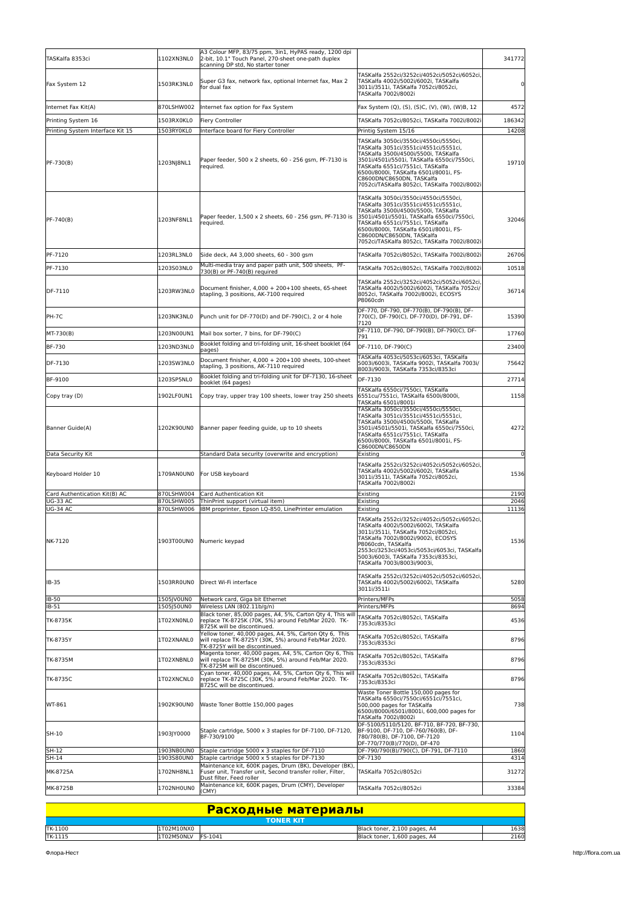| | | | | |
|---|---|---|---|---|
| TASKalfa 8353ci | 1102XN3NL0 | A3 Colour MFP, 83/75 ppm, 3in1, HyPAS ready, 1200 dpi 2-bit, 10.1" Touch Panel, 270-sheet one-path duplex scanning DP std, No starter toner | | 341772 |
| Fax System 12 | 1503RK3NL0 | Super G3 fax, network fax, optional Internet fax, Max 2 for dual fax | TASKalfa 2552ci/3252ci/4052ci/5052ci/6052ci, TASKalfa 4002i/5002i/6002i, TASKalfa 3011i/3511i, TASKalfa 7052ci/8052ci, TASKalfa 7002i/8002i | 0 |
| Internet Fax Kit(A) | 870LSHW002 | Internet fax option for Fax System | Fax System (Q), (S), (S)C, (V), (W), (W)B, 12 | 4572 |
| Printing System 16 | 1503RX0KL0 | Fiery Controller | TASKalfa 7052ci/8052ci, TASKalfa 7002i/8002i | 186342 |
| Printing System Interface Kit 15 | 1503RY0KL0 | Interface board for Fiery Controller | Printig System 15/16 | 14208 |
| PF-730(B) | 1203NJ8NL1 | Paper feeder, 500 x 2 sheets, 60 - 256 gsm, PF-7130 is required. | TASKalfa 3050ci/3550ci/4550ci/5550ci, TASKalfa 3051ci/3551ci/4551ci/5551ci, TASKalfa 3500i/4500i/5500i, TASKalfa 3501i/4501i/5501i, TASKalfa 6550ci/7550ci, TASKalfa 6551ci/7551ci, TASKalfa 6500i/8000i, TASKalfa 6501i/8001i, FS-C8600DN/C8650DN, TASKalfa 7052ci/TASKalfa 8052ci, TASKalfa 7002i/8002i | 19710 |
| PF-740(B) | 1203NF8NL1 | Paper feeder, 1,500 x 2 sheets, 60 - 256 gsm, PF-7130 is required. | TASKalfa 3050ci/3550ci/4550ci/5550ci, TASKalfa 3051ci/3551ci/4551ci/5551ci, TASKalfa 3500i/4500i/5500i, TASKalfa 3501i/4501i/5501i, TASKalfa 6550ci/7550ci, TASKalfa 6551ci/7551ci, TASKalfa 6500i/8000i, TASKalfa 6501i/8001i, FS-C8600DN/C8650DN, TASKalfa 7052ci/TASKalfa 8052ci, TASKalfa 7002i/8002i | 32046 |
| PF-7120 | 1203RL3NL0 | Side deck, A4 3,000 sheets, 60 - 300 gsm | TASKalfa 7052ci/8052ci, TASKalfa 7002i/8002i | 26706 |
| PF-7130 | 1203S03NL0 | Multi-media tray and paper path unit, 500 sheets, PF-730(B) or PF-740(B) required | TASKalfa 7052ci/8052ci, TASKalfa 7002i/8002i | 10518 |
| DF-7110 | 1203RW3NL0 | Document finisher, 4,000 + 200+100 sheets, 65-sheet stapling, 3 positions, AK-7100 required | TASKalfa 2552ci/3252ci/4052ci/5052ci/6052ci, TASKalfa 4002i/5002i/6002i, TASKalfa 7052ci/8052ci, TASKalfa 7002i/8002i, ECOSYS P8060cdn | 36714 |
| PH-7C | 1203NK3NL0 | Punch unit for DF-770(D) and DF-790(C), 2 or 4 hole | DF-770, DF-790, DF-770(B), DF-790(B), DF-770(C), DF-790(C), DF-770(D), DF-791, DF-7120 | 15390 |
| MT-730(B) | 1203N00UN1 | Mail box sorter, 7 bins, for DF-790(C) | DF-7110, DF-790, DF-790(B), DF-790(C), DF-791 | 17760 |
| BF-730 | 1203ND3NL0 | Booklet folding and tri-folding unit, 16-sheet booklet (64 pages) | DF-7110, DF-790(C) | 23400 |
| DF-7130 | 1203SW3NL0 | Document finisher, 4,000 + 200+100 sheets, 100-sheet stapling, 3 positions, AK-7110 required | TASKalfa 4053ci/5053ci/6053ci, TASKalfa 5003i/6003i, TASKalfa 9002i, TASKalfa 7003i/8003i/9003i, TASKalfa 7353ci/8353ci | 75642 |
| BF-9100 | 1203SP5NL0 | Booklet folding and tri-folding unit for DF-7130, 16-sheet booklet (64 pages) | DF-7130 | 27714 |
| Copy tray (D) | 1902LF0UN1 | Copy tray, upper tray 100 sheets, lower tray 250 sheets | TASKalfa 6550ci/7550ci, TASKalfa 6551cu/7551ci, TASKalfa 6500i/8000i, TASKalfa 6501i/8001i | 1158 |
| Banner Guide(A) | 1202K90UN0 | Banner paper feeding guide, up to 10 sheets | TASKalfa 3050ci/3550ci/4550ci/5550ci, TASKalfa 3051ci/3551ci/4551ci/5551ci, TASKalfa 3500i/4500i/5500i, TASKalfa 3501i/4501i/5501i, TASKalfa 6550ci/7550ci, TASKalfa 6551ci/7551ci, TASKalfa 6500i/8000i, TASKalfa 6501i/8001i, FS-C8600DN/C8650DN | 4272 |
| Data Security Kit | | Standard Data security (overwrite and encryption) | Existing | 0 |
| Keyboard Holder 10 | 1709AN0UN0 | For USB keyboard | TASKalfa 2552ci/3252ci/4052ci/5052ci/6052ci, TASKalfa 4002i/5002i/6002i, TASKalfa 3011i/3511i, TASKalfa 7052ci/8052ci, TASKalfa 7002i/8002i | 1536 |
| Card Authentication Kit(B) AC | 870LSHW004 | Card Authentication Kit | Existing | 2190 |
| UG-33 AC | 870LSHW005 | ThinPrint support (virtual item) | Existing | 2046 |
| UG-34 AC | 870LSHW006 | IBM proprinter, Epson LQ-850, LinePrinter emulation | Existing | 11136 |
| NK-7120 | 1903T00UN0 | Numeric keypad | TASKalfa 2552ci/3252ci/4052ci/5052ci/6052ci, TASKalfa 4002i/5002i/6002i, TASKalfa 3011i/3511i, TASKalfa 7052ci/8052ci, TASKalfa 7002i/8002i/9002i, ECOSYS P8060cdn, TASKalfa 2553ci/3253ci/4053ci/5053ci/6053ci, TASKalfa 5003i/6003i, TASKalfa 7353ci/8353ci, TASKalfa 7003i/8003i/9003i, | 1536 |
| IB-35 | 1503RR0UN0 | Direct Wi-Fi interface | TASKalfa 2552ci/3252ci/4052ci/5052ci/6052ci, TASKalfa 4002i/5002i/6002i, TASKalfa 3011i/3511i | 5280 |
| IB-50 | 1505JV0UN0 | Network card, Giga bit Ethernet | Printers/MFPs | 5058 |
| IB-51 | 1505J50UN0 | Wireless LAN (802.11b/g/n) | Printers/MFPs | 8694 |
| TK-8735K | 1T02XN0NL0 | Black toner, 85,000 pages, A4, 5%, Carton Qty 4, This will replace TK-8725K (70K, 5%) around Feb/Mar 2020. TK-8725K will be discontinued. | TASKalfa 7052ci/8052ci, TASKalfa 7353ci/8353ci | 4536 |
| TK-8735Y | 1T02XNANL0 | Yellow toner, 40,000 pages, A4, 5%, Carton Qty 6, This will replace TK-8725Y (30K, 5%) around Feb/Mar 2020. TK-8725Y will be discontinued. | TASKalfa 7052ci/8052ci, TASKalfa 7353ci/8353ci | 8796 |
| TK-8735M | 1T02XNBNL0 | Magenta toner, 40,000 pages, A4, 5%, Carton Qty 6, This will replace TK-8725M (30K, 5%) around Feb/Mar 2020. TK-8725M will be discontinued. | TASKalfa 7052ci/8052ci, TASKalfa 7353ci/8353ci | 8796 |
| TK-8735C | 1T02XNCNL0 | Cyan toner, 40,000 pages, A4, 5%, Carton Qty 6, This will replace TK-8725C (30K, 5%) around Feb/Mar 2020. TK-8725C will be discontinued. | TASKalfa 7052ci/8052ci, TASKalfa 7353ci/8353ci | 8796 |
| WT-861 | 1902K90UN0 | Waste Toner Bottle 150,000 pages | Waste Toner Bottle 150,000 pages for TASKalfa 6550ci/7550ci/6551ci/7551ci, 500,000 pages for TASKalfa 6500i/8000i/6501i/8001i, 600,000 pages for TASKalfa 7002i/8002i | 738 |
| SH-10 | 1903JY0000 | Staple cartridge, 5000 x 3 staples for DF-7100, DF-7120, BF-730/9100 | DF-5100/5110/5120, BF-710, BF-720, BF-730, BF-9100, DF-710, DF-760/760(B), DF-780/780(B), DF-7100, DF-7120 DF-770/770(B)/770(D), DF-470 | 1104 |
| SH-12 | 1903NB0UN0 | Staple cartridge 5000 x 3 staples for DF-7110 | DF-790/790(B)/790(C), DF-791, DF-7110 | 1860 |
| SH-14 | 1903S80UN0 | Staple cartridge 5000 x 5 staples for DF-7130 | DF-7130 | 4314 |
| MK-8725A | 1702NH8NL1 | Maintenance kit, 600K pages, Drum (BK), Developer (BK), Fuser unit, Transfer unit, Second transfer roller, Filter, Dust filter, Feed roller | TASKalfa 7052ci/8052ci | 31272 |
| MK-8725B | 1702NH0UN0 | Maintenance kit, 600K pages, Drum (CMY), Developer (CMY) | TASKalfa 7052ci/8052ci | 33384 |

## Расходные материалы

### TONER KIT

| | | | | |
|---|---|---|---|---|
| TK-1100 | 1T02M10NX0 | | Black toner, 2,100 pages, A4 | 1638 |
| TK-1115 | 1T02M50NLV | FS-1041 | Black toner, 1,600 pages, A4 | 2160 |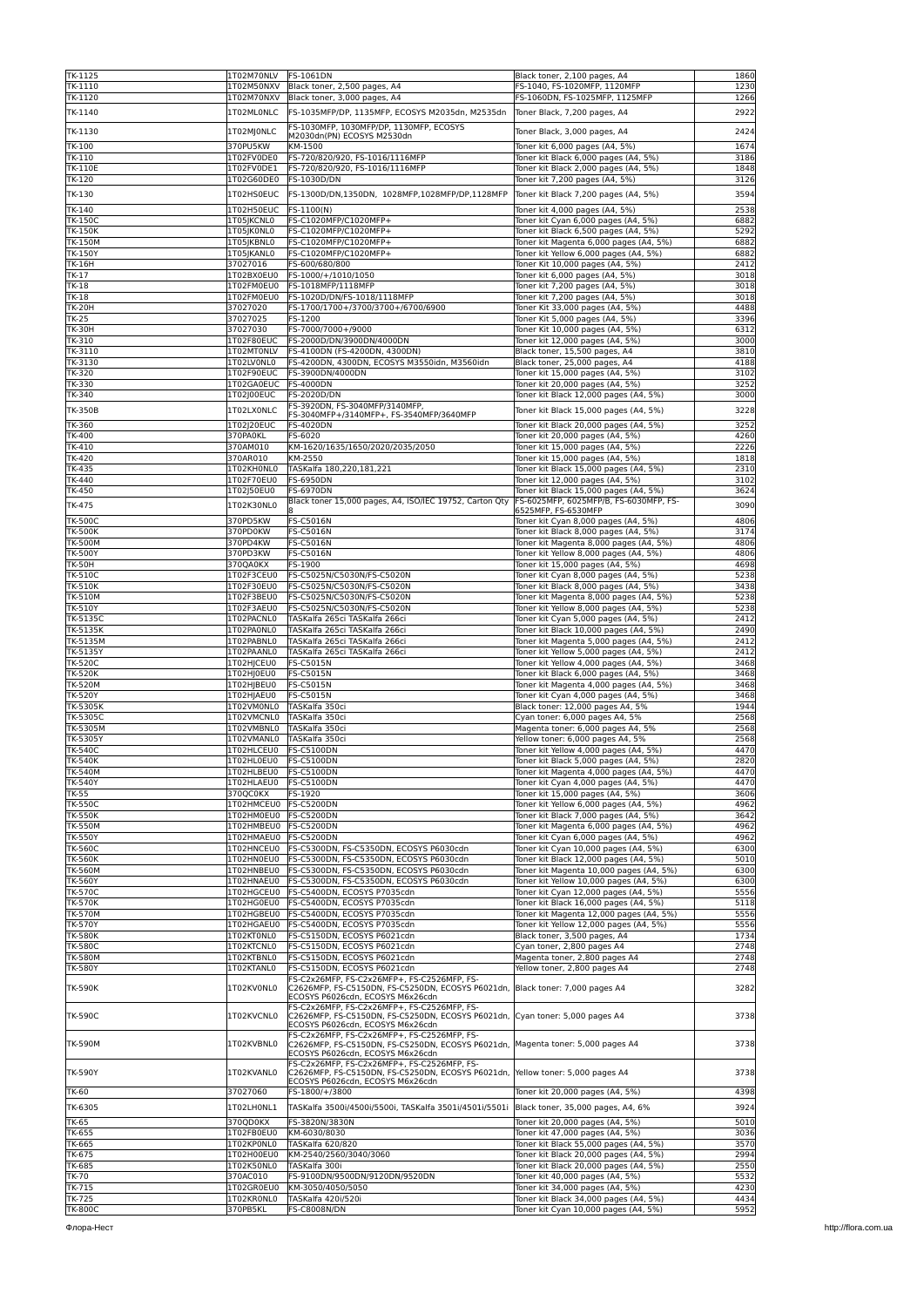| TK-1125 | 1T02M70NLV | FS-1061DN | Black toner, 2,100 pages, A4 | 1860 |
|---|---|---|---|---|
| TK-1110 | 1T02M50NXV | Black toner, 2,500 pages, A4 | FS-1040, FS-1020MFP, 1120MFP | 1230 |
| TK-1120 | 1T02M70NXV | Black toner, 3,000 pages, A4 | FS-1060DN, FS-1025MFP, 1125MFP | 1266 |
| TK-1140 | 1T02ML0NLC | FS-1035MFP/DP, 1135MFP, ECOSYS M2035dn, M2535dn | Toner Black, 7,200 pages, A4 | 2922 |
| TK-1130 | 1T02MJ0NLC | FS-1030MFP, 1030MFP/DP, 1130MFP, ECOSYS M2030dn(PN) ECOSYS M2530dn | Toner Black, 3,000 pages, A4 | 2424 |
| TK-100 | 370PU5KW | KM-1500 | Toner kit 6,000 pages (A4, 5%) | 1674 |
| TK-110 | 1T02FV0DE0 | FS-720/820/920, FS-1016/1116MFP | Toner kit Black 6,000 pages (A4, 5%) | 3186 |
| TK-110E | 1T02FV0DE1 | FS-720/820/920, FS-1016/1116MFP | Toner kit Black 2,000 pages (A4, 5%) | 1848 |
| TK-120 | 1T02G60DE0 | FS-1030D/DN | Toner kit 7,200 pages (A4, 5%) | 3126 |
| TK-130 | 1T02HS0EUC | FS-1300D/DN,1350DN, 1028MFP,1028MFP/DP,1128MFP | Toner kit Black 7,200 pages (A4, 5%) | 3594 |
| TK-140 | 1T02H50EUC | FS-1100(N) | Toner kit 4,000 pages (A4, 5%) | 2538 |
| TK-150C | 1T05JKCNL0 | FS-C1020MFP/C1020MFP+ | Toner kit Cyan 6,000 pages (A4, 5%) | 6882 |
| TK-150K | 1T05JK0NL0 | FS-C1020MFP/C1020MFP+ | Toner kit Black 6,500 pages (A4, 5%) | 5292 |
| TK-150M | 1T05JKBNL0 | FS-C1020MFP/C1020MFP+ | Toner kit Magenta 6,000 pages (A4, 5%) | 6882 |
| TK-150Y | 1T05JKANL0 | FS-C1020MFP/C1020MFP+ | Toner kit Yellow 6,000 pages (A4, 5%) | 6882 |
| TK-16H | 37027016 | FS-600/680/800 | Toner Kit 10,000 pages (A4, 5%) | 2412 |
| TK-17 | 1T02BX0EU0 | FS-1000/+/1010/1050 | Toner kit 6,000 pages (A4, 5%) | 3018 |
| TK-18 | 1T02FM0EU0 | FS-1018MFP/1118MFP | Toner kit 7,200 pages (A4, 5%) | 3018 |
| TK-18 | 1T02FM0EU0 | FS-1020D/DN/FS-1018/1118MFP | Toner kit 7,200 pages (A4, 5%) | 3018 |
| TK-20H | 37027020 | FS-1700/1700+/3700/3700+/6700/6900 | Toner Kit 33,000 pages (A4, 5%) | 4488 |
| TK-25 | 37027025 | FS-1200 | Toner Kit 5,000 pages (A4, 5%) | 3396 |
| TK-30H | 37027030 | FS-7000/7000+/9000 | Toner Kit 10,000 pages (A4, 5%) | 6312 |
| TK-310 | 1T02F80EUC | FS-2000D/DN/3900DN/4000DN | Toner kit 12,000 pages (A4, 5%) | 3000 |
| TK-3110 | 1T02MT0NLV | FS-4100DN (FS-4200DN, 4300DN) | Black toner, 15,500 pages, A4 | 3810 |
| TK-3130 | 1T02LV0NL0 | FS-4200DN, 4300DN, ECOSYS M3550idn, M3560idn | Black toner, 25,000 pages, A4 | 4188 |
| TK-320 | 1T02F90EUC | FS-3900DN/4000DN | Toner kit 15,000 pages (A4, 5%) | 3102 |
| TK-330 | 1T02GA0EUC | FS-4000DN | Toner kit 20,000 pages (A4, 5%) | 3252 |
| TK-340 | 1T02J00EUC | FS-2020D/DN | Toner kit Black 12,000 pages (A4, 5%) | 3000 |
| TK-350B | 1T02LX0NLC | FS-3920DN, FS-3040MFP/3140MFP, FS-3040MFP+/3140MFP+, FS-3540MFP/3640MFP | Toner kit Black 15,000 pages (A4, 5%) | 3228 |
| TK-360 | 1T02J20EUC | FS-4020DN | Toner kit Black 20,000 pages (A4, 5%) | 3252 |
| TK-400 | 370PA0KL | FS-6020 | Toner kit 20,000 pages (A4, 5%) | 4260 |
| TK-410 | 370AM010 | KM-1620/1635/1650/2020/2035/2050 | Toner kit 15,000 pages (A4, 5%) | 2226 |
| TK-420 | 370AR010 | KM-2550 | Toner kit 15,000 pages (A4, 5%) | 1818 |
| TK-435 | 1T02KH0NL0 | TASKalfa 180,220,181,221 | Toner kit Black 15,000 pages (A4, 5%) | 2310 |
| TK-440 | 1T02F70EU0 | FS-6950DN | Toner kit 12,000 pages (A4, 5%) | 3102 |
| TK-450 | 1T02J50EU0 | FS-6970DN | Toner kit Black 15,000 pages (A4, 5%) | 3624 |
| TK-475 | 1T02K30NL0 | Black toner 15,000 pages, A4, ISO/IEC 19752, Carton Qty 8 | FS-6025MFP, 6025MFP/B, FS-6030MFP, FS-6525MFP, FS-6530MFP | 3090 |
| TK-500C | 370PD5KW | FS-C5016N | Toner kit Cyan 8,000 pages (A4, 5%) | 4806 |
| TK-500K | 370PD0KW | FS-C5016N | Toner kit Black 8,000 pages (A4, 5%) | 3174 |
| TK-500M | 370PD4KW | FS-C5016N | Toner kit Magenta 8,000 pages (A4, 5%) | 4806 |
| TK-500Y | 370PD3KW | FS-C5016N | Toner kit Yellow 8,000 pages (A4, 5%) | 4806 |
| TK-50H | 370QA0KX | FS-1900 | Toner kit 15,000 pages (A4, 5%) | 4698 |
| TK-510C | 1T02F3CEU0 | FS-C5025N/C5030N/FS-C5020N | Toner kit Cyan 8,000 pages (A4, 5%) | 5238 |
| TK-510K | 1T02F30EU0 | FS-C5025N/C5030N/FS-C5020N | Toner kit Black 8,000 pages (A4, 5%) | 3438 |
| TK-510M | 1T02F3BEU0 | FS-C5025N/C5030N/FS-C5020N | Toner kit Magenta 8,000 pages (A4, 5%) | 5238 |
| TK-510Y | 1T02F3AEU0 | FS-C5025N/C5030N/FS-C5020N | Toner kit Yellow 8,000 pages (A4, 5%) | 5238 |
| TK-5135C | 1T02PACNL0 | TASKalfa 265ci TASKalfa 266ci | Toner kit Cyan 5,000 pages (A4, 5%) | 2412 |
| TK-5135K | 1T02PA0NL0 | TASKalfa 265ci TASKalfa 266ci | Toner kit Black 10,000 pages (A4, 5%) | 2490 |
| TK-5135M | 1T02PABNL0 | TASKalfa 265ci TASKalfa 266ci | Toner kit Magenta 5,000 pages (A4, 5%) | 2412 |
| TK-5135Y | 1T02PAANL0 | TASKalfa 265ci TASKalfa 266ci | Toner kit Yellow 5,000 pages (A4, 5%) | 2412 |
| TK-520C | 1T02HJCEU0 | FS-C5015N | Toner kit Yellow 4,000 pages (A4, 5%) | 3468 |
| TK-520K | 1T02HJ0EU0 | FS-C5015N | Toner kit Black 6,000 pages (A4, 5%) | 3468 |
| TK-520M | 1T02HJBEU0 | FS-C5015N | Toner kit Magenta 4,000 pages (A4, 5%) | 3468 |
| TK-520Y | 1T02HJAEU0 | FS-C5015N | Toner kit Cyan 4,000 pages (A4, 5%) | 3468 |
| TK-5305K | 1T02VM0NL0 | TASKalfa 350ci | Black toner: 12,000 pages A4, 5% | 1944 |
| TK-5305C | 1T02VMCNL0 | TASKalfa 350ci | Cyan toner: 6,000 pages A4, 5% | 2568 |
| TK-5305M | 1T02VMBNL0 | TASKalfa 350ci | Magenta toner: 6,000 pages A4, 5% | 2568 |
| TK-5305Y | 1T02VMANL0 | TASKalfa 350ci | Yellow toner: 6,000 pages A4, 5% | 2568 |
| TK-540C | 1T02HLCEU0 | FS-C5100DN | Toner kit Yellow 4,000 pages (A4, 5%) | 4470 |
| TK-540K | 1T02HL0EU0 | FS-C5100DN | Toner kit Black 5,000 pages (A4, 5%) | 2820 |
| TK-540M | 1T02HLBEU0 | FS-C5100DN | Toner kit Magenta 4,000 pages (A4, 5%) | 4470 |
| TK-540Y | 1T02HLAEU0 | FS-C5100DN | Toner kit Cyan 4,000 pages (A4, 5%) | 4470 |
| TK-55 | 370QC0KX | FS-1920 | Toner kit 15,000 pages (A4, 5%) | 3606 |
| TK-550C | 1T02HMCEU0 | FS-C5200DN | Toner kit Yellow 6,000 pages (A4, 5%) | 4962 |
| TK-550K | 1T02HM0EU0 | FS-C5200DN | Toner kit Black 7,000 pages (A4, 5%) | 3642 |
| TK-550M | 1T02HMBEU0 | FS-C5200DN | Toner kit Magenta 6,000 pages (A4, 5%) | 4962 |
| TK-550Y | 1T02HMAEU0 | FS-C5200DN | Toner kit Cyan 6,000 pages (A4, 5%) | 4962 |
| TK-560C | 1T02HNCEU0 | FS-C5300DN, FS-C5350DN, ECOSYS P6030cdn | Toner kit Cyan 10,000 pages (A4, 5%) | 6300 |
| TK-560K | 1T02HN0EU0 | FS-C5300DN, FS-C5350DN, ECOSYS P6030cdn | Toner kit Black 12,000 pages (A4, 5%) | 5010 |
| TK-560M | 1T02HNBEU0 | FS-C5300DN, FS-C5350DN, ECOSYS P6030cdn | Toner kit Magenta 10,000 pages (A4, 5%) | 6300 |
| TK-560Y | 1T02HNAEU0 | FS-C5300DN, FS-C5350DN, ECOSYS P6030cdn | Toner kit Yellow 10,000 pages (A4, 5%) | 6300 |
| TK-570C | 1T02HGCEU0 | FS-C5400DN, ECOSYS P7035cdn | Toner kit Cyan 12,000 pages (A4, 5%) | 5556 |
| TK-570K | 1T02HG0EU0 | FS-C5400DN, ECOSYS P7035cdn | Toner kit Black 16,000 pages (A4, 5%) | 5118 |
| TK-570M | 1T02HGBEU0 | FS-C5400DN, ECOSYS P7035cdn | Toner kit Magenta 12,000 pages (A4, 5%) | 5556 |
| TK-570Y | 1T02HGAEU0 | FS-C5400DN, ECOSYS P7035cdn | Toner kit Yellow 12,000 pages (A4, 5%) | 5556 |
| TK-580K | 1T02KT0NL0 | FS-C5150DN, ECOSYS P6021cdn | Black toner, 3,500 pages, A4 | 1734 |
| TK-580C | 1T02KTCNL0 | FS-C5150DN, ECOSYS P6021cdn | Cyan toner, 2,800 pages A4 | 2748 |
| TK-580M | 1T02KTBNL0 | FS-C5150DN, ECOSYS P6021cdn | Magenta toner, 2,800 pages A4 | 2748 |
| TK-580Y | 1T02KTANL0 | FS-C5150DN, ECOSYS P6021cdn | Yellow toner, 2,800 pages A4 | 2748 |
| TK-590K | 1T02KV0NL0 | FS-C2x26MFP, FS-C2x26MFP+, FS-C2526MFP, FS-C2626MFP, FS-C5150DN, FS-C5250DN, ECOSYS P6021dn, ECOSYS P6026cdn, ECOSYS M6x26cdn | Black toner: 7,000 pages A4 | 3282 |
| TK-590C | 1T02KVCNL0 | FS-C2x26MFP, FS-C2x26MFP+, FS-C2526MFP, FS-C2626MFP, FS-C5150DN, FS-C5250DN, ECOSYS P6021dn, ECOSYS P6026cdn, ECOSYS M6x26cdn | Cyan toner: 5,000 pages A4 | 3738 |
| TK-590M | 1T02KVBNL0 | FS-C2x26MFP, FS-C2x26MFP+, FS-C2526MFP, FS-C2626MFP, FS-C5150DN, FS-C5250DN, ECOSYS P6021dn, ECOSYS P6026cdn, ECOSYS M6x26cdn | Magenta toner: 5,000 pages A4 | 3738 |
| TK-590Y | 1T02KVANL0 | FS-C2x26MFP, FS-C2x26MFP+, FS-C2526MFP, FS-C2626MFP, FS-C5150DN, FS-C5250DN, ECOSYS P6021dn, ECOSYS P6026cdn, ECOSYS M6x26cdn | Yellow toner: 5,000 pages A4 | 3738 |
| TK-60 | 37027060 | FS-1800/+/3800 | Toner kit 20,000 pages (A4, 5%) | 4398 |
| TK-6305 | 1T02LH0NL1 | TASKalfa 3500i/4500i/5500i, TASKalfa 3501i/4501i/5501i | Black toner, 35,000 pages, A4, 6% | 3924 |
| TK-65 | 370QD0KX | FS-3820N/3830N | Toner kit 20,000 pages (A4, 5%) | 5010 |
| TK-655 | 1T02FB0EU0 | KM-6030/8030 | Toner kit 47,000 pages (A4, 5%) | 3036 |
| TK-665 | 1T02KP0NL0 | TASKalfa 620/820 | Toner kit Black 55,000 pages (A4, 5%) | 3570 |
| TK-675 | 1T02H00EU0 | KM-2540/2560/3040/3060 | Toner kit Black 20,000 pages (A4, 5%) | 2994 |
| TK-685 | 1T02K50NL0 | TASKalfa 300i | Toner kit Black 20,000 pages (A4, 5%) | 2550 |
| TK-70 | 370AC010 | FS-9100DN/9500DN/9120DN/9520DN | Toner kit 40,000 pages (A4, 5%) | 5532 |
| TK-715 | 1T02GR0EU0 | KM-3050/4050/5050 | Toner kit 34,000 pages (A4, 5%) | 4230 |
| TK-725 | 1T02KR0NL0 | TASKalfa 420i/520i | Toner kit Black 34,000 pages (A4, 5%) | 4434 |
| TK-800C | 370PB5KL | FS-C8008N/DN | Toner kit Cyan 10,000 pages (A4, 5%) | 5952 |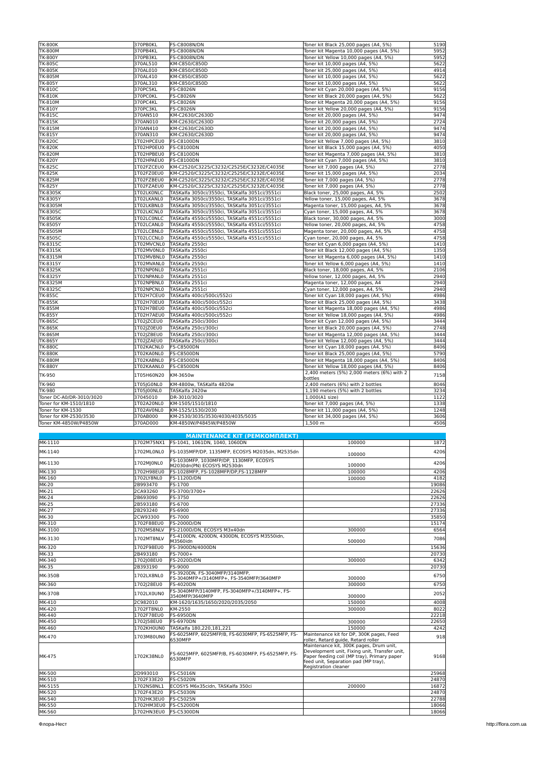| | | | | |
|---|---|---|---|---|
| TK-800K | 370PB0KL | FS-C8008N/DN | Toner kit Black 25,000 pages (A4, 5%) | 5190 |
| TK-800M | 370PB4KL | FS-C8008N/DN | Toner kit Magenta 10,000 pages (A4, 5%) | 5952 |
| TK-800Y | 370PB3KL | FS-C8008N/DN | Toner kit Yellow 10,000 pages (A4, 5%) | 5952 |
| TK-805C | 370AL510 | KM-C850/C850D | Toner kit 10,000 pages (A4, 5%) | 5622 |
| TK-805K | 370AL010 | KM-C850/C850D | Toner kit 25,000 pages (A4, 5%) | 4914 |
| TK-805M | 370AL410 | KM-C850/C850D | Toner kit 10,000 pages (A4, 5%) | 5622 |
| TK-805Y | 370AL310 | KM-C850/C850D | Toner kit 10,000 pages (A4, 5%) | 5622 |
| TK-810C | 370PC5KL | FS-C8026N | Toner kit Cyan 20,000 pages (A4, 5%) | 9156 |
| TK-810K | 370PC0KL | FS-C8026N | Toner kit Black 20,000 pages (A4, 5%) | 5622 |
| TK-810M | 370PC4KL | FS-C8026N | Toner kit Magenta 20,000 pages (A4, 5%) | 9156 |
| TK-810Y | 370PC3KL | FS-C8026N | Toner kit Yellow 20,000 pages (A4, 5%) | 9156 |
| TK-815C | 370AN510 | KM-C2630/C2630D | Toner kit 20,000 pages (A4, 5%) | 9474 |
| TK-815K | 370AN010 | KM-C2630/C2630D | Toner kit 20,000 pages (A4, 5%) | 2724 |
| TK-815M | 370AN410 | KM-C2630/C2630D | Toner kit 20,000 pages (A4, 5%) | 9474 |
| TK-815Y | 370AN310 | KM-C2630/C2630D | Toner kit 20,000 pages (A4, 5%) | 9474 |
| TK-820C | 1T02HPCEU0 | FS-C8100DN | Toner kit Yellow 7,000 pages (A4, 5%) | 3810 |
| TK-820K | 1T02HP0EU0 | FS-C8100DN | Toner kit Black 15,000 pages (A4, 5%) | 4050 |
| TK-820M | 1T02HPBEU0 | FS-C8100DN | Toner kit Magenta 7,000 pages (A4, 5%) | 3810 |
| TK-820Y | 1T02HPAEU0 | FS-C8100DN | Toner kit Cyan 7,000 pages (A4, 5%) | 3810 |
| TK-825C | 1T02FZCEU0 | KM-C2520/C3225/C3232/C2525E/C3232E/C4035E | Toner kit 7,000 pages (A4, 5%) | 2778 |
| TK-825K | 1T02FZ0EU0 | KM-C2520/C3225/C3232/C2525E/C3232E/C4035E | Toner kit 15,000 pages (A4, 5%) | 2034 |
| TK-825M | 1T02FZBEU0 | KM-C2520/C3225/C3232/C2525E/C3232E/C4035E | Toner kit 7,000 pages (A4, 5%) | 2778 |
| TK-825Y | 1T02FZAEU0 | KM-C2520/C3225/C3232/C2525E/C3232E/C4035E | Toner kit 7,000 pages (A4, 5%) | 2778 |
| TK-8305K | 1T02LK0NLC | TASKalfa 3050ci/3550ci, TASKalfa 3051ci/3551ci | Black toner, 25,000 pages, A4, 5% | 2502 |
| TK-8305Y | 1T02LKANL0 | TASKalfa 3050ci/3550ci, TASKalfa 3051ci/3551ci | Yellow toner, 15,000 pages, A4, 5% | 3678 |
| TK-8305M | 1T02LKBNL0 | TASKalfa 3050ci/3550ci, TASKalfa 3051ci/3551ci | Magenta toner, 15,000 pages, A4, 5% | 3678 |
| TK-8305C | 1T02LKCNL0 | TASKalfa 3050ci/3550ci, TASKalfa 3051ci/3551ci | Cyan toner, 15,000 pages, A4, 5% | 3678 |
| TK-8505K | 1T02LC0NLC | TASKalfa 4550ci/5550ci, TASKalfa 4551ci/5551ci | Black toner, 30,000 pages, A4, 5% | 3000 |
| TK-8505Y | 1T02LCANL0 | TASKalfa 4550ci/5550ci, TASKalfa 4551ci/5551ci | Yellow toner, 20,000 pages, A4, 5% | 4758 |
| TK-8505M | 1T02LCBNL0 | TASKalfa 4550ci/5550ci, TASKalfa 4551ci/5551ci | Magenta toner, 20,000 pages, A4, 5% | 4758 |
| TK-8505C | 1T02LCCNL0 | TASKalfa 4550ci/5550ci, TASKalfa 4551ci/5551ci | Cyan toner, 20,000 pages, A4, 5% | 4758 |
| TK-8315C | 1T02MVCNL0 | TASKalfa 2550ci | Toner kit Cyan 6,000 pages (A4, 5%) | 1410 |
| TK-8315K | 1T02MV0NL0 | TASKalfa 2550ci | Toner kit Black 12,000 pages (A4, 5%) | 1350 |
| TK-8315M | 1T02MVBNL0 | TASKalfa 2550ci | Toner kit Magenta 6,000 pages (A4, 5%) | 1410 |
| TK-8315Y | 1T02MVANL0 | TASKalfa 2550ci | Toner kit Yellow 6,000 pages (A4, 5%) | 1410 |
| TK-8325K | 1T02NP0NL0 | TASKalfa 2551ci | Black toner, 18,000 pages, A4, 5% | 2106 |
| TK-8325Y | 1T02NPANL0 | TASKalfa 2551ci | Yellow toner, 12,000 pages, A4, 5% | 2940 |
| TK-8325M | 1T02NPBNL0 | TASKalfa 2551ci | Magenta toner, 12,000 pages, A4 | 2940 |
| TK-8325C | 1T02NPCNL0 | TASKalfa 2551ci | Cyan toner, 12,000 pages, A4, 5% | 2940 |
| TK-855C | 1T02H7CEU0 | TASKalfa 400ci/500ci/552ci | Toner kit Cyan 18,000 pages (A4, 5%) | 4986 |
| TK-855K | 1T02H70EU0 | TASKalfa 400ci/500ci/552ci | Toner kit Black 25,000 pages (A4, 5%) | 3438 |
| TK-855M | 1T02H7BEU0 | TASKalfa 400ci/500ci/552ci | Toner kit Magenta 18,000 pages (A4, 5%) | 4986 |
| TK-855Y | 1T02H7AEU0 | TASKalfa 400ci/500ci/552ci | Toner kit Yellow 18,000 pages (A4, 5%) | 4986 |
| TK-865C | 1T02JZCEU0 | TASKalfa 250ci/300ci | Toner kit Cyan 12,000 pages (A4, 5%) | 3444 |
| TK-865K | 1T02JZ0EU0 | TASKalfa 250ci/300ci | Toner kit Black 20,000 pages (A4, 5%) | 2748 |
| TK-865M | 1T02JZBEU0 | TASKalfa 250ci/300ci | Toner kit Magenta 12,000 pages (A4, 5%) | 3444 |
| TK-865Y | 1T02JZAEU0 | TASKalfa 250ci/300ci | Toner kit Yellow 12,000 pages (A4, 5%) | 3444 |
| TK-880C | 1T02KACNL0 | FS-C8500DN | Toner kit Cyan 18,000 pages (A4, 5%) | 8406 |
| TK-880K | 1T02KA0NL0 | FS-C8500DN | Toner kit Black 25,000 pages (A4, 5%) | 5790 |
| TK-880M | 1T02KABNL0 | FS-C8500DN | Toner kit Magenta 18,000 pages (A4, 5%) | 8406 |
| TK-880Y | 1T02KAANL0 | FS-C8500DN | Toner kit Yellow 18,000 pages (A4, 5%) | 8406 |
| TK-950 | 1T05H60N20 | KM-3650w | 2,400 meters (5%) 2,000 meters (6%) with 2 bottles | 7158 |
| TK-960 | 1T05JG0NL0 | KM-4800w, TASKalfa 4820w | 2,400 meters (6%) with 2 bottles | 8046 |
| TK-980 | 1T05J00NL0 | TASKalfa 2420w | 1,190 meters (5%) with 2 bottles | 3234 |
| Toner DC-A0/DR-3010/3020 | 37045010 | DR-3010/3020 | 1,000(A1 size) | 1122 |
| Toner for KM-1510/1810 | 1T02A20NL0 | KM-1505/1510/1810 | Toner kit 7,000 pages (A4, 5%) | 1338 |
| Toner for KM-1530 | 1T02AV0NL0 | KM-1525/1530/2030 | Toner kit 11,000 pages (A4, 5%) | 1248 |
| Toner for KM-2530/3530 | 370AB000 | KM-2530/3035/3530/4030/4035/5035 | Toner kit 34,000 pages (A4, 5%) | 3606 |
| Toner KM-4850W/P4850W | 370AD000 | KM-4850W/P4845W/P4850W | 1,500 m | 4506 |

## MAINTENANCE KIT (РЕМКОМПЛЕКТ)

| | | | | |
|---|---|---|---|---|
| MK-1110 | 1702M75NX1 | FS-1041, 1061DN, 1040, 1060DN | 100000 | 1872 |
| MK-1140 | 1702ML0NL0 | FS-1035MFP/DP, 1135MFP, ECOSYS M2035dn, M2535dn | 100000 | 4206 |
| MK-1130 | 1702MJ0NL0 | FS-1030MFP, 1030MFP/DP, 1130MFP, ECOSYS M2030dn(PN) ECOSYS M2530dn | 100000 | 4206 |
| MK-130 | 1702H98EU0 | FS-1028MFP, FS-1028MFP/DP,FS-1128MFP | 100000 | 4206 |
| MK-160 | 1702LY8NL0 | FS-1120D/DN | 100000 | 4182 |
| MK-20 | 2B993470 | FS-1700 | | 19086 |
| MK-21 | 2CA93260 | FS-3700/3700+ | | 22626 |
| MK-24 | 2B693090 | FS-3750 | | 22626 |
| MK-25 | 2B593180 | FS-6700 | | 27336 |
| MK-27 | 2B293240 | FS-6900 | | 27336 |
| MK-30 | 2CW93300 | FS-7000 | | 35850 |
| MK-310 | 1702F88EU0 | FS-2000D/DN | | 15174 |
| MK-3100 | 1702MS8NLV | FS-2100D/DN, ECOSYS M3x40dn | 300000 | 6564 |
| MK-3130 | 1702MT8NLV | FS-4100DN, 4200DN, 4300DN, ECOSYS M3550idn, M3560idn | 500000 | 7086 |
| MK-320 | 1702F98EU0 | FS-3900DN/4000DN | | 15636 |
| MK-33 | 2B493180 | FS-7000+ | | 20730 |
| MK-340 | 1702J08EU0 | FS-2020D/DN | 300000 | 6342 |
| MK-35 | 2B393190 | FS-9000 | | 20730 |
| MK-350B | 1702LX8NL0 | FS-3920DN, FS-3040MFP/3140MFP, FS-3040MFP+/3140MFP+, FS-3540MFP/3640MFP | 300000 | 6750 |
| MK-360 | 1702J28EU0 | FS-4020DN | 300000 | 6750 |
| MK-370B | 1702LX0UN0 | FS-3040MFP/3140MFP, FS-3040MFP+/3140MFP+, FS-3540MFP/3640MFP | 300000 | 2052 |
| MK-410 | 2C982010 | KM-1620/1635/1650/2020/2035/2050 | 150000 | 4008 |
| MK-420 | 1702FT8NL0 | KM-2550 | 300000 | 8022 |
| MK-440 | 1702F78EU0 | FS-6950DN | | 22218 |
| MK-450 | 1702J58EU0 | FS-6970DN | 300000 | 22650 |
| MK-460 | 1702KH0UN0 | TASKalfa 180,220,181,221 | 150000 | 4242 |
| MK-470 | 1703M80UN0 | FS-6025MFP, 6025MFP/B, FS-6030MFP, FS-6525MFP, FS-6530MFP | Maintenance kit for DP, 300K pages, Feed roller, Retard guide, Retard roller | 918 |
| MK-475 | 1702K38NL0 | FS-6025MFP, 6025MFP/B, FS-6030MFP, FS-6525MFP, FS-6530MFP | Maintenance kit, 300K pages, Drum unit, Development unit, Fixing unit, Transfer unit, Paper feeding coil (MP tray), Primary paper feed unit, Separation pad (MP tray), Registration cleaner | 9168 |
| MK-500 | 2D993010 | FS-C5016N | | 25968 |
| MK-510 | 1702F33E20 | FS-C5020N | | 24870 |
| MK-5155 | 1702NS8NL1 | ECOSYS M6x35cidn, TASKalfa 350ci | 200000 | 16872 |
| MK-520 | 1702F43E20 | FS-C5030N | | 24870 |
| MK-540 | 1702HK3EU0 | FS-C5025N | | 22788 |
| MK-550 | 1702HM3EU0 | FS-C5200DN | | 18066 |
| MK-560 | 1702HN3EU0 | FS-C5300DN | | 18066 |

Флора-Нест http://flora.com.ua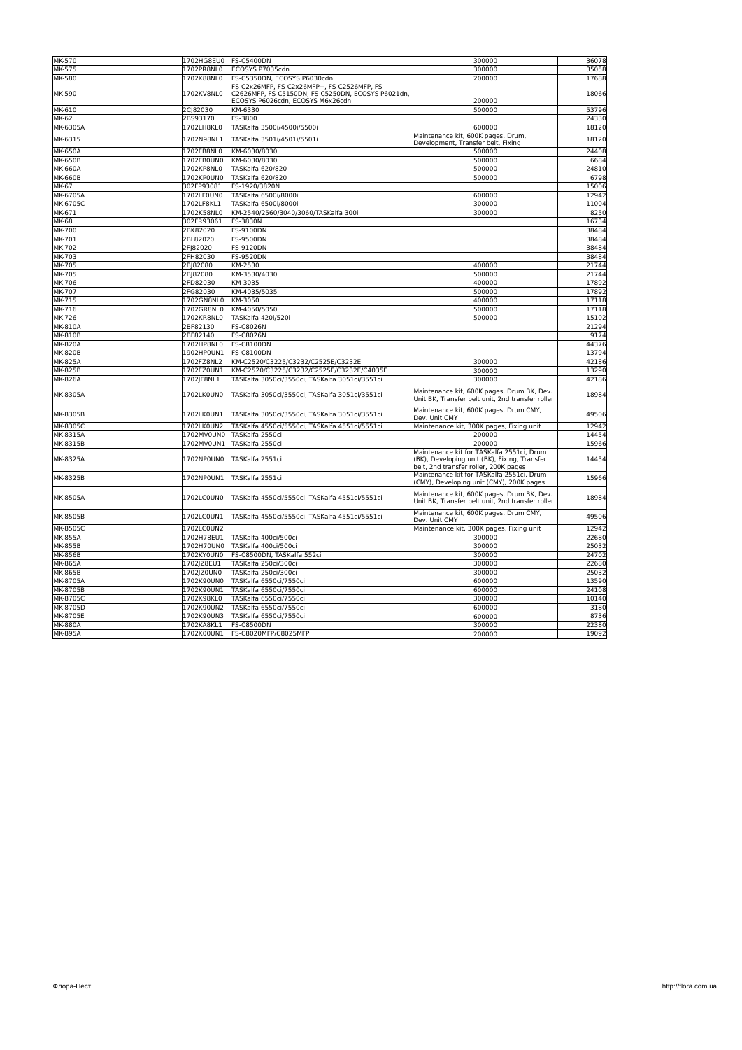| | | | | |
|---|---|---|---|---|
| MK-570 | 1702HG8EU0 | FS-C5400DN | 300000 | 36078 |
| MK-575 | 1702PR8NL0 | ECOSYS P7035cdn | 300000 | 35058 |
| MK-580 | 1702K88NL0 | FS-C5350DN, ECOSYS P6030cdn | 200000 | 17688 |
| MK-590 | 1702KV8NL0 | FS-C2x26MFP, FS-C2x26MFP+, FS-C2526MFP, FS-C2626MFP, FS-C5150DN, FS-C5250DN, ECOSYS P6021dn, ECOSYS P6026cdn, ECOSYS M6x26cdn | 200000 | 18066 |
| MK-610 | 2CJ82030 | KM-6330 | 500000 | 53796 |
| MK-62 | 2BS93170 | FS-3800 | | 24330 |
| MK-6305A | 1702LH8KL0 | TASKalfa 3500i/4500i/5500i | 600000 | 18120 |
| MK-6315 | 1702N98NL1 | TASKalfa 3501i/4501i/5501i | Maintenance kit, 600K pages, Drum, Development, Transfer belt, Fixing | 18120 |
| MK-650A | 1702FB8NL0 | KM-6030/8030 | 500000 | 24408 |
| MK-650B | 1702FB0UN0 | KM-6030/8030 | 500000 | 6684 |
| MK-660A | 1702KP8NL0 | TASKalfa 620/820 | 500000 | 24810 |
| MK-660B | 1702KP0UN0 | TASKalfa 620/820 | 500000 | 6798 |
| MK-67 | 302FP93081 | FS-1920/3820N | | 15006 |
| MK-6705A | 1702LF0UN0 | TASKalfa 6500i/8000i | 600000 | 12942 |
| MK-6705C | 1702LF8KL1 | TASKalfa 6500i/8000i | 300000 | 11004 |
| MK-671 | 1702K58NL0 | KM-2540/2560/3040/3060/TASKalfa 300i | 300000 | 8250 |
| MK-68 | 302FR93061 | FS-3830N | | 16734 |
| MK-700 | 2BK82020 | FS-9100DN | | 38484 |
| MK-701 | 2BL82020 | FS-9500DN | | 38484 |
| MK-702 | 2FJ82020 | FS-9120DN | | 38484 |
| MK-703 | 2FH82030 | FS-9520DN | | 38484 |
| MK-705 | 2BJ82080 | KM-2530 | 400000 | 21744 |
| MK-705 | 2BJ82080 | KM-3530/4030 | 500000 | 21744 |
| MK-706 | 2FD82030 | KM-3035 | 400000 | 17892 |
| MK-707 | 2FG82030 | KM-4035/5035 | 500000 | 17892 |
| MK-715 | 1702GN8NL0 | KM-3050 | 400000 | 17118 |
| MK-716 | 1702GR8NL0 | KM-4050/5050 | 500000 | 17118 |
| MK-726 | 1702KR8NL0 | TASKalfa 420i/520i | 500000 | 15102 |
| MK-810A | 2BF82130 | FS-C8026N | | 21294 |
| MK-810B | 2BF82140 | FS-C8026N | | 9174 |
| MK-820A | 1702HP8NL0 | FS-C8100DN | | 44376 |
| MK-820B | 1902HP0UN1 | FS-C8100DN | | 13794 |
| MK-825A | 1702FZ8NL2 | KM-C2520/C3225/C3232/C2525E/C3232E | 300000 | 42186 |
| MK-825B | 1702FZ0UN1 | KM-C2520/C3225/C3232/C2525E/C3232E/C4035E | 300000 | 13290 |
| MK-826A | 1702JF8NL1 | TASKalfa 3050ci/3550ci, TASKalfa 3051ci/3551ci | 300000 | 42186 |
| MK-8305A | 1702LK0UN0 | TASKalfa 3050ci/3550ci, TASKalfa 3051ci/3551ci | Maintenance kit, 600K pages, Drum BK, Dev. Unit BK, Transfer belt unit, 2nd transfer roller | 18984 |
| MK-8305B | 1702LK0UN1 | TASKalfa 3050ci/3550ci, TASKalfa 3051ci/3551ci | Maintenance kit, 600K pages, Drum CMY, Dev. Unit CMY | 49506 |
| MK-8305C | 1702LK0UN2 | TASKalfa 4550ci/5550ci, TASKalfa 4551ci/5551ci | Maintenance kit, 300K pages, Fixing unit | 12942 |
| MK-8315A | 1702MV0UN0 | TASKalfa 2550ci | 200000 | 14454 |
| MK-8315B | 1702MV0UN1 | TASKalfa 2550ci | 200000 | 15966 |
| MK-8325A | 1702NP0UN0 | TASKalfa 2551ci | Maintenance kit for TASKalfa 2551ci, Drum (BK), Developing unit (BK), Fixing, Transfer belt, 2nd transfer roller, 200K pages | 14454 |
| MK-8325B | 1702NP0UN1 | TASKalfa 2551ci | Maintenance kit for TASKalfa 2551ci, Drum (CMY), Developing unit (CMY), 200K pages | 15966 |
| MK-8505A | 1702LC0UN0 | TASKalfa 4550ci/5550ci, TASKalfa 4551ci/5551ci | Maintenance kit, 600K pages, Drum BK, Dev. Unit BK, Transfer belt unit, 2nd transfer roller | 18984 |
| MK-8505B | 1702LC0UN1 | TASKalfa 4550ci/5550ci, TASKalfa 4551ci/5551ci | Maintenance kit, 600K pages, Drum CMY, Dev. Unit CMY | 49506 |
| MK-8505C | 1702LC0UN2 | | Maintenance kit, 300K pages, Fixing unit | 12942 |
| MK-855A | 1702H78EU1 | TASKalfa 400ci/500ci | 300000 | 22680 |
| MK-855B | 1702H70UN0 | TASKalfa 400ci/500ci | 300000 | 25032 |
| MK-856B | 1702KY0UN0 | FS-C8500DN, TASKalfa 552ci | 300000 | 24702 |
| MK-865A | 1702JZ8EU1 | TASKalfa 250ci/300ci | 300000 | 22680 |
| MK-865B | 1702JZ0UN0 | TASKalfa 250ci/300ci | 300000 | 25032 |
| MK-8705A | 1702K90UN0 | TASKalfa 6550ci/7550ci | 600000 | 13590 |
| MK-8705B | 1702K90UN1 | TASKalfa 6550ci/7550ci | 600000 | 24108 |
| MK-8705C | 1702K98KL0 | TASKalfa 6550ci/7550ci | 300000 | 10140 |
| MK-8705D | 1702K90UN2 | TASKalfa 6550ci/7550ci | 600000 | 3180 |
| MK-8705E | 1702K90UN3 | TASKalfa 6550ci/7550ci | 600000 | 8736 |
| MK-880A | 1702KA8KL1 | FS-C8500DN | 300000 | 22380 |
| MK-895A | 1702K00UN1 | FS-C8020MFP/C8025MFP | 200000 | 19092 |